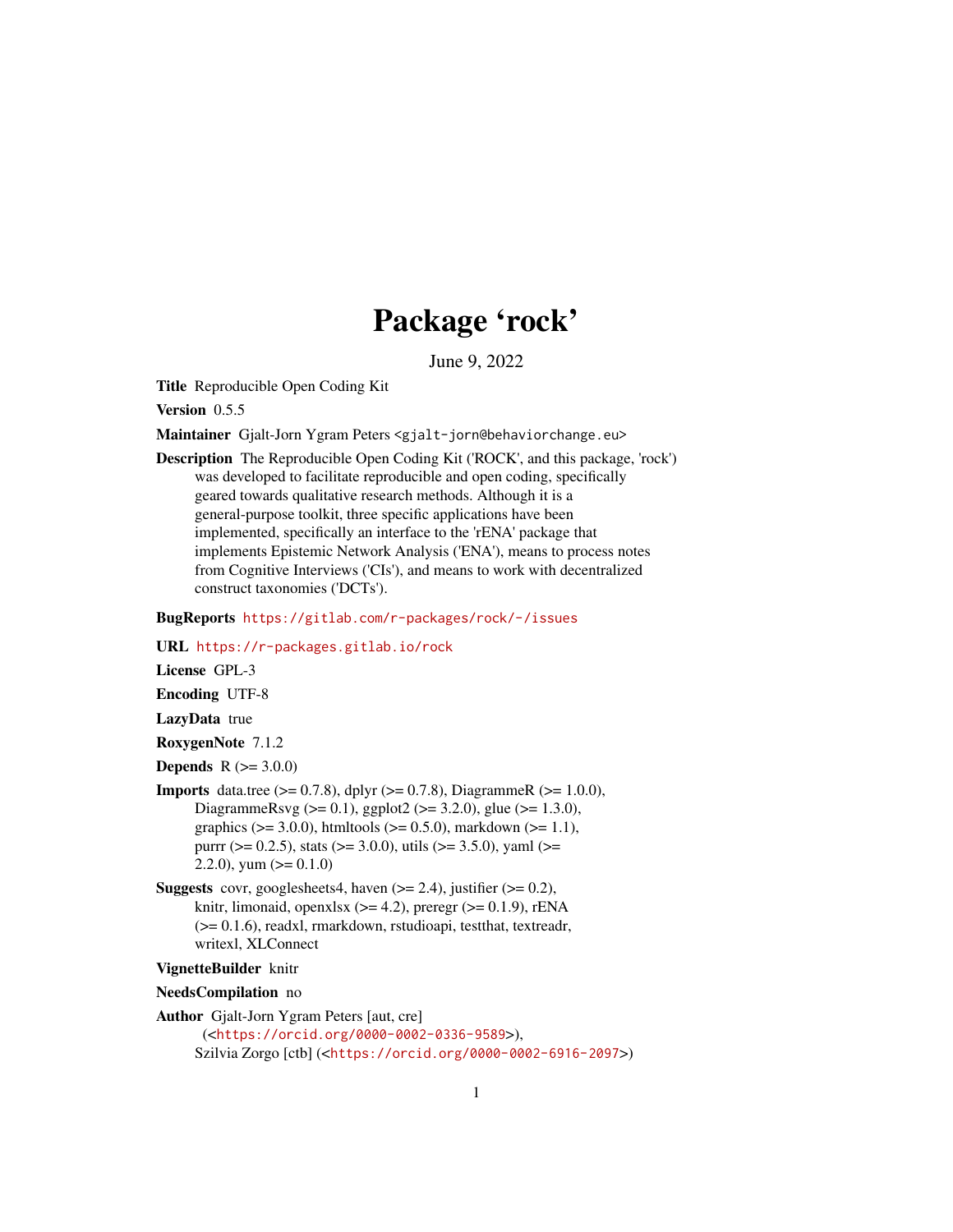# Package 'rock'

June 9, 2022

**Title** Reproducible Open Coding Kit

**Version** 0.5.5

**Maintainer** Gjalt-Jorn Ygram Peters <gjalt-jorn@behaviorchange.eu>

**Description** The Reproducible Open Coding Kit ('ROCK', and this package, 'rock') was developed to facilitate reproducible and open coding, specifically geared towards qualitative research methods. Although it is a general-purpose toolkit, three specific applications have been implemented, specifically an interface to the 'rENA' package that implements Epistemic Network Analysis ('ENA'), means to process notes from Cognitive Interviews ('CIs'), and means to work with decentralized construct taxonomies ('DCTs').

**BugReports** https://gitlab.com/r-packages/rock/-/issues

**URL** https://r-packages.gitlab.io/rock

**License** GPL-3

**Encoding** UTF-8

**LazyData** true

**RoxygenNote** 7.1.2

**Depends** R (>= 3.0.0)

**Imports** data.tree (>= 0.7.8), dplyr (>= 0.7.8), DiagrammeR (>= 1.0.0), DiagrammeRsvg (>= 0.1), ggplot2 (>= 3.2.0), glue (>= 1.3.0), graphics (>= 3.0.0), htmltools (>= 0.5.0), markdown (>= 1.1), purrr (>= 0.2.5), stats (>= 3.0.0), utils (>= 3.5.0), yaml (>= 2.2.0), yum (>= 0.1.0)

**Suggests** covr, googlesheets4, haven (>= 2.4), justifier (>= 0.2), knitr, limonaid, openxlsx (>= 4.2), preregr (>= 0.1.9), rENA (>= 0.1.6), readxl, rmarkdown, rstudioapi, testthat, textreadr, writexl, XLConnect

**VignetteBuilder** knitr

**NeedsCompilation** no

**Author** Gjalt-Jorn Ygram Peters [aut, cre] (<https://orcid.org/0000-0002-0336-9589>), Szilvia Zorgo [ctb] (<https://orcid.org/0000-0002-6916-2097>)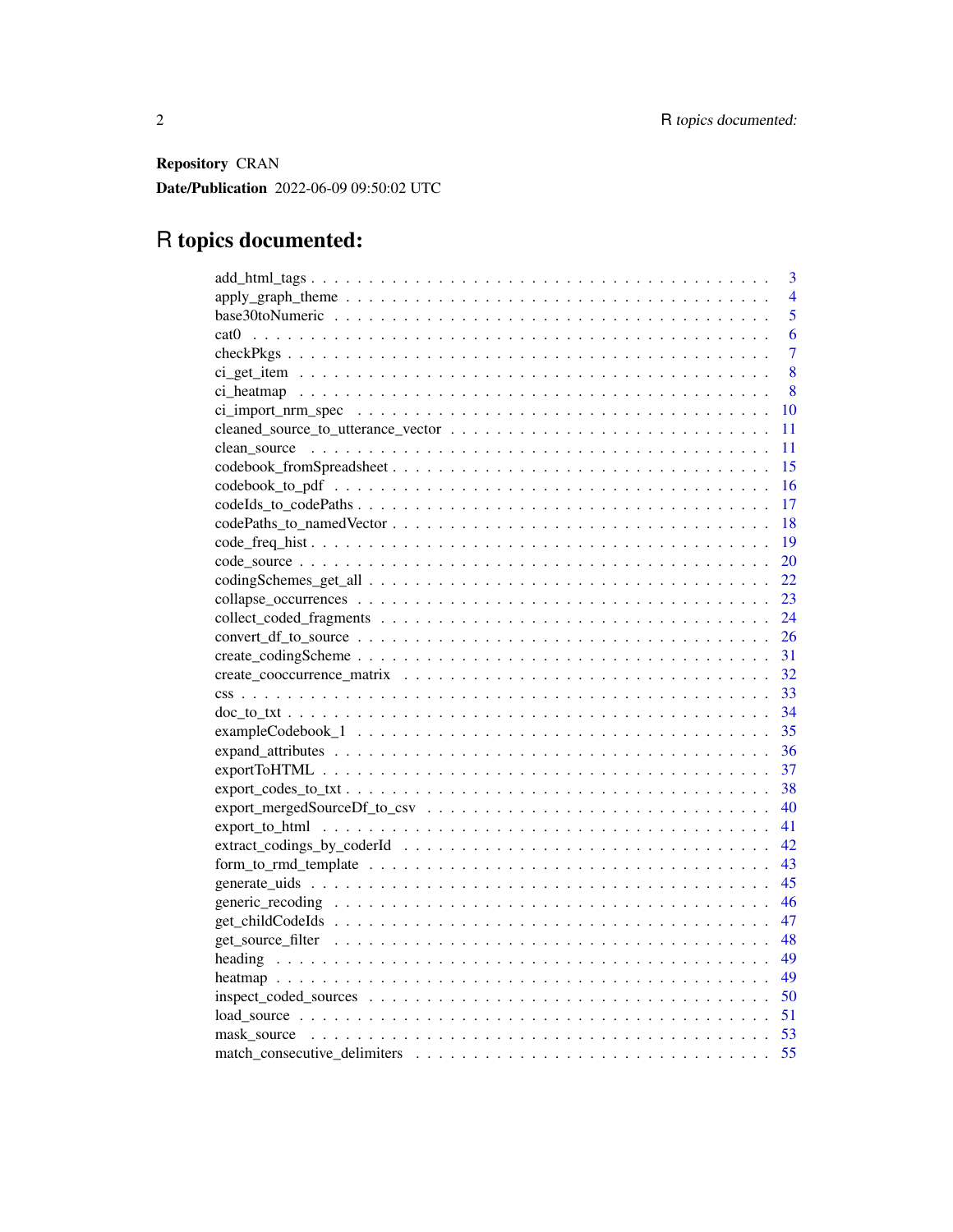**Repository** CRAN

**Date/Publication** 2022-06-09 09:50:02 UTC

# R topics documented:

| | |
|---|---|
| add_html_tags | 3 |
| apply_graph_theme | 4 |
| base30toNumeric | 5 |
| cat0 | 6 |
| checkPkgs | 7 |
| ci_get_item | 8 |
| ci_heatmap | 8 |
| ci_import_nrm_spec | 10 |
| cleaned_source_to_utterance_vector | 11 |
| clean_source | 11 |
| codebook_fromSpreadsheet | 15 |
| codebook_to_pdf | 16 |
| codeIds_to_codePaths | 17 |
| codePaths_to_namedVector | 18 |
| code_freq_hist | 19 |
| code_source | 20 |
| codingSchemes_get_all | 22 |
| collapse_occurrences | 23 |
| collect_coded_fragments | 24 |
| convert_df_to_source | 26 |
| create_codingScheme | 31 |
| create_cooccurrence_matrix | 32 |
| css | 33 |
| doc_to_txt | 34 |
| exampleCodebook_1 | 35 |
| expand_attributes | 36 |
| exportToHTML | 37 |
| export_codes_to_txt | 38 |
| export_mergedSourceDf_to_csv | 40 |
| export_to_html | 41 |
| extract_codings_by_coderId | 42 |
| form_to_rmd_template | 43 |
| generate_uids | 45 |
| generic_recoding | 46 |
| get_childCodeIds | 47 |
| get_source_filter | 48 |
| heading | 49 |
| heatmap | 49 |
| inspect_coded_sources | 50 |
| load_source | 51 |
| mask_source | 53 |
| match_consecutive_delimiters | 55 |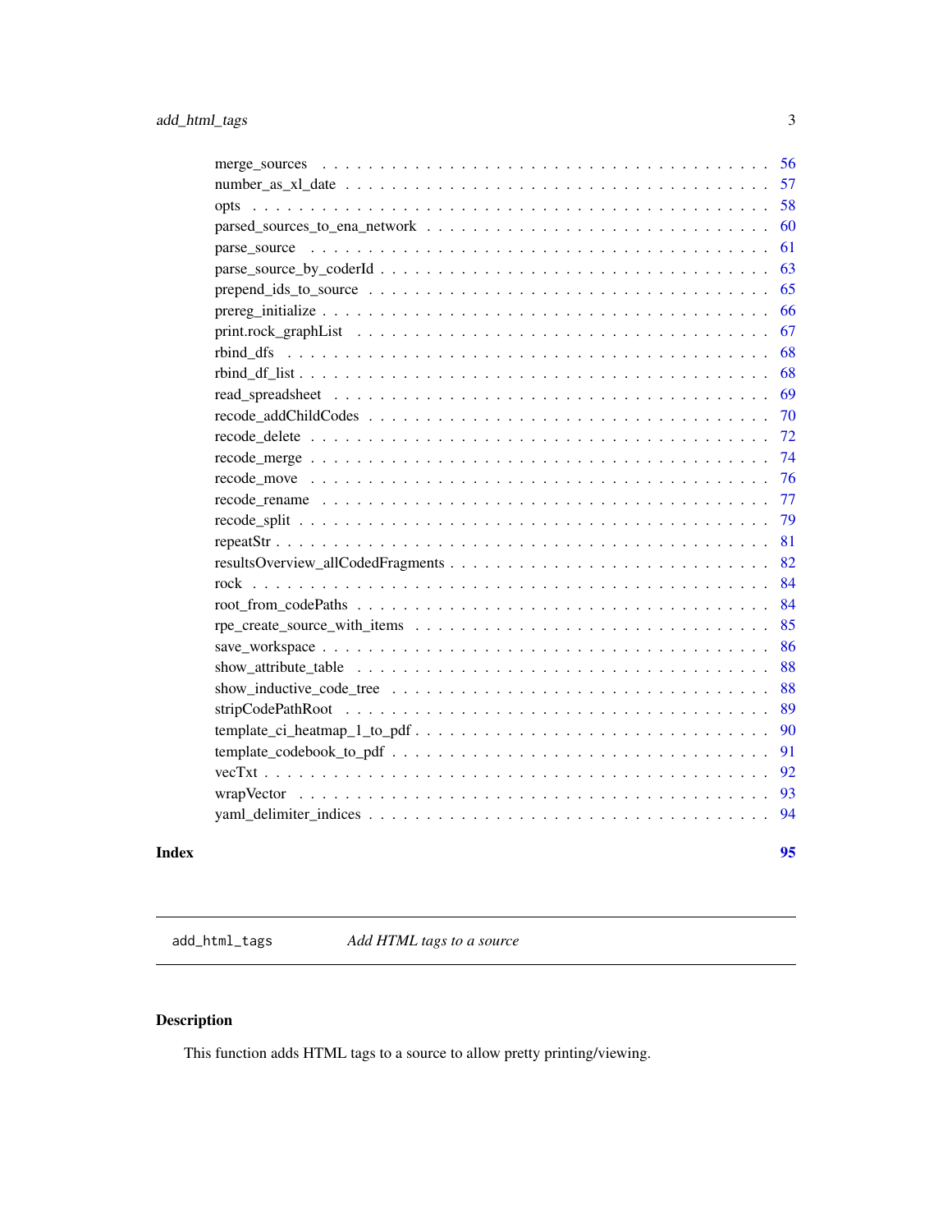merge_sources . . . . . . . . . . . . . . . . . . . . . . . . . . . . . . . . . . . . 56
number_as_xl_date . . . . . . . . . . . . . . . . . . . . . . . . . . . . . . . . . . 57
opts . . . . . . . . . . . . . . . . . . . . . . . . . . . . . . . . . . . . . . . . . 58
parsed_sources_to_ena_network . . . . . . . . . . . . . . . . . . . . . . . . . . . . 60
parse_source . . . . . . . . . . . . . . . . . . . . . . . . . . . . . . . . . . . . . 61
parse_source_by_coderId . . . . . . . . . . . . . . . . . . . . . . . . . . . . . . . 63
prepend_ids_to_source . . . . . . . . . . . . . . . . . . . . . . . . . . . . . . . . 65
prereg_initialize . . . . . . . . . . . . . . . . . . . . . . . . . . . . . . . . . . . 66
print.rock_graphList . . . . . . . . . . . . . . . . . . . . . . . . . . . . . . . . . 67
rbind_dfs . . . . . . . . . . . . . . . . . . . . . . . . . . . . . . . . . . . . . . . 68
rbind_df_list . . . . . . . . . . . . . . . . . . . . . . . . . . . . . . . . . . . . . 68
read_spreadsheet . . . . . . . . . . . . . . . . . . . . . . . . . . . . . . . . . . . 69
recode_addChildCodes . . . . . . . . . . . . . . . . . . . . . . . . . . . . . . . . . 70
recode_delete . . . . . . . . . . . . . . . . . . . . . . . . . . . . . . . . . . . . . 72
recode_merge . . . . . . . . . . . . . . . . . . . . . . . . . . . . . . . . . . . . . 74
recode_move . . . . . . . . . . . . . . . . . . . . . . . . . . . . . . . . . . . . . . 76
recode_rename . . . . . . . . . . . . . . . . . . . . . . . . . . . . . . . . . . . . . 77
recode_split . . . . . . . . . . . . . . . . . . . . . . . . . . . . . . . . . . . . . . 79
repeatStr . . . . . . . . . . . . . . . . . . . . . . . . . . . . . . . . . . . . . . . 81
resultsOverview_allCodedFragments . . . . . . . . . . . . . . . . . . . . . . . . . . 82
rock . . . . . . . . . . . . . . . . . . . . . . . . . . . . . . . . . . . . . . . . . . 84
root_from_codePaths . . . . . . . . . . . . . . . . . . . . . . . . . . . . . . . . . 84
rpe_create_source_with_items . . . . . . . . . . . . . . . . . . . . . . . . . . . . . 85
save_workspace . . . . . . . . . . . . . . . . . . . . . . . . . . . . . . . . . . . . 86
show_attribute_table . . . . . . . . . . . . . . . . . . . . . . . . . . . . . . . . . 88
show_inductive_code_tree . . . . . . . . . . . . . . . . . . . . . . . . . . . . . . . 88
stripCodePathRoot . . . . . . . . . . . . . . . . . . . . . . . . . . . . . . . . . . . 89
template_ci_heatmap_1_to_pdf . . . . . . . . . . . . . . . . . . . . . . . . . . . . . 90
template_codebook_to_pdf . . . . . . . . . . . . . . . . . . . . . . . . . . . . . . . 91
vecTxt . . . . . . . . . . . . . . . . . . . . . . . . . . . . . . . . . . . . . . . . . 92
wrapVector . . . . . . . . . . . . . . . . . . . . . . . . . . . . . . . . . . . . . . . 93
yaml_delimiter_indices . . . . . . . . . . . . . . . . . . . . . . . . . . . . . . . . 94

**Index** **95**

---

`add_html_tags` *Add HTML tags to a source*

---

## Description

This function adds HTML tags to a source to allow pretty printing/viewing.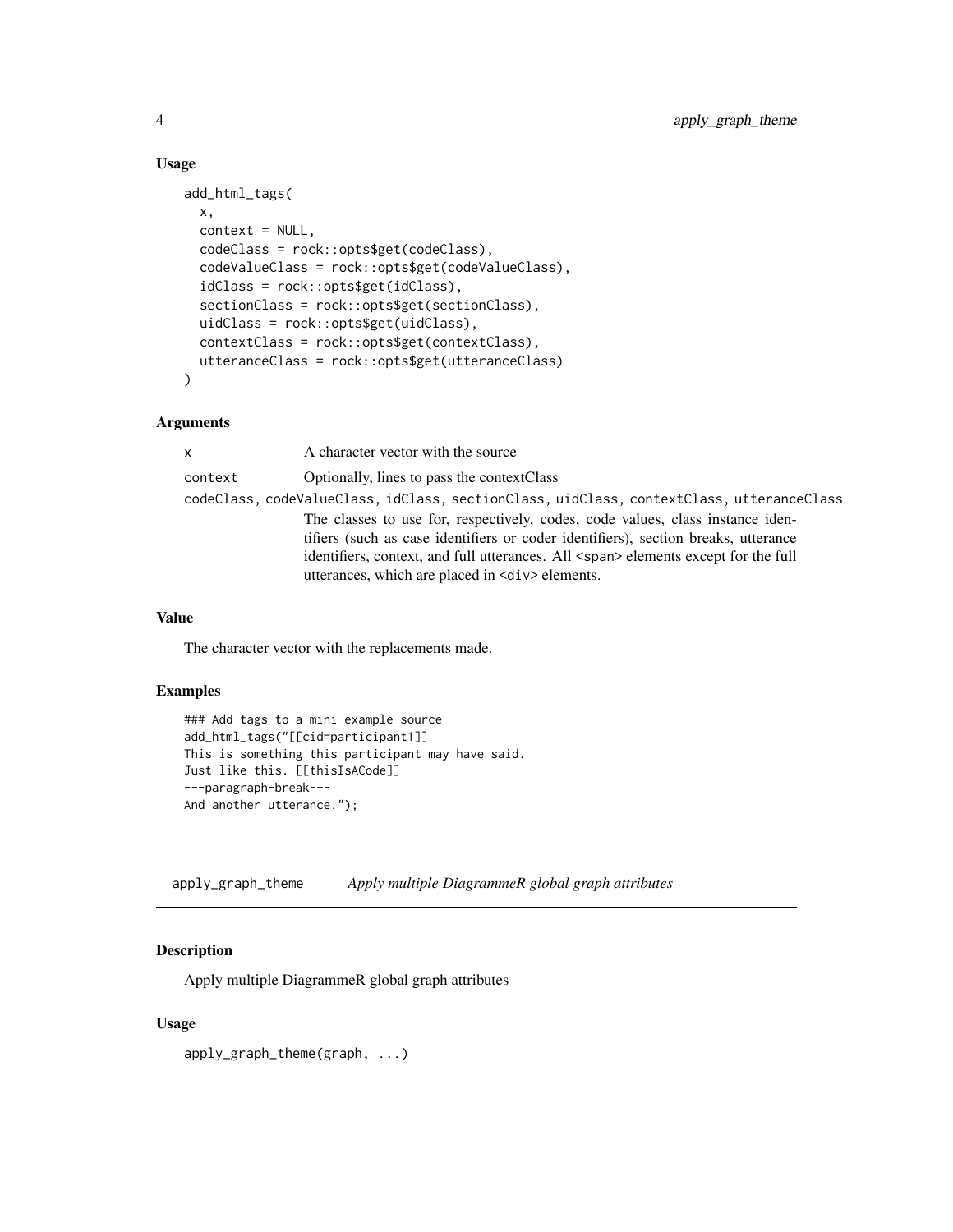### Usage

```
add_html_tags(
  x,
  context = NULL,
  codeClass = rock::opts$get(codeClass),
  codeValueClass = rock::opts$get(codeValueClass),
  idClass = rock::opts$get(idClass),
  sectionClass = rock::opts$get(sectionClass),
  uidClass = rock::opts$get(uidClass),
  contextClass = rock::opts$get(contextClass),
  utteranceClass = rock::opts$get(utteranceClass)
)
```

### Arguments

`x` A character vector with the source

`context` Optionally, lines to pass the contextClass

`codeClass, codeValueClass, idClass, sectionClass, uidClass, contextClass, utteranceClass`
The classes to use for, respectively, codes, code values, class instance identifiers (such as case identifiers or coder identifiers), section breaks, utterance identifiers, context, and full utterances. All <span> elements except for the full utterances, which are placed in <div> elements.

### Value

The character vector with the replacements made.

### Examples

```
### Add tags to a mini example source
add_html_tags("[[cid=participant1]]
This is something this participant may have said.
Just like this. [[thisIsACode]]
---paragraph-break---
And another utterance.");
```

---

## apply_graph_theme    *Apply multiple DiagrammeR global graph attributes*

### Description

Apply multiple DiagrammeR global graph attributes

### Usage

```
apply_graph_theme(graph, ...)
```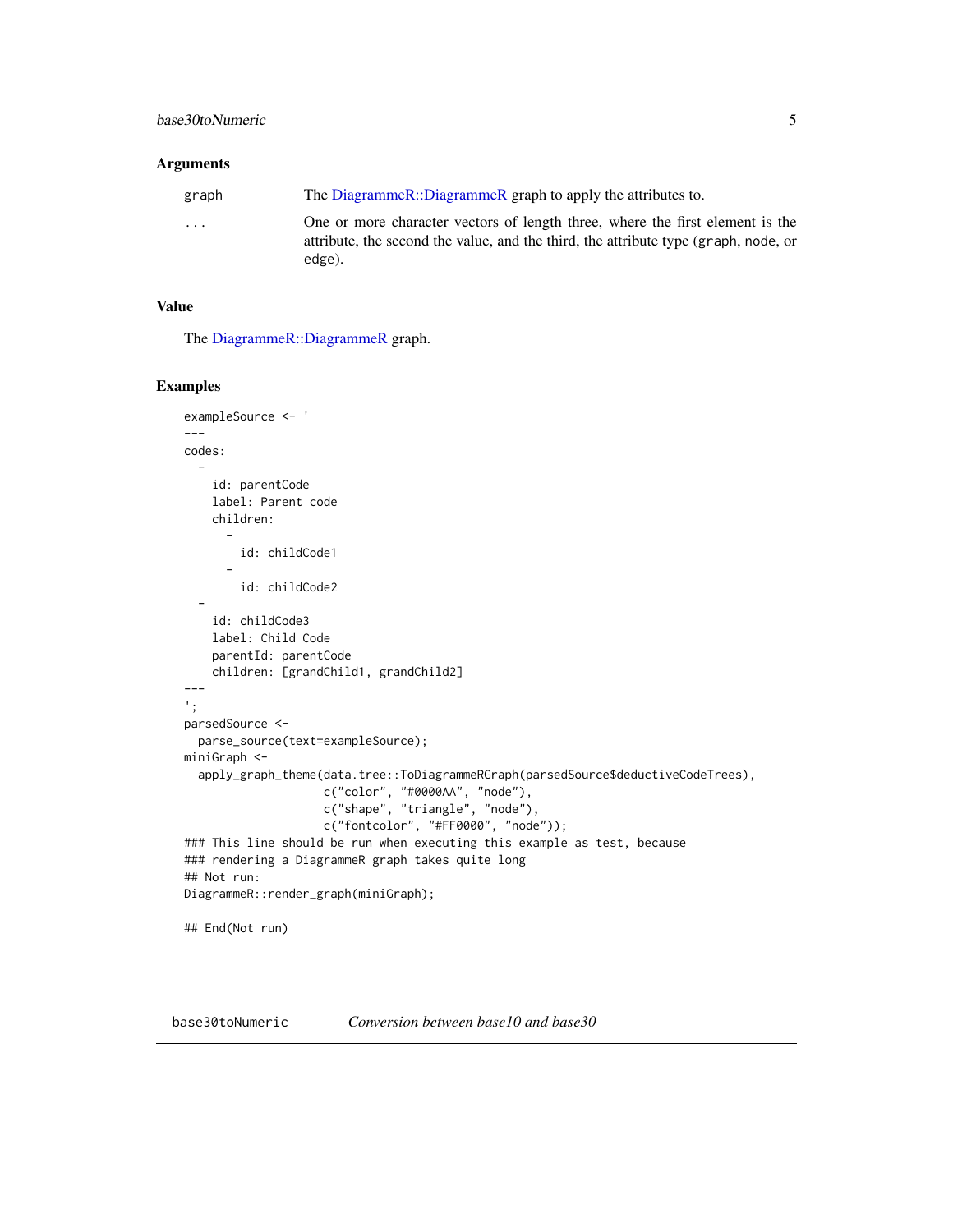## Arguments

| | |
|---|---|
| graph | The DiagrammeR::DiagrammeR graph to apply the attributes to. |
| ... | One or more character vectors of length three, where the first element is the attribute, the second the value, and the third, the attribute type (graph, node, or edge). |

## Value

The DiagrammeR::DiagrammeR graph.

## Examples

```
exampleSource <- '
---
codes:
  -
    id: parentCode
    label: Parent code
    children:
      -
        id: childCode1
      -
        id: childCode2
  -
    id: childCode3
    label: Child Code
    parentId: parentCode
    children: [grandChild1, grandChild2]
---
';
parsedSource <-
  parse_source(text=exampleSource);
miniGraph <-
  apply_graph_theme(data.tree::ToDiagrammeRGraph(parsedSource$deductiveCodeTrees),
                    c("color", "#0000AA", "node"),
                    c("shape", "triangle", "node"),
                    c("fontcolor", "#FF0000", "node"));
### This line should be run when executing this example as test, because
### rendering a DiagrammeR graph takes quite long
## Not run:
DiagrammeR::render_graph(miniGraph);

## End(Not run)
```

---

base30toNumeric *Conversion between base10 and base30*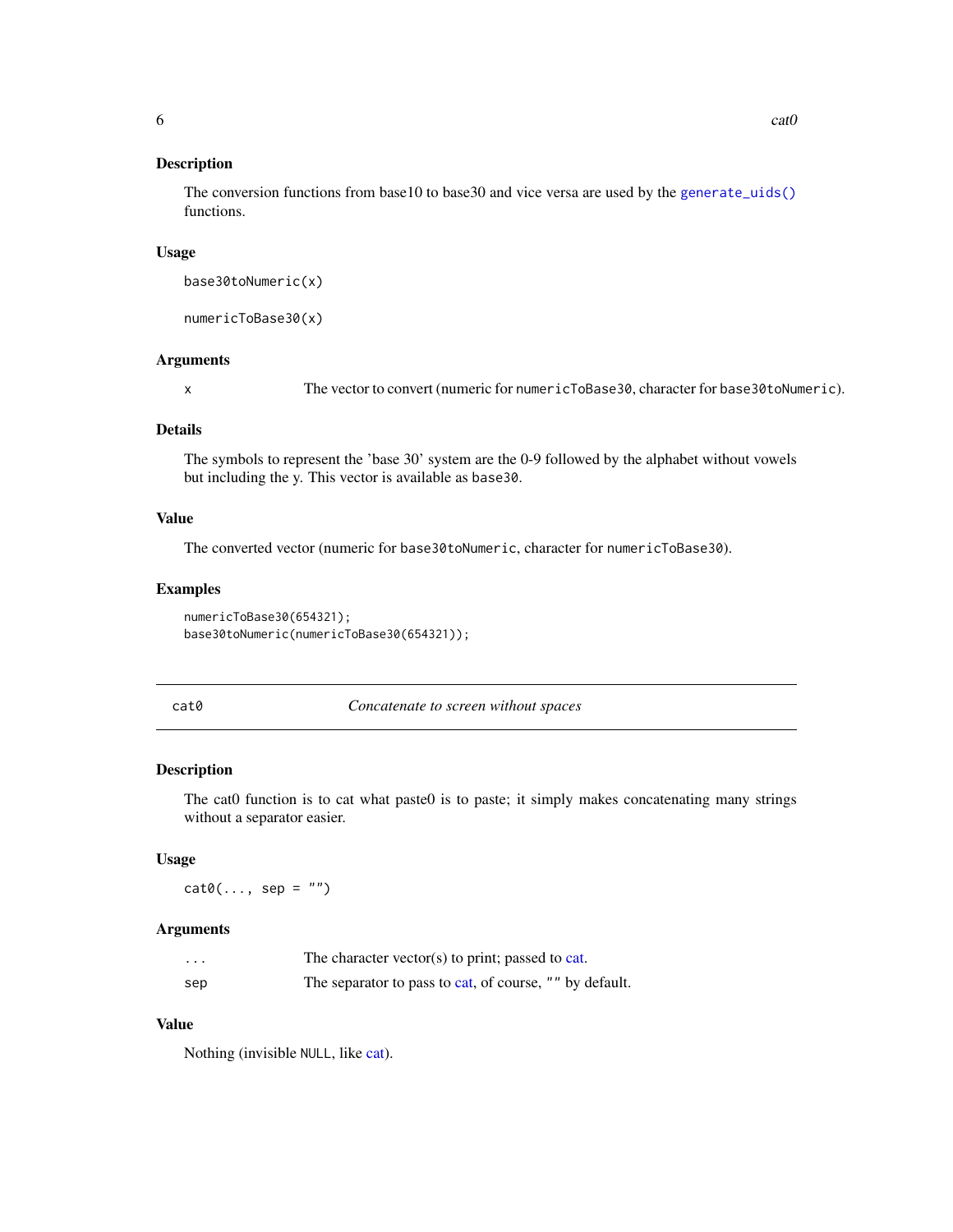### Description

The conversion functions from base10 to base30 and vice versa are used by the `generate_uids()` functions.

### Usage

```
base30toNumeric(x)

numericToBase30(x)
```

### Arguments

| | |
|---|---|
| x | The vector to convert (numeric for `numericToBase30`, character for `base30toNumeric`). |

### Details

The symbols to represent the 'base 30' system are the 0-9 followed by the alphabet without vowels but including the y. This vector is available as `base30`.

### Value

The converted vector (numeric for `base30toNumeric`, character for `numericToBase30`).

### Examples

```
numericToBase30(654321);
base30toNumeric(numericToBase30(654321));
```

---

## cat0 — *Concatenate to screen without spaces*

---

### Description

The cat0 function is to cat what paste0 is to paste; it simply makes concatenating many strings without a separator easier.

### Usage

```
cat0(..., sep = "")
```

### Arguments

| | |
|---|---|
| ... | The character vector(s) to print; passed to cat. |
| sep | The separator to pass to cat, of course, `""` by default. |

### Value

Nothing (invisible `NULL`, like cat).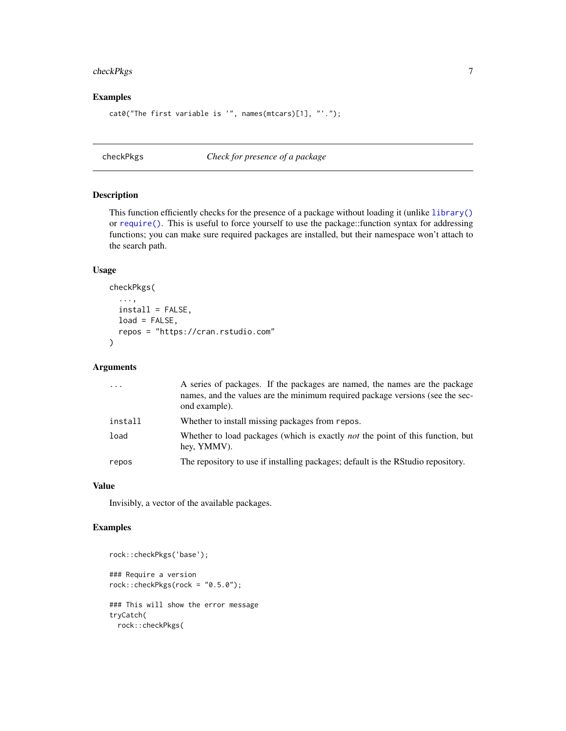## Examples

```
cat0("The first variable is '", names(mtcars)[1], "'.");
```

---

## checkPkgs *Check for presence of a package*

---

### Description

This function efficiently checks for the presence of a package without loading it (unlike `library()` or `require()`. This is useful to force yourself to use the package::function syntax for addressing functions; you can make sure required packages are installed, but their namespace won't attach to the search path.

### Usage

```
checkPkgs(
  ...,
  install = FALSE,
  load = FALSE,
  repos = "https://cran.rstudio.com"
)
```

### Arguments

| | |
|---|---|
| `...` | A series of packages. If the packages are named, the names are the package names, and the values are the minimum required package versions (see the second example). |
| `install` | Whether to install missing packages from `repos`. |
| `load` | Whether to load packages (which is exactly *not* the point of this function, but hey, YMMV). |
| `repos` | The repository to use if installing packages; default is the RStudio repository. |

### Value

Invisibly, a vector of the available packages.

### Examples

```
rock::checkPkgs('base');

### Require a version
rock::checkPkgs(rock = "0.5.0");

### This will show the error message
tryCatch(
  rock::checkPkgs(
```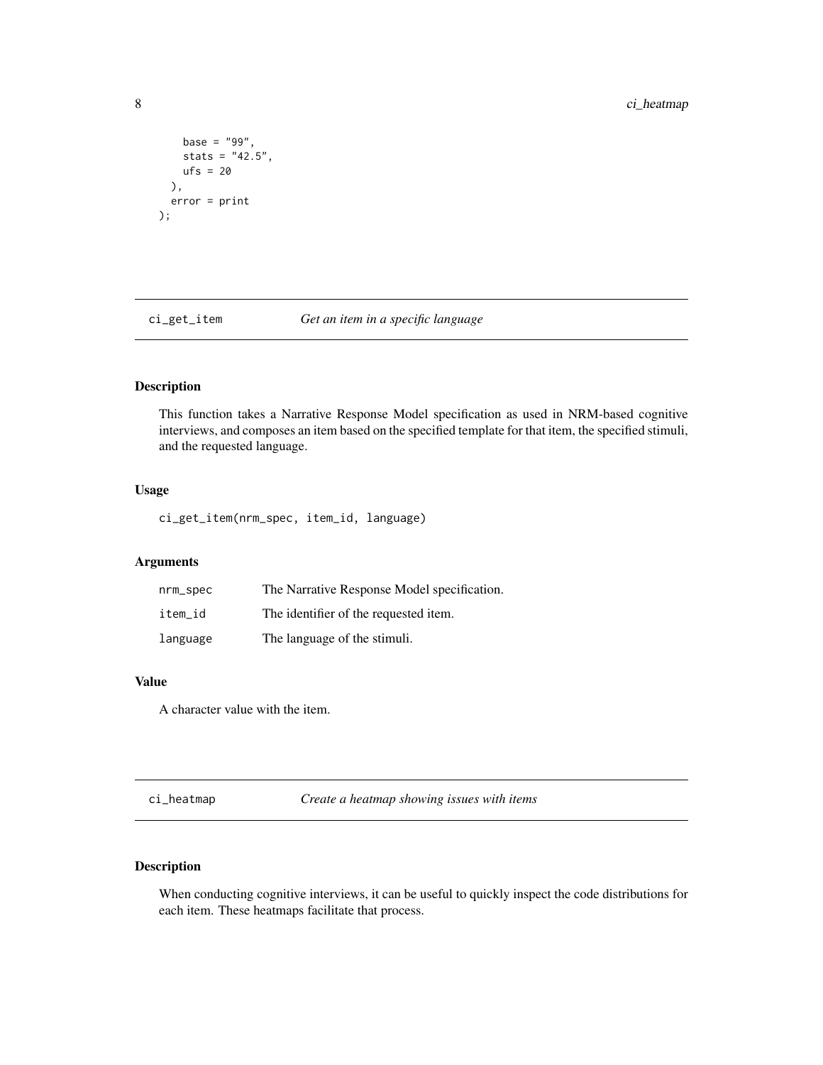```
    base = "99",
    stats = "42.5",
    ufs = 20
  ),
  error = print
);
```

## ci_get_item    *Get an item in a specific language*

### Description

This function takes a Narrative Response Model specification as used in NRM-based cognitive interviews, and composes an item based on the specified template for that item, the specified stimuli, and the requested language.

### Usage

```
ci_get_item(nrm_spec, item_id, language)
```

### Arguments

| | |
|---|---|
| nrm_spec | The Narrative Response Model specification. |
| item_id | The identifier of the requested item. |
| language | The language of the stimuli. |

### Value

A character value with the item.

## ci_heatmap    *Create a heatmap showing issues with items*

### Description

When conducting cognitive interviews, it can be useful to quickly inspect the code distributions for each item. These heatmaps facilitate that process.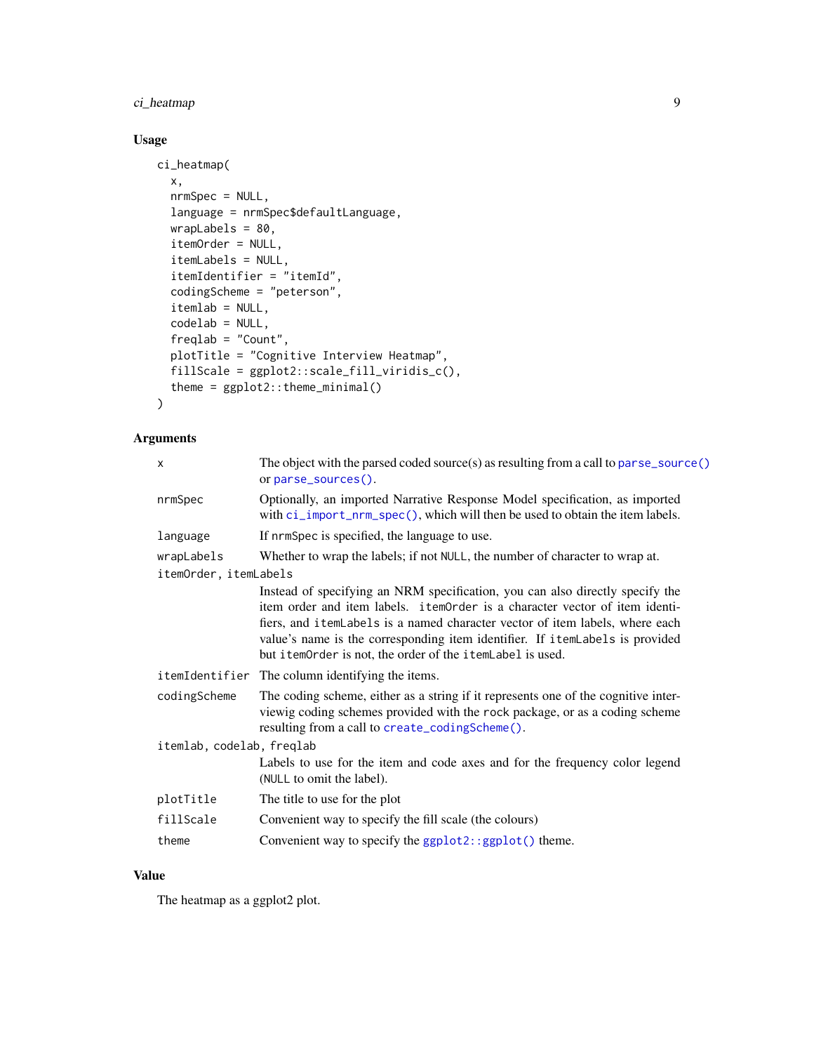## Usage

```
ci_heatmap(
  x,
  nrmSpec = NULL,
  language = nrmSpec$defaultLanguage,
  wrapLabels = 80,
  itemOrder = NULL,
  itemLabels = NULL,
  itemIdentifier = "itemId",
  codingScheme = "peterson",
  itemlab = NULL,
  codelab = NULL,
  freqlab = "Count",
  plotTitle = "Cognitive Interview Heatmap",
  fillScale = ggplot2::scale_fill_viridis_c(),
  theme = ggplot2::theme_minimal()
)
```

## Arguments

| Argument | Description |
|---|---|
| `x` | The object with the parsed coded source(s) as resulting from a call to `parse_source()` or `parse_sources()`. |
| `nrmSpec` | Optionally, an imported Narrative Response Model specification, as imported with `ci_import_nrm_spec()`, which will then be used to obtain the item labels. |
| `language` | If `nrmSpec` is specified, the language to use. |
| `wrapLabels` | Whether to wrap the labels; if not `NULL`, the number of character to wrap at. |
| `itemOrder, itemLabels` | Instead of specifying an NRM specification, you can also directly specify the item order and item labels. `itemOrder` is a character vector of item identifiers, and `itemLabels` is a named character vector of item labels, where each value's name is the corresponding item identifier. If `itemLabels` is provided but `itemOrder` is not, the order of the `itemLabel` is used. |
| `itemIdentifier` | The column identifying the items. |
| `codingScheme` | The coding scheme, either as a string if it represents one of the cognitive interviewig coding schemes provided with the `rock` package, or as a coding scheme resulting from a call to `create_codingScheme()`. |
| `itemlab, codelab, freqlab` | Labels to use for the item and code axes and for the frequency color legend (`NULL` to omit the label). |
| `plotTitle` | The title to use for the plot |
| `fillScale` | Convenient way to specify the fill scale (the colours) |
| `theme` | Convenient way to specify the `ggplot2::ggplot()` theme. |

## Value

The heatmap as a ggplot2 plot.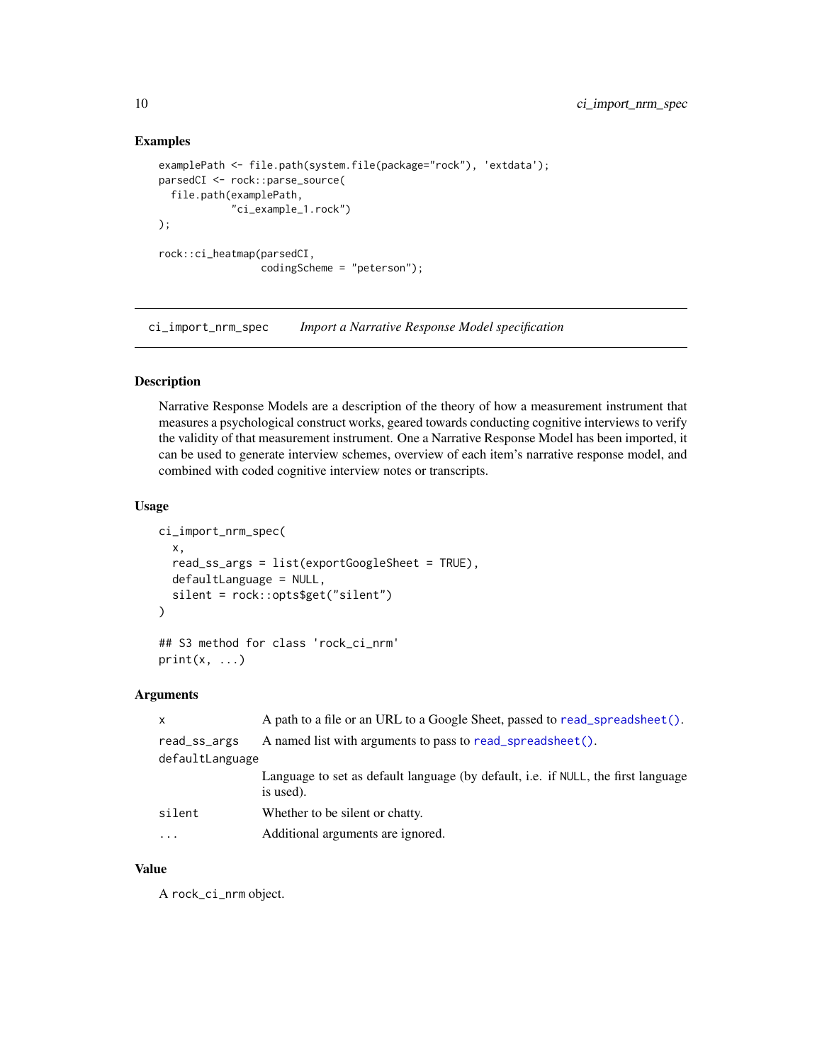### Examples

```
examplePath <- file.path(system.file(package="rock"), 'extdata');
parsedCI <- rock::parse_source(
  file.path(examplePath,
            "ci_example_1.rock")
);

rock::ci_heatmap(parsedCI,
                 codingScheme = "peterson");
```

---

## ci_import_nrm_spec *Import a Narrative Response Model specification*

---

### Description

Narrative Response Models are a description of the theory of how a measurement instrument that measures a psychological construct works, geared towards conducting cognitive interviews to verify the validity of that measurement instrument. One a Narrative Response Model has been imported, it can be used to generate interview schemes, overview of each item's narrative response model, and combined with coded cognitive interview notes or transcripts.

### Usage

```
ci_import_nrm_spec(
  x,
  read_ss_args = list(exportGoogleSheet = TRUE),
  defaultLanguage = NULL,
  silent = rock::opts$get("silent")
)

## S3 method for class 'rock_ci_nrm'
print(x, ...)
```

### Arguments

| | |
|---|---|
| `x` | A path to a file or an URL to a Google Sheet, passed to `read_spreadsheet()`. |
| `read_ss_args` | A named list with arguments to pass to `read_spreadsheet()`. |
| `defaultLanguage` | Language to set as default language (by default, i.e. if `NULL`, the first language is used). |
| `silent` | Whether to be silent or chatty. |
| `...` | Additional arguments are ignored. |

### Value

A `rock_ci_nrm` object.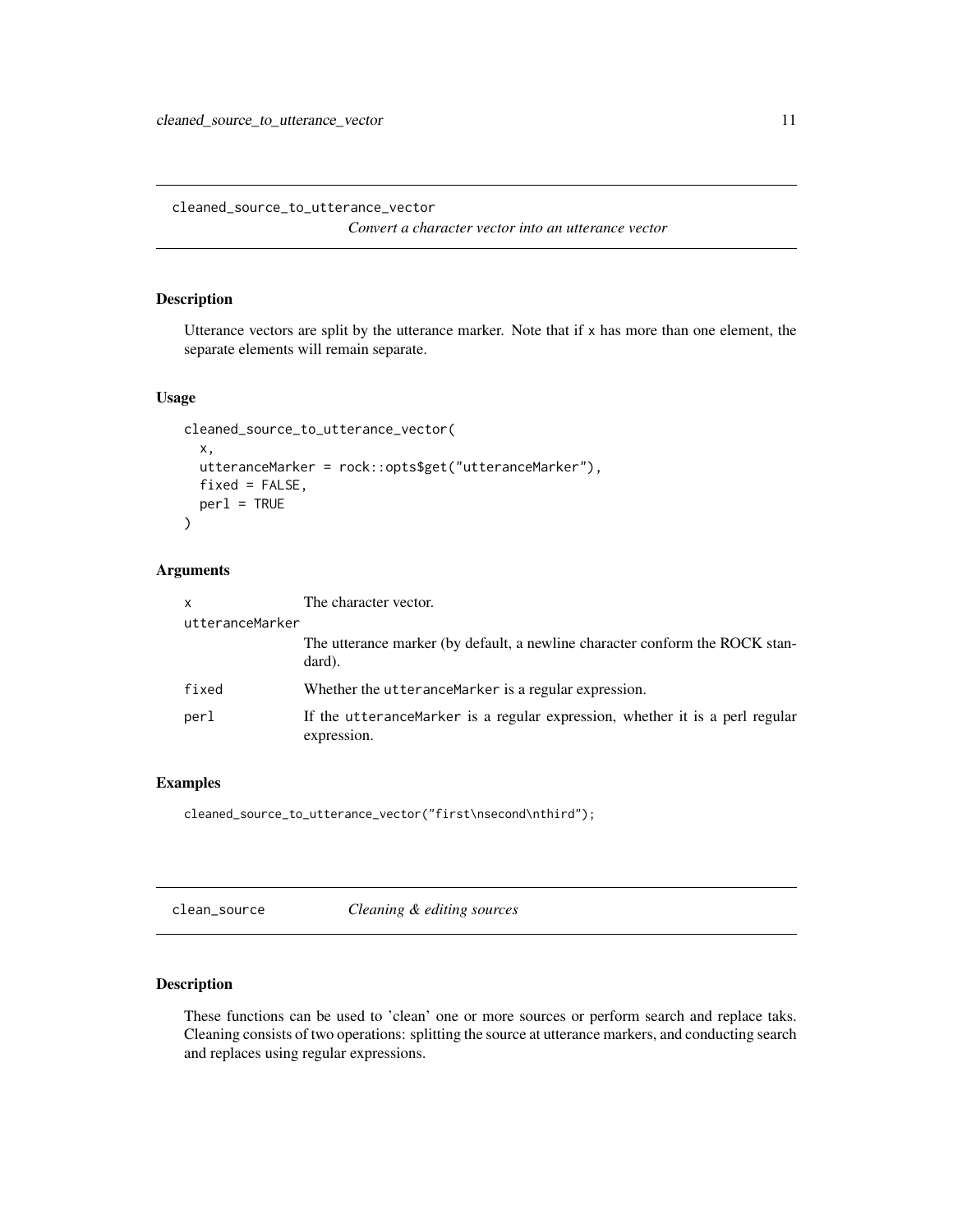## cleaned_source_to_utterance_vector

*Convert a character vector into an utterance vector*

### Description

Utterance vectors are split by the utterance marker. Note that if `x` has more than one element, the separate elements will remain separate.

### Usage

```
cleaned_source_to_utterance_vector(
  x,
  utteranceMarker = rock::opts$get("utteranceMarker"),
  fixed = FALSE,
  perl = TRUE
)
```

### Arguments

| | |
|---|---|
| `x` | The character vector. |
| `utteranceMarker` | The utterance marker (by default, a newline character conform the ROCK standard). |
| `fixed` | Whether the `utteranceMarker` is a regular expression. |
| `perl` | If the `utteranceMarker` is a regular expression, whether it is a perl regular expression. |

### Examples

```
cleaned_source_to_utterance_vector("first\nsecond\nthird");
```

## clean_source

*Cleaning & editing sources*

### Description

These functions can be used to 'clean' one or more sources or perform search and replace taks. Cleaning consists of two operations: splitting the source at utterance markers, and conducting search and replaces using regular expressions.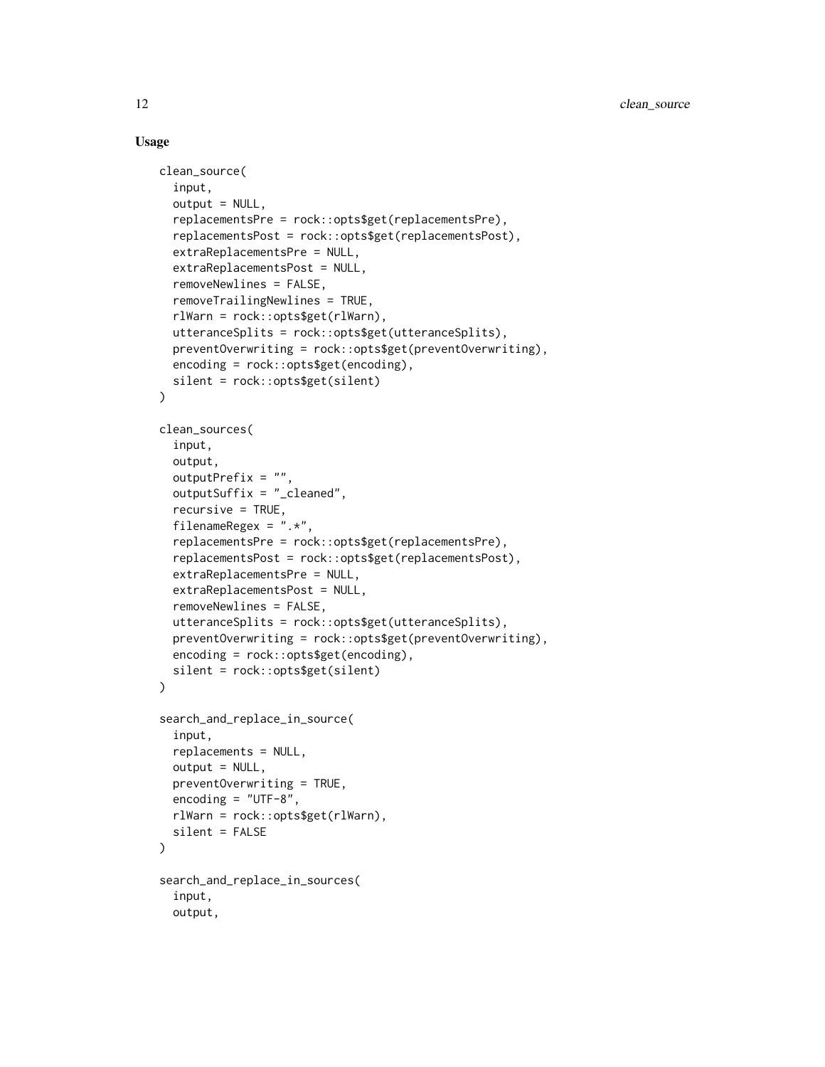## Usage

```
clean_source(
  input,
  output = NULL,
  replacementsPre = rock::opts$get(replacementsPre),
  replacementsPost = rock::opts$get(replacementsPost),
  extraReplacementsPre = NULL,
  extraReplacementsPost = NULL,
  removeNewlines = FALSE,
  removeTrailingNewlines = TRUE,
  rlWarn = rock::opts$get(rlWarn),
  utteranceSplits = rock::opts$get(utteranceSplits),
  preventOverwriting = rock::opts$get(preventOverwriting),
  encoding = rock::opts$get(encoding),
  silent = rock::opts$get(silent)
)

clean_sources(
  input,
  output,
  outputPrefix = "",
  outputSuffix = "_cleaned",
  recursive = TRUE,
  filenameRegex = ".*",
  replacementsPre = rock::opts$get(replacementsPre),
  replacementsPost = rock::opts$get(replacementsPost),
  extraReplacementsPre = NULL,
  extraReplacementsPost = NULL,
  removeNewlines = FALSE,
  utteranceSplits = rock::opts$get(utteranceSplits),
  preventOverwriting = rock::opts$get(preventOverwriting),
  encoding = rock::opts$get(encoding),
  silent = rock::opts$get(silent)
)

search_and_replace_in_source(
  input,
  replacements = NULL,
  output = NULL,
  preventOverwriting = TRUE,
  encoding = "UTF-8",
  rlWarn = rock::opts$get(rlWarn),
  silent = FALSE
)

search_and_replace_in_sources(
  input,
  output,
```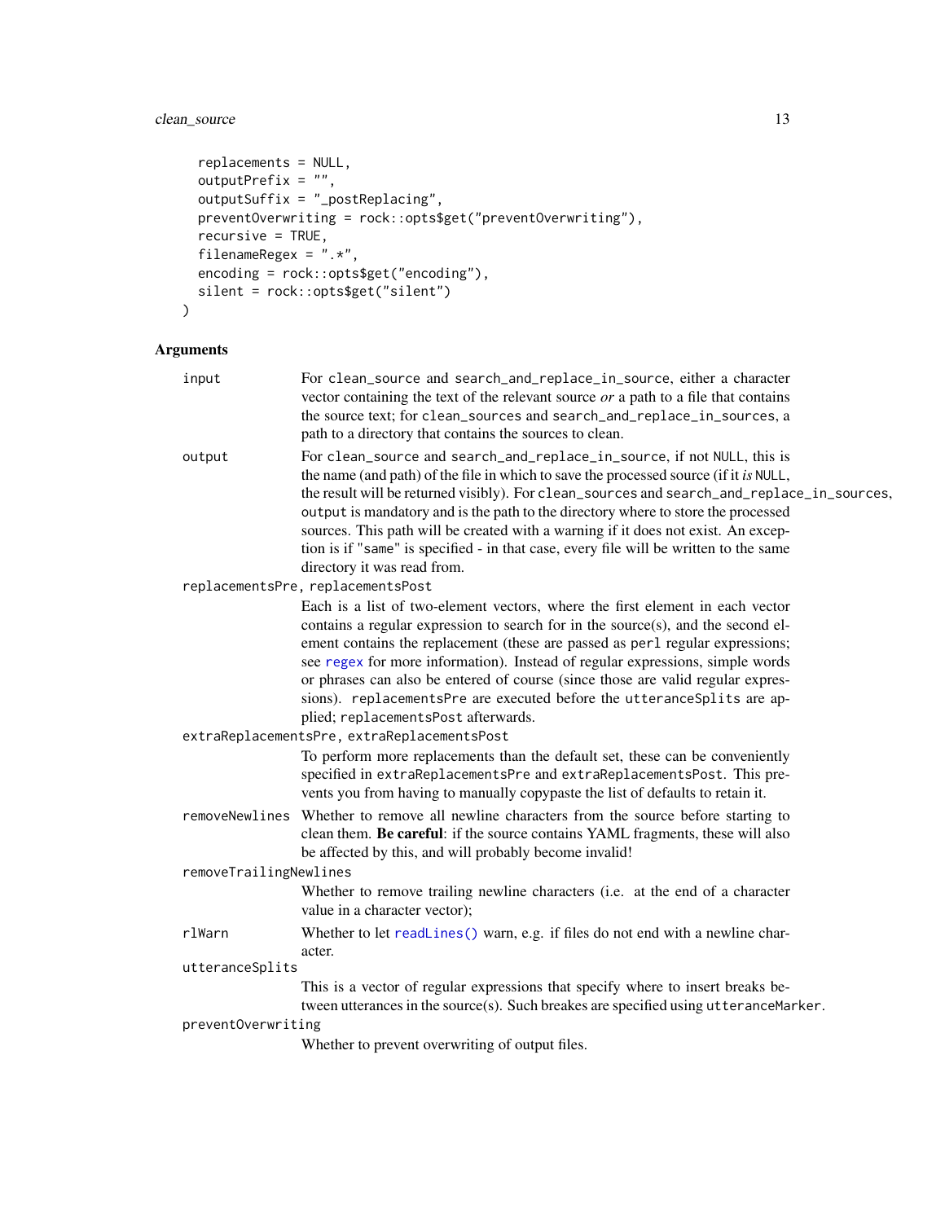```
  replacements = NULL,
  outputPrefix = "",
  outputSuffix = "_postReplacing",
  preventOverwriting = rock::opts$get("preventOverwriting"),
  recursive = TRUE,
  filenameRegex = ".*",
  encoding = rock::opts$get("encoding"),
  silent = rock::opts$get("silent")
)
```

### Arguments

`input` For `clean_source` and `search_and_replace_in_source`, either a character vector containing the text of the relevant source *or* a path to a file that contains the source text; for `clean_sources` and `search_and_replace_in_sources`, a path to a directory that contains the sources to clean.

`output` For `clean_source` and `search_and_replace_in_source`, if not `NULL`, this is the name (and path) of the file in which to save the processed source (if it *is* `NULL`, the result will be returned visibly). For `clean_sources` and `search_and_replace_in_sources`, `output` is mandatory and is the path to the directory where to store the processed sources. This path will be created with a warning if it does not exist. An exception is if `"same"` is specified - in that case, every file will be written to the same directory it was read from.

`replacementsPre, replacementsPost` Each is a list of two-element vectors, where the first element in each vector contains a regular expression to search for in the source(s), and the second element contains the replacement (these are passed as `perl` regular expressions; see regex for more information). Instead of regular expressions, simple words or phrases can also be entered of course (since those are valid regular expressions). `replacementsPre` are executed before the `utteranceSplits` are applied; `replacementsPost` afterwards.

`extraReplacementsPre, extraReplacementsPost` To perform more replacements than the default set, these can be conveniently specified in `extraReplacementsPre` and `extraReplacementsPost`. This prevents you from having to manually copypaste the list of defaults to retain it.

`removeNewlines` Whether to remove all newline characters from the source before starting to clean them. **Be careful**: if the source contains YAML fragments, these will also be affected by this, and will probably become invalid!

`removeTrailingNewlines` Whether to remove trailing newline characters (i.e. at the end of a character value in a character vector);

`rlWarn` Whether to let `readLines()` warn, e.g. if files do not end with a newline character.

`utteranceSplits` This is a vector of regular expressions that specify where to insert breaks between utterances in the source(s). Such breakes are specified using `utteranceMarker`.

`preventOverwriting` Whether to prevent overwriting of output files.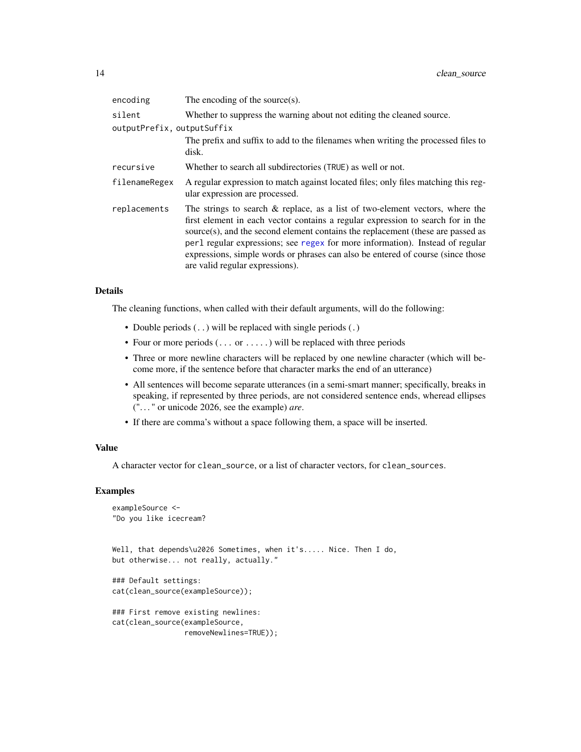| | |
|---|---|
| `encoding` | The encoding of the source(s). |
| `silent` | Whether to suppress the warning about not editing the cleaned source. |
| `outputPrefix, outputSuffix` | The prefix and suffix to add to the filenames when writing the processed files to disk. |
| `recursive` | Whether to search all subdirectories (`TRUE`) as well or not. |
| `filenameRegex` | A regular expression to match against located files; only files matching this regular expression are processed. |
| `replacements` | The strings to search & replace, as a list of two-element vectors, where the first element in each vector contains a regular expression to search for in the source(s), and the second element contains the replacement (these are passed as `perl` regular expressions; see regex for more information). Instead of regular expressions, simple words or phrases can also be entered of course (since those are valid regular expressions). |

### Details

The cleaning functions, when called with their default arguments, will do the following:

- Double periods (`..`) will be replaced with single periods (`.`)
- Four or more periods (`...` or `.....`) will be replaced with three periods
- Three or more newline characters will be replaced by one newline character (which will become more, if the sentence before that character marks the end of an utterance)
- All sentences will become separate utterances (in a semi-smart manner; specifically, breaks in speaking, if represented by three periods, are not considered sentence ends, wheread ellipses ("…" or unicode 2026, see the example) *are*.
- If there are comma's without a space following them, a space will be inserted.

### Value

A character vector for `clean_source`, or a list of character vectors, for `clean_sources`.

### Examples

```
exampleSource <-
"Do you like icecream?


Well, that depends\u2026 Sometimes, when it's..... Nice. Then I do,
but otherwise... not really, actually."

### Default settings:
cat(clean_source(exampleSource));

### First remove existing newlines:
cat(clean_source(exampleSource,
                 removeNewlines=TRUE));
```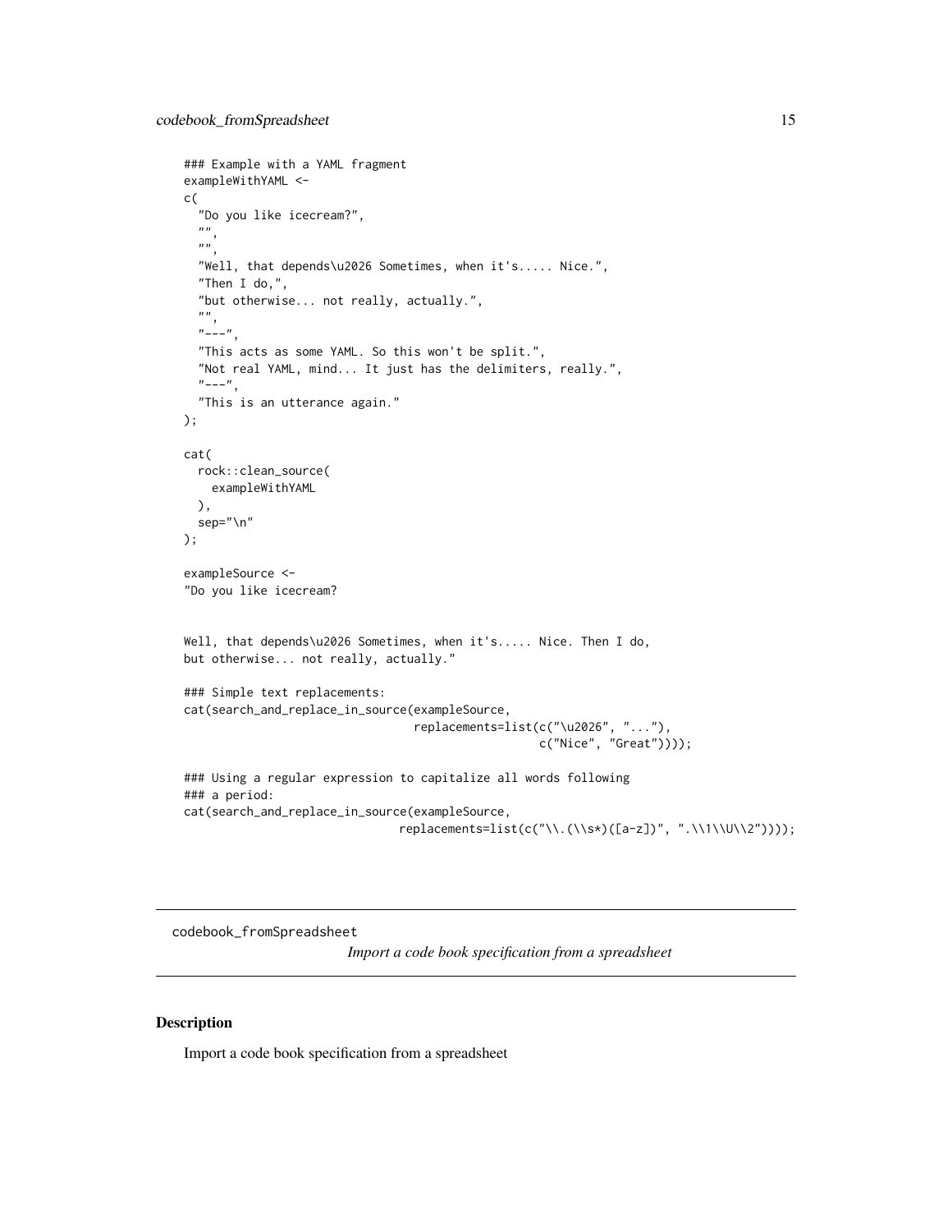```
### Example with a YAML fragment
exampleWithYAML <-
c(
  "Do you like icecream?",
  "",
  "",
  "Well, that depends\u2026 Sometimes, when it's..... Nice.",
  "Then I do,",
  "but otherwise... not really, actually.",
  "",
  "---",
  "This acts as some YAML. So this won't be split.",
  "Not real YAML, mind... It just has the delimiters, really.",
  "---",
  "This is an utterance again."
);

cat(
  rock::clean_source(
    exampleWithYAML
  ),
  sep="\n"
);

exampleSource <-
"Do you like icecream?


Well, that depends\u2026 Sometimes, when it's..... Nice. Then I do,
but otherwise... not really, actually."

### Simple text replacements:
cat(search_and_replace_in_source(exampleSource,
                                 replacements=list(c("\u2026", "..."),
                                                   c("Nice", "Great"))));

### Using a regular expression to capitalize all words following
### a period:
cat(search_and_replace_in_source(exampleSource,
                               replacements=list(c("\\.(\\s*)([a-z])", ".\\1\\U\\2"))));
```

---

codebook_fromSpreadsheet *Import a code book specification from a spreadsheet*

---

## Description

Import a code book specification from a spreadsheet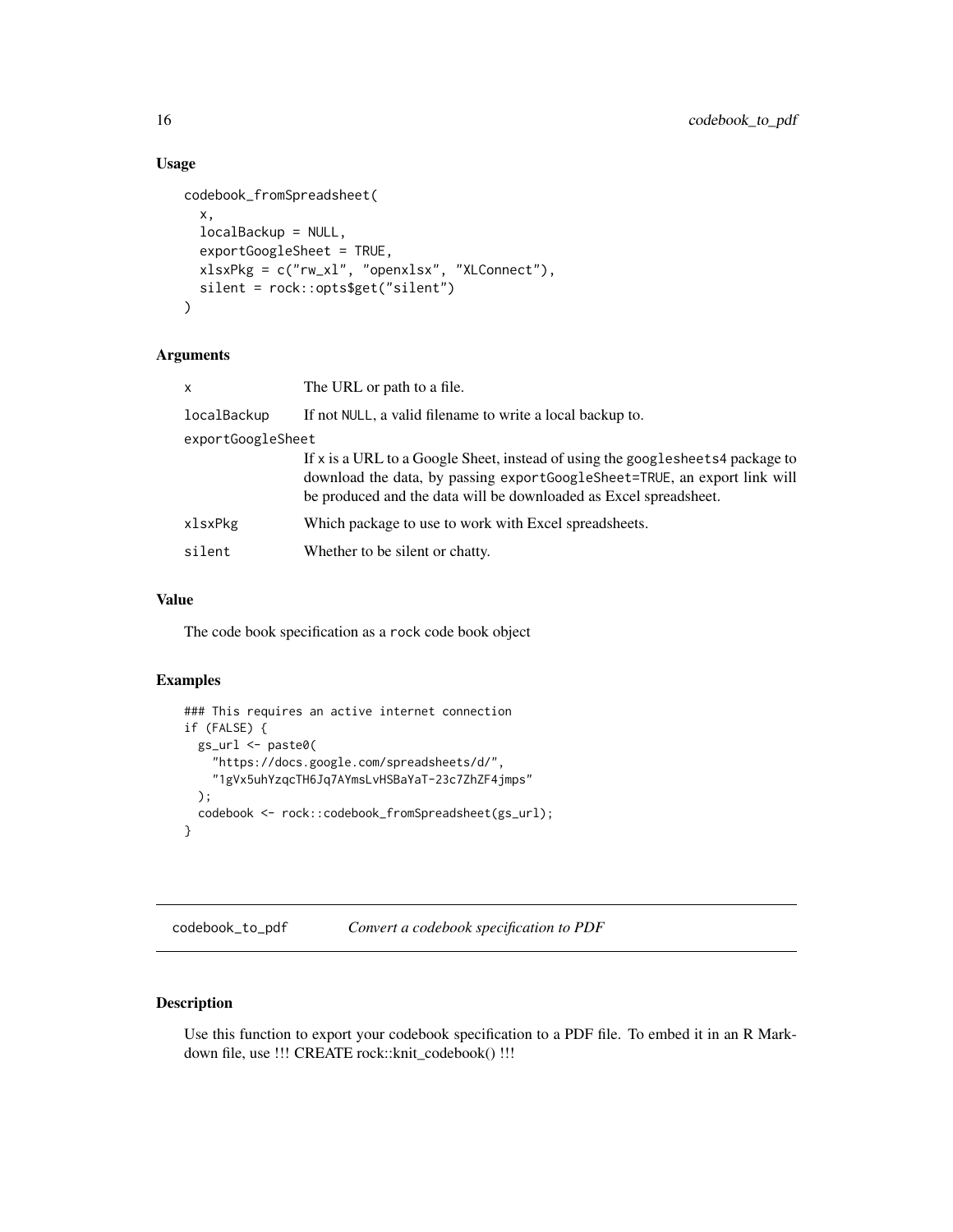## Usage

```
codebook_fromSpreadsheet(
  x,
  localBackup = NULL,
  exportGoogleSheet = TRUE,
  xlsxPkg = c("rw_xl", "openxlsx", "XLConnect"),
  silent = rock::opts$get("silent")
)
```

## Arguments

| Argument | Description |
|---|---|
| x | The URL or path to a file. |
| localBackup | If not NULL, a valid filename to write a local backup to. |
| exportGoogleSheet | If x is a URL to a Google Sheet, instead of using the googlesheets4 package to download the data, by passing exportGoogleSheet=TRUE, an export link will be produced and the data will be downloaded as Excel spreadsheet. |
| xlsxPkg | Which package to use to work with Excel spreadsheets. |
| silent | Whether to be silent or chatty. |

## Value

The code book specification as a rock code book object

## Examples

```
### This requires an active internet connection
if (FALSE) {
  gs_url <- paste0(
    "https://docs.google.com/spreadsheets/d/",
    "1gVx5uhYzqcTH6Jq7AYmsLvHSBaYaT-23c7ZhZF4jmps"
  );
  codebook <- rock::codebook_fromSpreadsheet(gs_url);
}
```

---

# codebook_to_pdf — *Convert a codebook specification to PDF*

## Description

Use this function to export your codebook specification to a PDF file. To embed it in an R Markdown file, use !!! CREATE rock::knit_codebook() !!!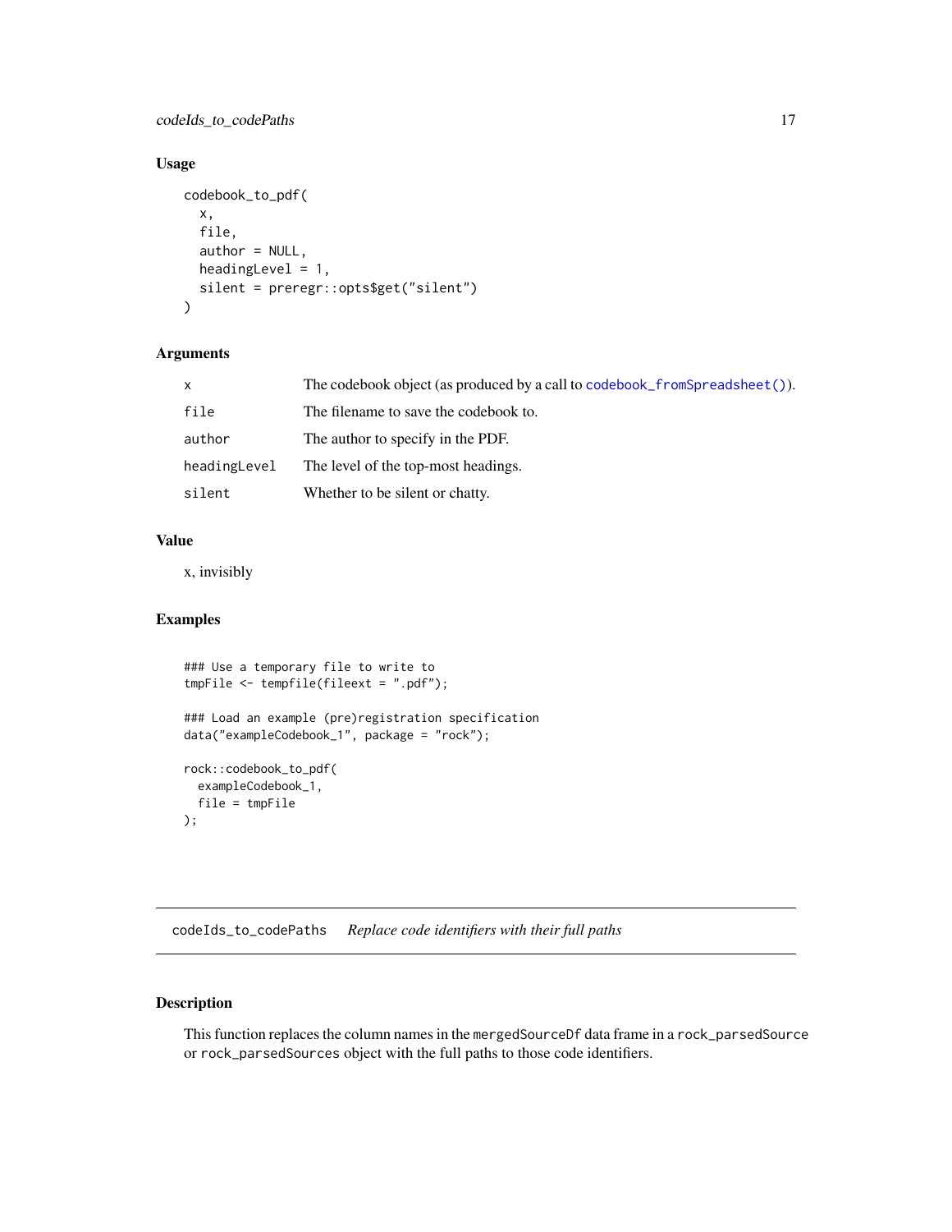## Usage

```
codebook_to_pdf(
  x,
  file,
  author = NULL,
  headingLevel = 1,
  silent = preregr::opts$get("silent")
)
```

## Arguments

| | |
|---|---|
| `x` | The codebook object (as produced by a call to `codebook_fromSpreadsheet()`). |
| `file` | The filename to save the codebook to. |
| `author` | The author to specify in the PDF. |
| `headingLevel` | The level of the top-most headings. |
| `silent` | Whether to be silent or chatty. |

## Value

x, invisibly

## Examples

```
### Use a temporary file to write to
tmpFile <- tempfile(fileext = ".pdf");

### Load an example (pre)registration specification
data("exampleCodebook_1", package = "rock");

rock::codebook_to_pdf(
  exampleCodebook_1,
  file = tmpFile
);
```

---

# `codeIds_to_codePaths` *Replace code identifiers with their full paths*

---

## Description

This function replaces the column names in the `mergedSourceDf` data frame in a `rock_parsedSource` or `rock_parsedSources` object with the full paths to those code identifiers.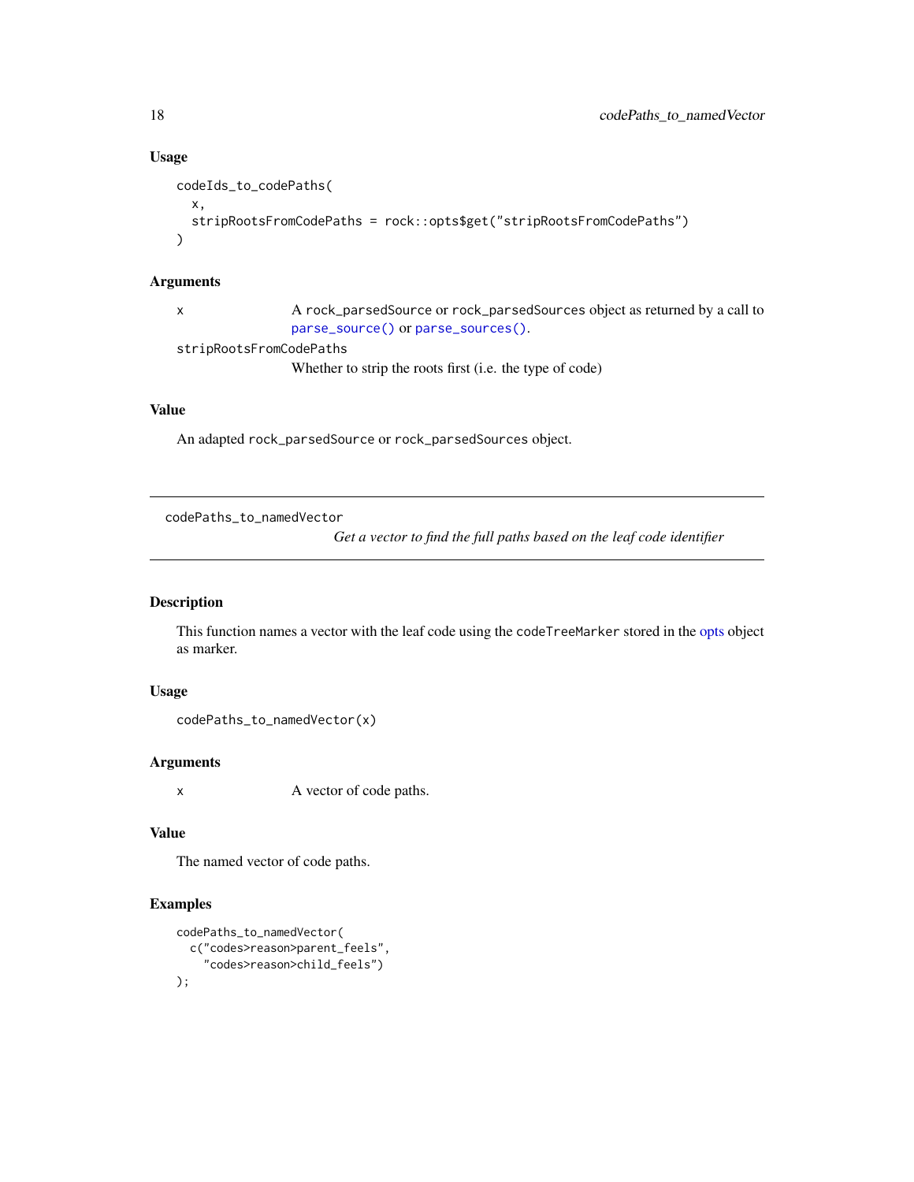### Usage

```
codeIds_to_codePaths(
  x,
  stripRootsFromCodePaths = rock::opts$get("stripRootsFromCodePaths")
)
```

### Arguments

x — A rock_parsedSource or rock_parsedSources object as returned by a call to parse_source() or parse_sources().

stripRootsFromCodePaths — Whether to strip the roots first (i.e. the type of code)

### Value

An adapted rock_parsedSource or rock_parsedSources object.

---

## codePaths_to_namedVector

*Get a vector to find the full paths based on the leaf code identifier*

---

### Description

This function names a vector with the leaf code using the codeTreeMarker stored in the opts object as marker.

### Usage

```
codePaths_to_namedVector(x)
```

### Arguments

x — A vector of code paths.

### Value

The named vector of code paths.

### Examples

```
codePaths_to_namedVector(
  c("codes>reason>parent_feels",
    "codes>reason>child_feels")
);
```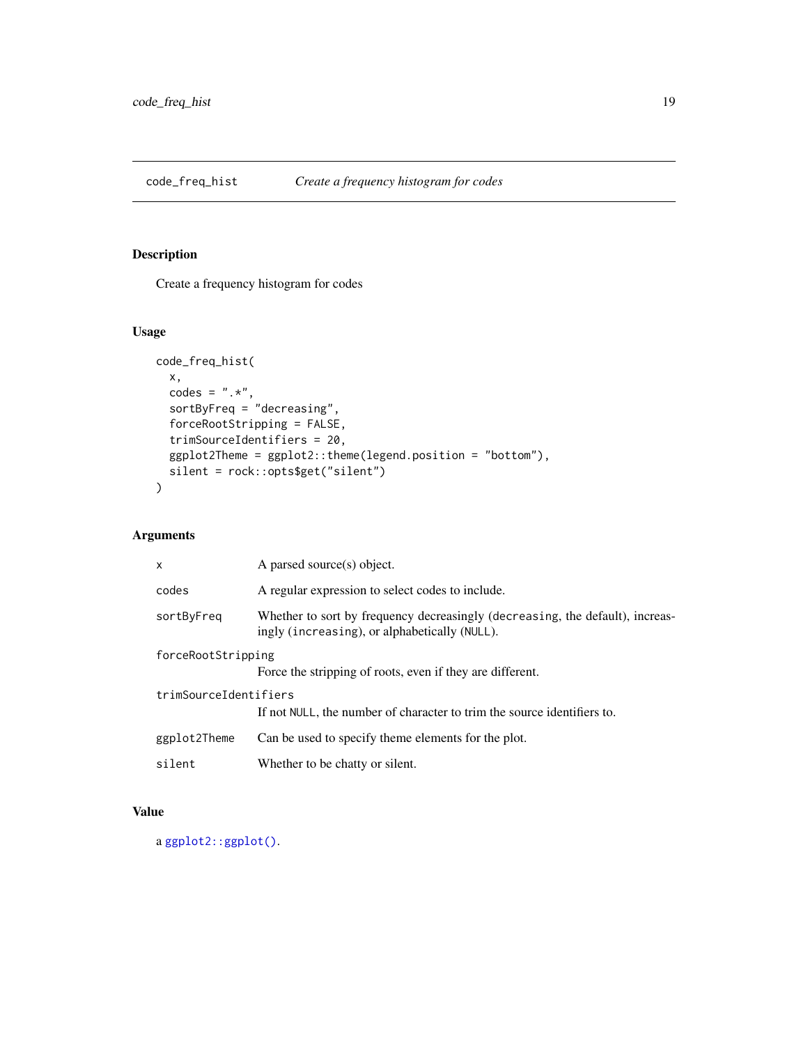# code_freq_hist — *Create a frequency histogram for codes*

## Description

Create a frequency histogram for codes

## Usage

```
code_freq_hist(
  x,
  codes = ".*",
  sortByFreq = "decreasing",
  forceRootStripping = FALSE,
  trimSourceIdentifiers = 20,
  ggplot2Theme = ggplot2::theme(legend.position = "bottom"),
  silent = rock::opts$get("silent")
)
```

## Arguments

| Argument | Description |
|---|---|
| `x` | A parsed source(s) object. |
| `codes` | A regular expression to select codes to include. |
| `sortByFreq` | Whether to sort by frequency decreasingly (`decreasing`, the default), increasingly (`increasing`), or alphabetically (`NULL`). |
| `forceRootStripping` | Force the stripping of roots, even if they are different. |
| `trimSourceIdentifiers` | If not `NULL`, the number of character to trim the source identifiers to. |
| `ggplot2Theme` | Can be used to specify theme elements for the plot. |
| `silent` | Whether to be chatty or silent. |

## Value

a `ggplot2::ggplot()`.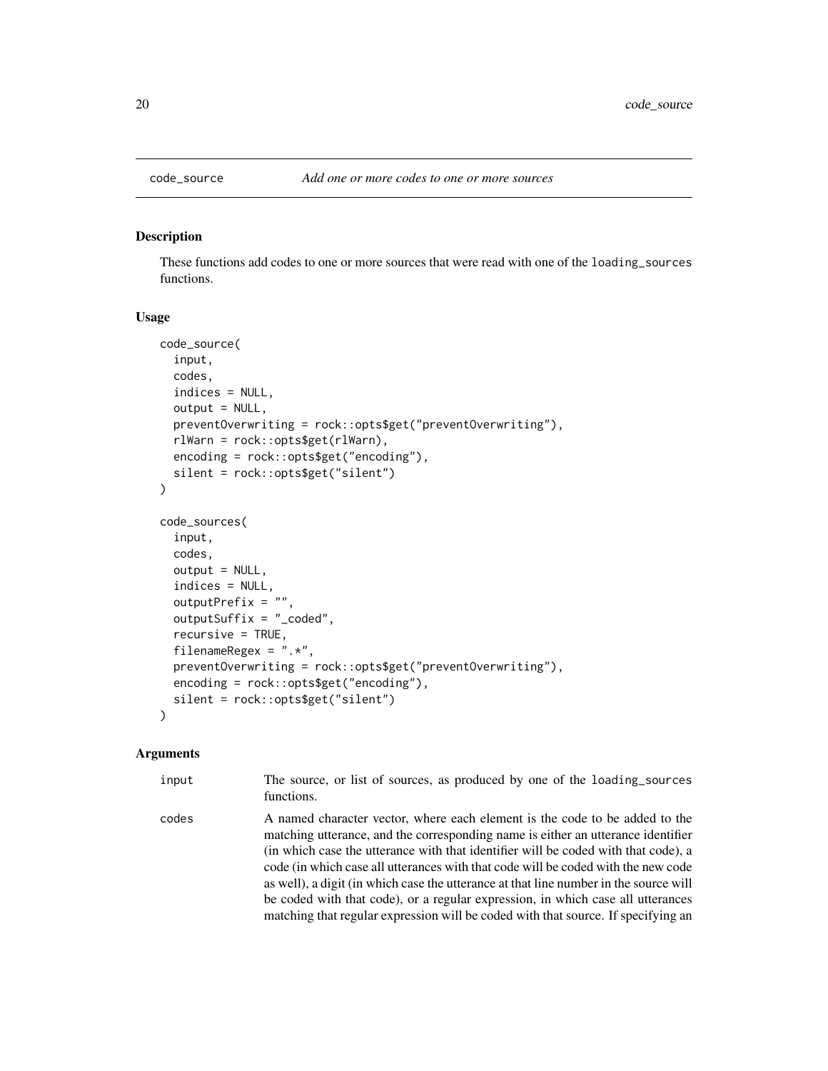# code_source — *Add one or more codes to one or more sources*

## Description

These functions add codes to one or more sources that were read with one of the `loading_sources` functions.

## Usage

```
code_source(
  input,
  codes,
  indices = NULL,
  output = NULL,
  preventOverwriting = rock::opts$get("preventOverwriting"),
  rlWarn = rock::opts$get(rlWarn),
  encoding = rock::opts$get("encoding"),
  silent = rock::opts$get("silent")
)

code_sources(
  input,
  codes,
  output = NULL,
  indices = NULL,
  outputPrefix = "",
  outputSuffix = "_coded",
  recursive = TRUE,
  filenameRegex = ".*",
  preventOverwriting = rock::opts$get("preventOverwriting"),
  encoding = rock::opts$get("encoding"),
  silent = rock::opts$get("silent")
)
```

## Arguments

| | |
|---|---|
| `input` | The source, or list of sources, as produced by one of the `loading_sources` functions. |
| `codes` | A named character vector, where each element is the code to be added to the matching utterance, and the corresponding name is either an utterance identifier (in which case the utterance with that identifier will be coded with that code), a code (in which case all utterances with that code will be coded with the new code as well), a digit (in which case the utterance at that line number in the source will be coded with that code), or a regular expression, in which case all utterances matching that regular expression will be coded with that source. If specifying an |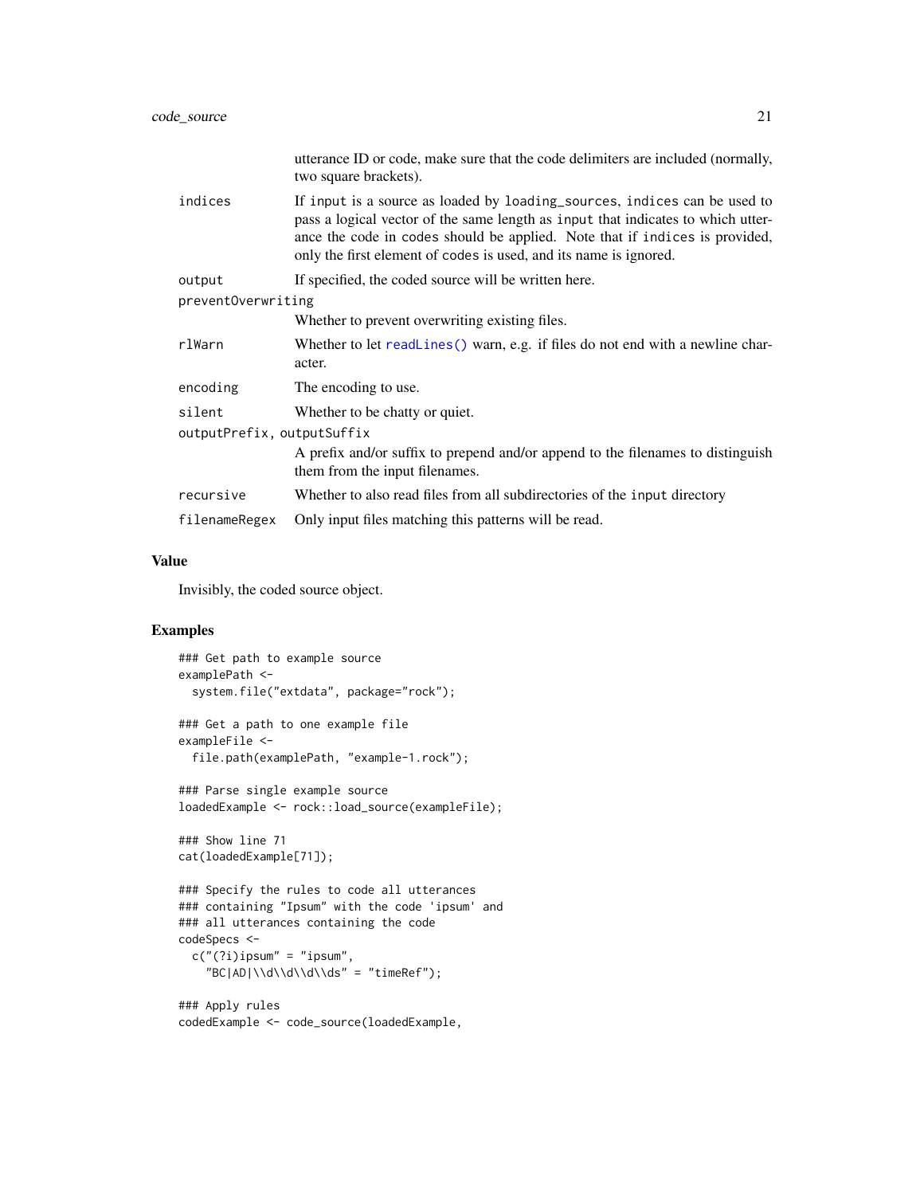utterance ID or code, make sure that the code delimiters are included (normally, two square brackets).

| | |
|---|---|
| indices | If input is a source as loaded by loading_sources, indices can be used to pass a logical vector of the same length as input that indicates to which utterance the code in codes should be applied. Note that if indices is provided, only the first element of codes is used, and its name is ignored. |
| output | If specified, the coded source will be written here. |
| preventOverwriting | Whether to prevent overwriting existing files. |
| rlWarn | Whether to let readLines() warn, e.g. if files do not end with a newline character. |
| encoding | The encoding to use. |
| silent | Whether to be chatty or quiet. |
| outputPrefix, outputSuffix | A prefix and/or suffix to prepend and/or append to the filenames to distinguish them from the input filenames. |
| recursive | Whether to also read files from all subdirectories of the input directory |
| filenameRegex | Only input files matching this patterns will be read. |

## Value

Invisibly, the coded source object.

## Examples

```
### Get path to example source
examplePath <-
  system.file("extdata", package="rock");

### Get a path to one example file
exampleFile <-
  file.path(examplePath, "example-1.rock");

### Parse single example source
loadedExample <- rock::load_source(exampleFile);

### Show line 71
cat(loadedExample[71]);

### Specify the rules to code all utterances
### containing "Ipsum" with the code 'ipsum' and
### all utterances containing the code
codeSpecs <-
  c("(?i)ipsum" = "ipsum",
    "BC|AD|\\d\\d\\d\\ds" = "timeRef");

### Apply rules
codedExample <- code_source(loadedExample,
```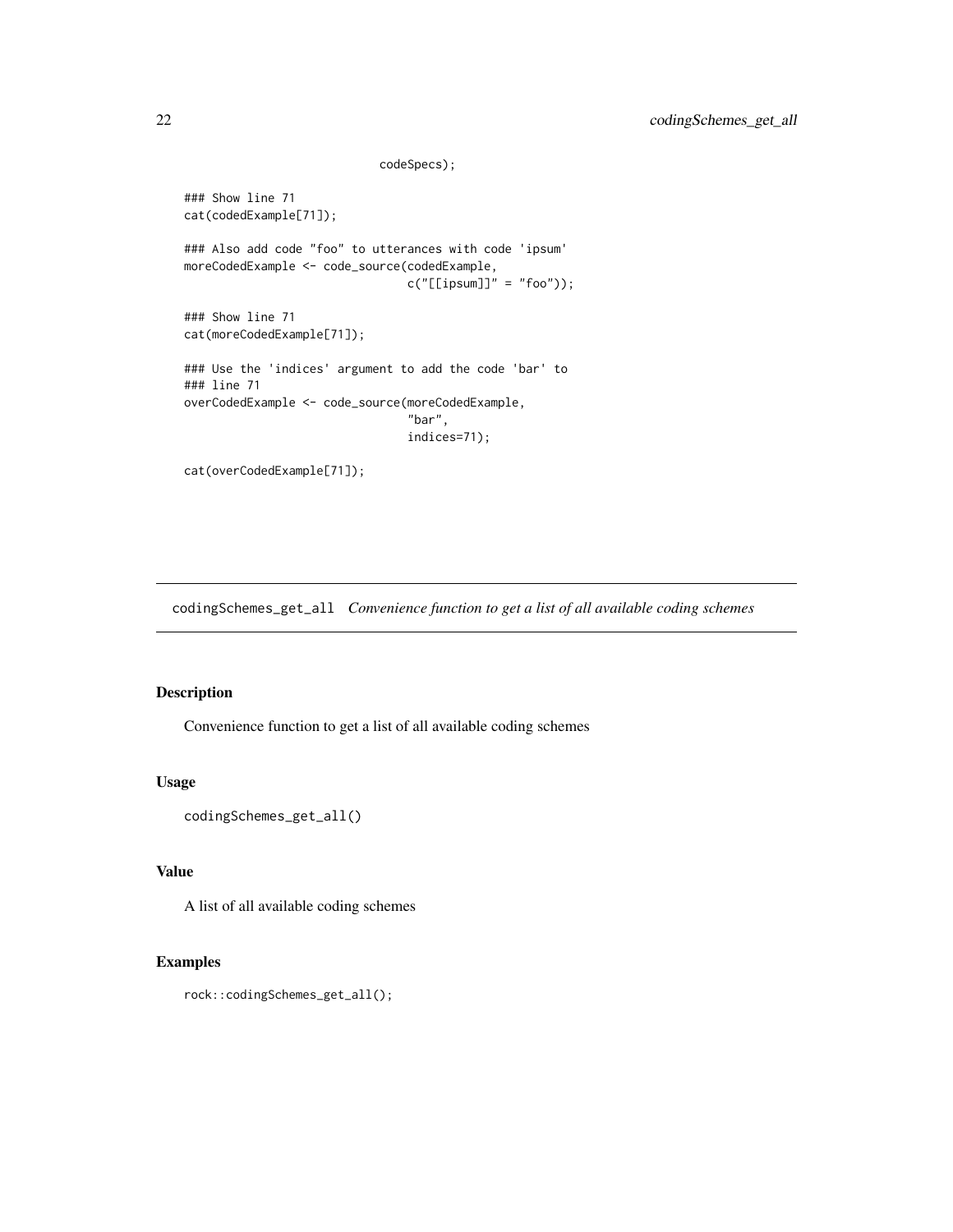```
                             codeSpecs);

### Show line 71
cat(codedExample[71]);

### Also add code "foo" to utterances with code 'ipsum'
moreCodedExample <- code_source(codedExample,
                                c("[[ipsum]]" = "foo"));

### Show line 71
cat(moreCodedExample[71]);

### Use the 'indices' argument to add the code 'bar' to
### line 71
overCodedExample <- code_source(moreCodedExample,
                                "bar",
                                indices=71);

cat(overCodedExample[71]);
```

## codingSchemes_get_all *Convenience function to get a list of all available coding schemes*

### Description

Convenience function to get a list of all available coding schemes

### Usage

```
codingSchemes_get_all()
```

### Value

A list of all available coding schemes

### Examples

```
rock::codingSchemes_get_all();
```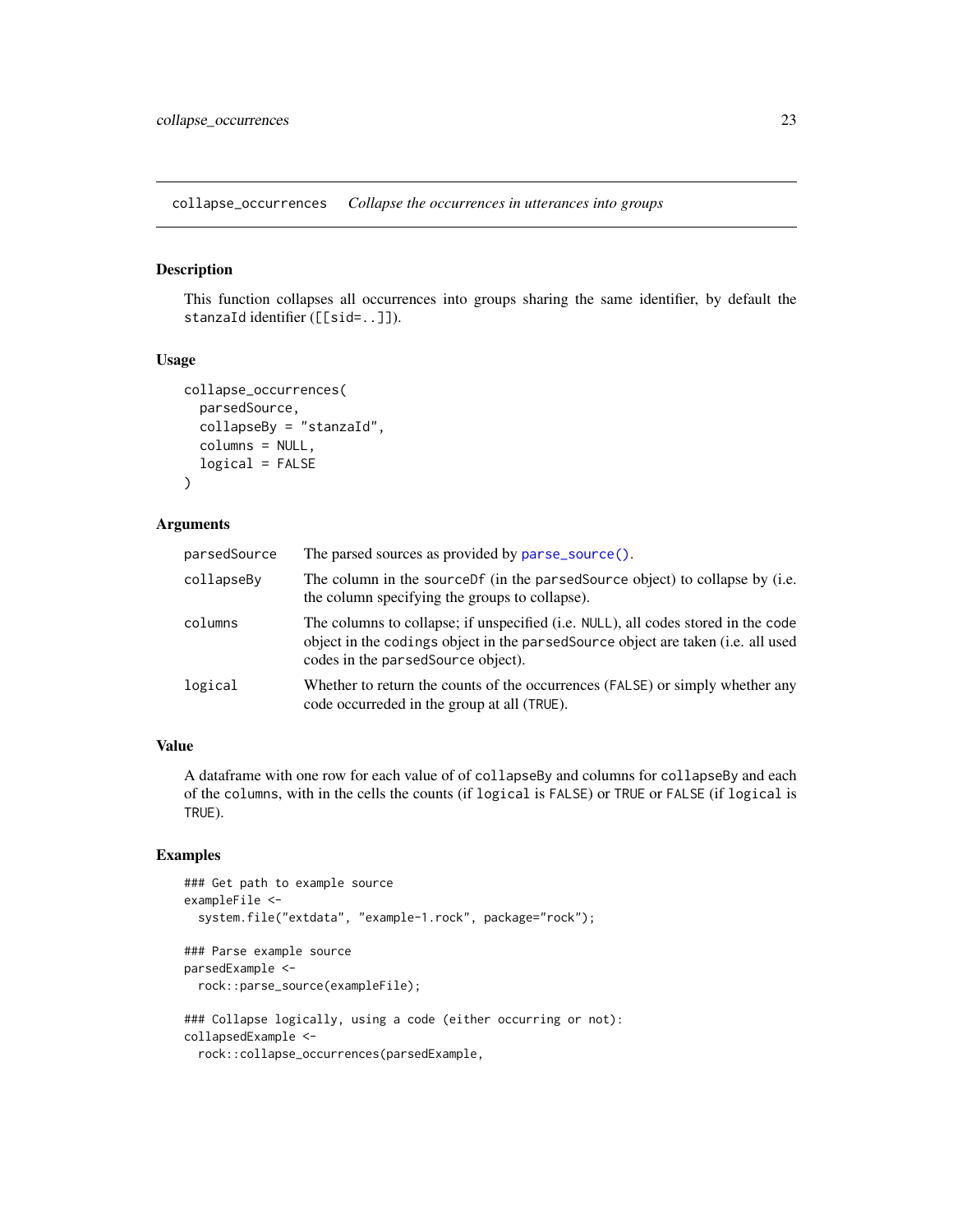## collapse_occurrences *Collapse the occurrences in utterances into groups*

### Description

This function collapses all occurrences into groups sharing the same identifier, by default the `stanzaId` identifier (`[[sid=..]]`).

### Usage

```
collapse_occurrences(
  parsedSource,
  collapseBy = "stanzaId",
  columns = NULL,
  logical = FALSE
)
```

### Arguments

| | |
|---|---|
| `parsedSource` | The parsed sources as provided by `parse_source()`. |
| `collapseBy` | The column in the `sourceDf` (in the `parsedSource` object) to collapse by (i.e. the column specifying the groups to collapse). |
| `columns` | The columns to collapse; if unspecified (i.e. `NULL`), all codes stored in the `code` object in the `codings` object in the `parsedSource` object are taken (i.e. all used codes in the `parsedSource` object). |
| `logical` | Whether to return the counts of the occurrences (`FALSE`) or simply whether any code occurreded in the group at all (`TRUE`). |

### Value

A dataframe with one row for each value of of `collapseBy` and columns for `collapseBy` and each of the `columns`, with in the cells the counts (if `logical` is `FALSE`) or `TRUE` or `FALSE` (if `logical` is `TRUE`).

### Examples

```
### Get path to example source
exampleFile <-
  system.file("extdata", "example-1.rock", package="rock");

### Parse example source
parsedExample <-
  rock::parse_source(exampleFile);

### Collapse logically, using a code (either occurring or not):
collapsedExample <-
  rock::collapse_occurrences(parsedExample,
```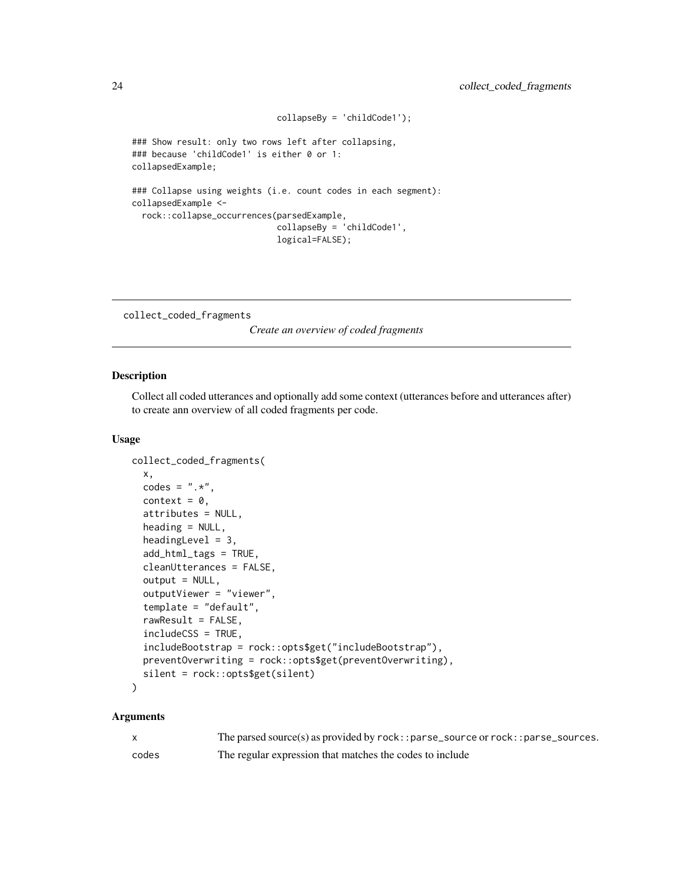```
                           collapseBy = 'childCode1');

### Show result: only two rows left after collapsing,
### because 'childCode1' is either 0 or 1:
collapsedExample;

### Collapse using weights (i.e. count codes in each segment):
collapsedExample <-
  rock::collapse_occurrences(parsedExample,
                             collapseBy = 'childCode1',
                             logical=FALSE);
```

## collect_coded_fragments

*Create an overview of coded fragments*

### Description

Collect all coded utterances and optionally add some context (utterances before and utterances after) to create ann overview of all coded fragments per code.

### Usage

```
collect_coded_fragments(
  x,
  codes = ".*",
  context = 0,
  attributes = NULL,
  heading = NULL,
  headingLevel = 3,
  add_html_tags = TRUE,
  cleanUtterances = FALSE,
  output = NULL,
  outputViewer = "viewer",
  template = "default",
  rawResult = FALSE,
  includeCSS = TRUE,
  includeBootstrap = rock::opts$get("includeBootstrap"),
  preventOverwriting = rock::opts$get(preventOverwriting),
  silent = rock::opts$get(silent)
)
```

### Arguments

| | |
|---|---|
| x | The parsed source(s) as provided by `rock::parse_source` or `rock::parse_sources`. |
| codes | The regular expression that matches the codes to include |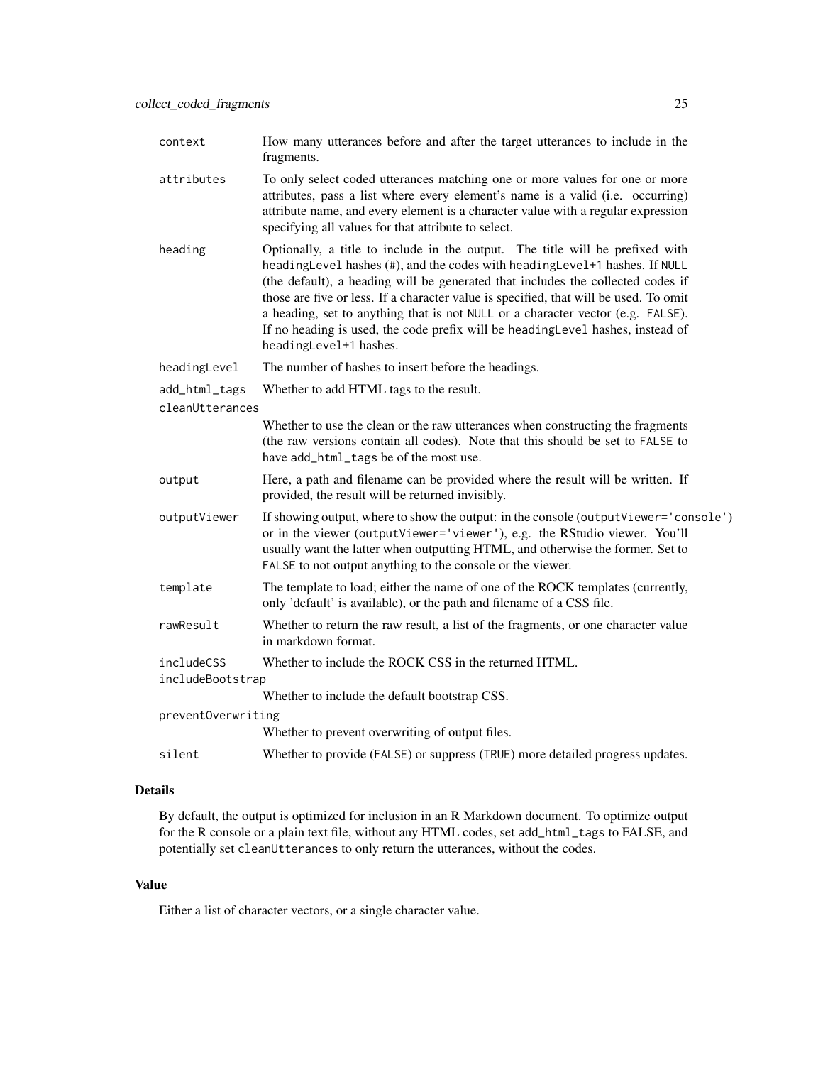| | |
|---|---|
| `context` | How many utterances before and after the target utterances to include in the fragments. |
| `attributes` | To only select coded utterances matching one or more values for one or more attributes, pass a list where every element's name is a valid (i.e. occurring) attribute name, and every element is a character value with a regular expression specifying all values for that attribute to select. |
| `heading` | Optionally, a title to include in the output. The title will be prefixed with `headingLevel` hashes (#), and the codes with `headingLevel+1` hashes. If `NULL` (the default), a heading will be generated that includes the collected codes if those are five or less. If a character value is specified, that will be used. To omit a heading, set to anything that is not `NULL` or a character vector (e.g. `FALSE`). If no heading is used, the code prefix will be `headingLevel` hashes, instead of `headingLevel+1` hashes. |
| `headingLevel` | The number of hashes to insert before the headings. |
| `add_html_tags` | Whether to add HTML tags to the result. |
| `cleanUtterances` | Whether to use the clean or the raw utterances when constructing the fragments (the raw versions contain all codes). Note that this should be set to `FALSE` to have `add_html_tags` be of the most use. |
| `output` | Here, a path and filename can be provided where the result will be written. If provided, the result will be returned invisibly. |
| `outputViewer` | If showing output, where to show the output: in the console (`outputViewer='console'`) or in the viewer (`outputViewer='viewer'`), e.g. the RStudio viewer. You'll usually want the latter when outputting HTML, and otherwise the former. Set to `FALSE` to not output anything to the console or the viewer. |
| `template` | The template to load; either the name of one of the ROCK templates (currently, only 'default' is available), or the path and filename of a CSS file. |
| `rawResult` | Whether to return the raw result, a list of the fragments, or one character value in markdown format. |
| `includeCSS` | Whether to include the ROCK CSS in the returned HTML. |
| `includeBootstrap` | Whether to include the default bootstrap CSS. |
| `preventOverwriting` | Whether to prevent overwriting of output files. |
| `silent` | Whether to provide (`FALSE`) or suppress (`TRUE`) more detailed progress updates. |

### Details

By default, the output is optimized for inclusion in an R Markdown document. To optimize output for the R console or a plain text file, without any HTML codes, set `add_html_tags` to FALSE, and potentially set `cleanUtterances` to only return the utterances, without the codes.

### Value

Either a list of character vectors, or a single character value.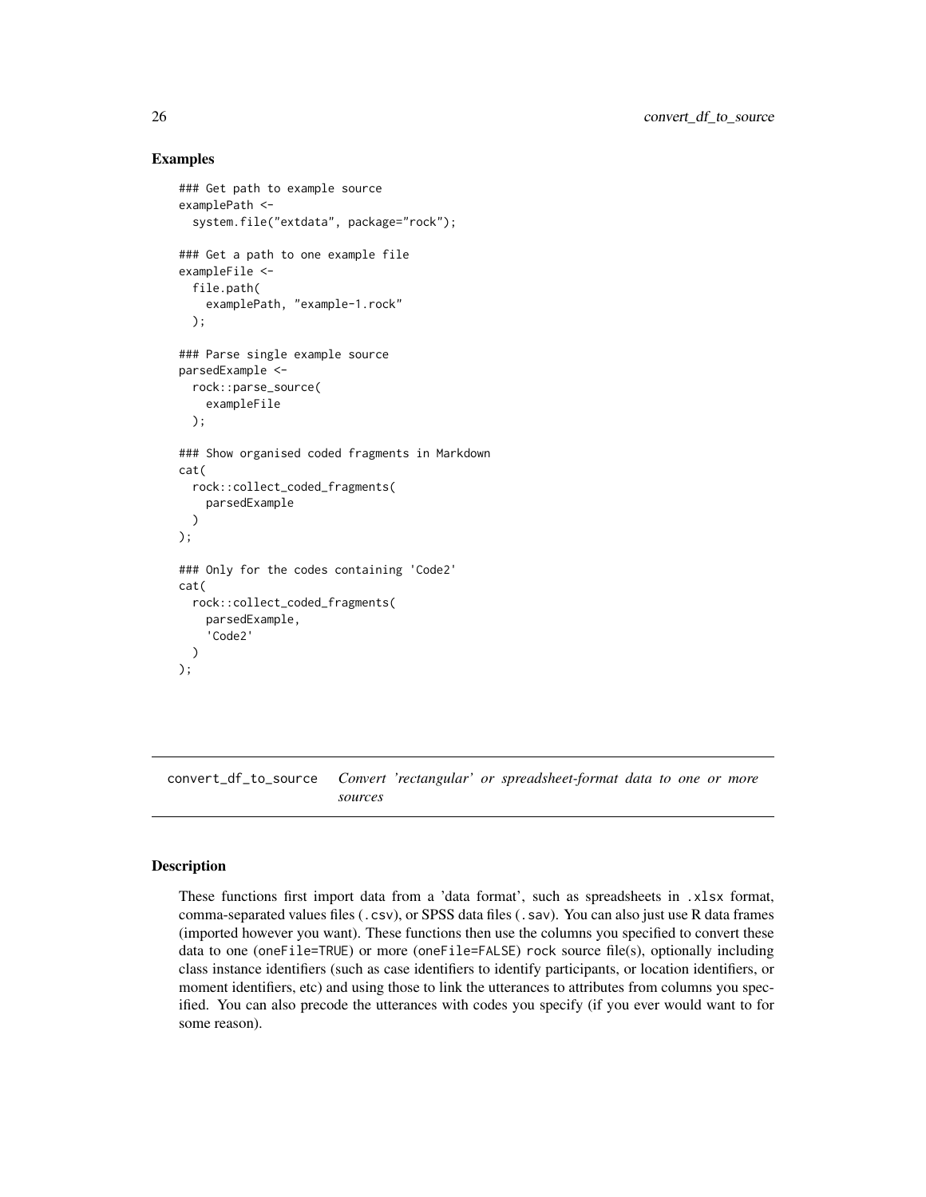### Examples

```
### Get path to example source
examplePath <-
  system.file("extdata", package="rock");

### Get a path to one example file
exampleFile <-
  file.path(
    examplePath, "example-1.rock"
  );

### Parse single example source
parsedExample <-
  rock::parse_source(
    exampleFile
  );

### Show organised coded fragments in Markdown
cat(
  rock::collect_coded_fragments(
    parsedExample
  )
);

### Only for the codes containing 'Code2'
cat(
  rock::collect_coded_fragments(
    parsedExample,
    'Code2'
  )
);
```

---

## convert_df_to_source    *Convert 'rectangular' or spreadsheet-format data to one or more sources*

---

### Description

These functions first import data from a 'data format', such as spreadsheets in `.xlsx` format, comma-separated values files (`.csv`), or SPSS data files (`.sav`). You can also just use R data frames (imported however you want). These functions then use the columns you specified to convert these data to one (`oneFile=TRUE`) or more (`oneFile=FALSE`) `rock` source file(s), optionally including class instance identifiers (such as case identifiers to identify participants, or location identifiers, or moment identifiers, etc) and using those to link the utterances to attributes from columns you specified. You can also precode the utterances with codes you specify (if you ever would want to for some reason).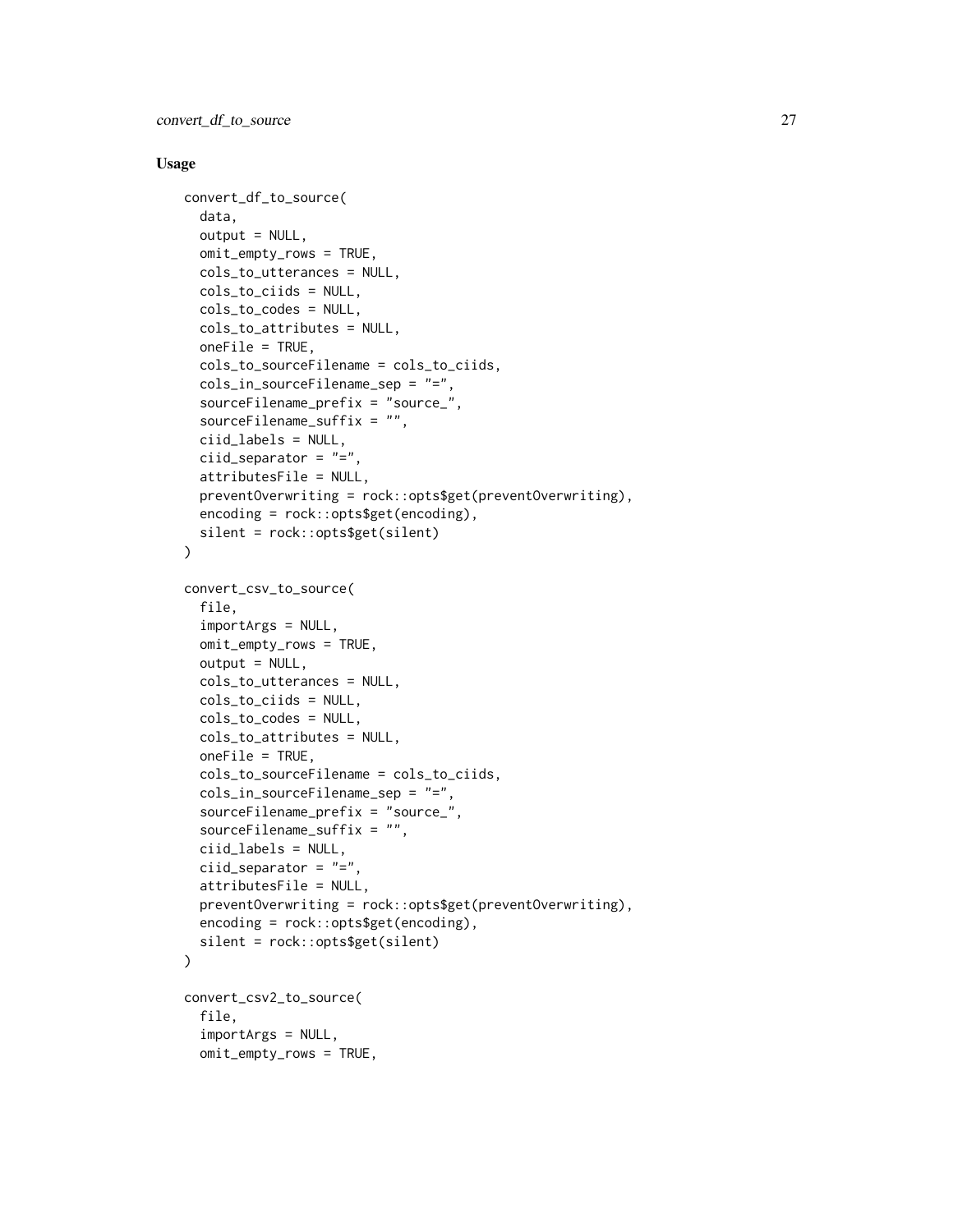## Usage

```
convert_df_to_source(
  data,
  output = NULL,
  omit_empty_rows = TRUE,
  cols_to_utterances = NULL,
  cols_to_ciids = NULL,
  cols_to_codes = NULL,
  cols_to_attributes = NULL,
  oneFile = TRUE,
  cols_to_sourceFilename = cols_to_ciids,
  cols_in_sourceFilename_sep = "=",
  sourceFilename_prefix = "source_",
  sourceFilename_suffix = "",
  ciid_labels = NULL,
  ciid_separator = "=",
  attributesFile = NULL,
  preventOverwriting = rock::opts$get(preventOverwriting),
  encoding = rock::opts$get(encoding),
  silent = rock::opts$get(silent)
)

convert_csv_to_source(
  file,
  importArgs = NULL,
  omit_empty_rows = TRUE,
  output = NULL,
  cols_to_utterances = NULL,
  cols_to_ciids = NULL,
  cols_to_codes = NULL,
  cols_to_attributes = NULL,
  oneFile = TRUE,
  cols_to_sourceFilename = cols_to_ciids,
  cols_in_sourceFilename_sep = "=",
  sourceFilename_prefix = "source_",
  sourceFilename_suffix = "",
  ciid_labels = NULL,
  ciid_separator = "=",
  attributesFile = NULL,
  preventOverwriting = rock::opts$get(preventOverwriting),
  encoding = rock::opts$get(encoding),
  silent = rock::opts$get(silent)
)

convert_csv2_to_source(
  file,
  importArgs = NULL,
  omit_empty_rows = TRUE,
```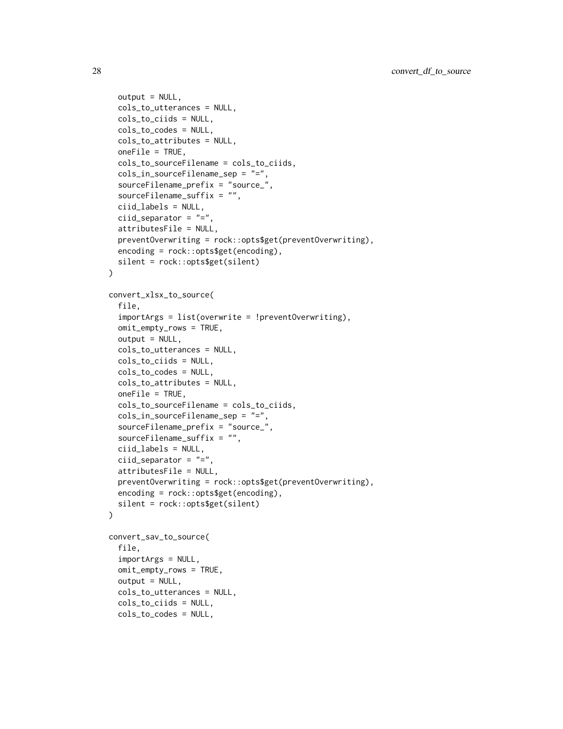```
  output = NULL,
  cols_to_utterances = NULL,
  cols_to_ciids = NULL,
  cols_to_codes = NULL,
  cols_to_attributes = NULL,
  oneFile = TRUE,
  cols_to_sourceFilename = cols_to_ciids,
  cols_in_sourceFilename_sep = "=",
  sourceFilename_prefix = "source_",
  sourceFilename_suffix = "",
  ciid_labels = NULL,
  ciid_separator = "=",
  attributesFile = NULL,
  preventOverwriting = rock::opts$get(preventOverwriting),
  encoding = rock::opts$get(encoding),
  silent = rock::opts$get(silent)
)

convert_xlsx_to_source(
  file,
  importArgs = list(overwrite = !preventOverwriting),
  omit_empty_rows = TRUE,
  output = NULL,
  cols_to_utterances = NULL,
  cols_to_ciids = NULL,
  cols_to_codes = NULL,
  cols_to_attributes = NULL,
  oneFile = TRUE,
  cols_to_sourceFilename = cols_to_ciids,
  cols_in_sourceFilename_sep = "=",
  sourceFilename_prefix = "source_",
  sourceFilename_suffix = "",
  ciid_labels = NULL,
  ciid_separator = "=",
  attributesFile = NULL,
  preventOverwriting = rock::opts$get(preventOverwriting),
  encoding = rock::opts$get(encoding),
  silent = rock::opts$get(silent)
)

convert_sav_to_source(
  file,
  importArgs = NULL,
  omit_empty_rows = TRUE,
  output = NULL,
  cols_to_utterances = NULL,
  cols_to_ciids = NULL,
  cols_to_codes = NULL,
```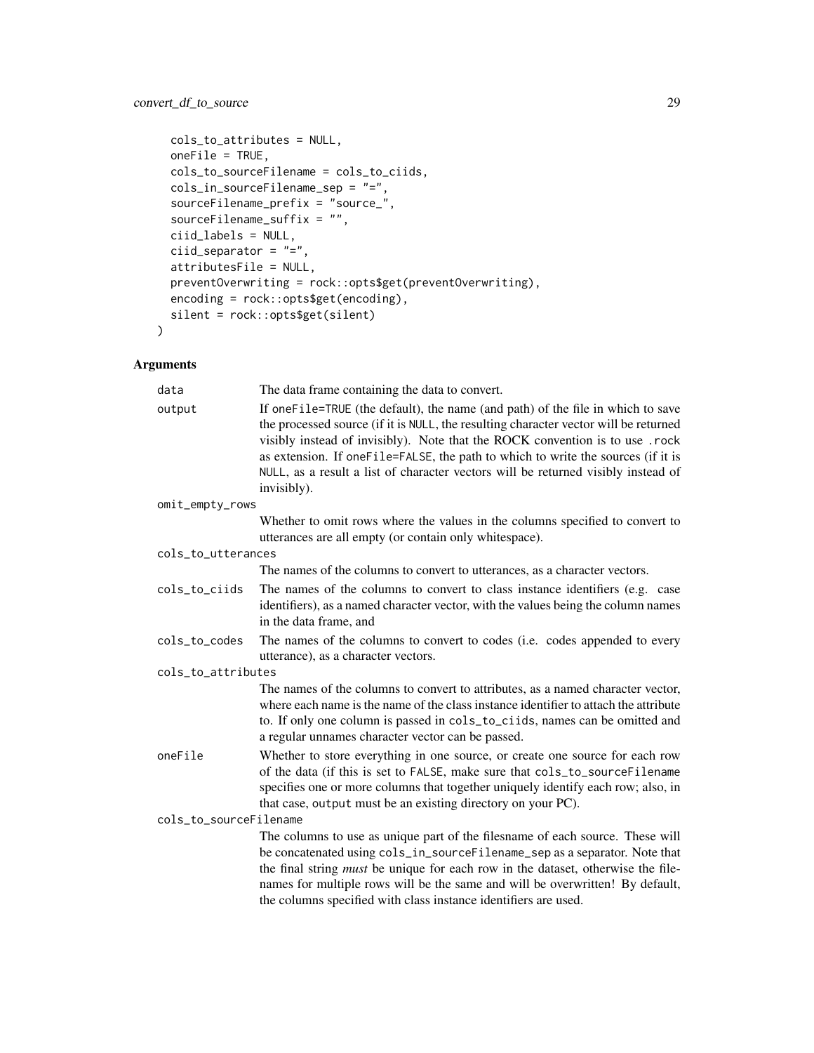```
  cols_to_attributes = NULL,
  oneFile = TRUE,
  cols_to_sourceFilename = cols_to_ciids,
  cols_in_sourceFilename_sep = "=",
  sourceFilename_prefix = "source_",
  sourceFilename_suffix = "",
  ciid_labels = NULL,
  ciid_separator = "=",
  attributesFile = NULL,
  preventOverwriting = rock::opts$get(preventOverwriting),
  encoding = rock::opts$get(encoding),
  silent = rock::opts$get(silent)
)
```

## Arguments

`data` The data frame containing the data to convert.

`output` If `oneFile=TRUE` (the default), the name (and path) of the file in which to save the processed source (if it is `NULL`, the resulting character vector will be returned visibly instead of invisibly). Note that the ROCK convention is to use `.rock` as extension. If `oneFile=FALSE`, the path to which to write the sources (if it is `NULL`, as a result a list of character vectors will be returned visibly instead of invisibly).

`omit_empty_rows` Whether to omit rows where the values in the columns specified to convert to utterances are all empty (or contain only whitespace).

`cols_to_utterances` The names of the columns to convert to utterances, as a character vectors.

`cols_to_ciids` The names of the columns to convert to class instance identifiers (e.g. case identifiers), as a named character vector, with the values being the column names in the data frame, and

`cols_to_codes` The names of the columns to convert to codes (i.e. codes appended to every utterance), as a character vectors.

`cols_to_attributes` The names of the columns to convert to attributes, as a named character vector, where each name is the name of the class instance identifier to attach the attribute to. If only one column is passed in `cols_to_ciids`, names can be omitted and a regular unnames character vector can be passed.

`oneFile` Whether to store everything in one source, or create one source for each row of the data (if this is set to `FALSE`, make sure that `cols_to_sourceFilename` specifies one or more columns that together uniquely identify each row; also, in that case, `output` must be an existing directory on your PC).

`cols_to_sourceFilename` The columns to use as unique part of the filesname of each source. These will be concatenated using `cols_in_sourceFilename_sep` as a separator. Note that the final string *must* be unique for each row in the dataset, otherwise the filenames for multiple rows will be the same and will be overwritten! By default, the columns specified with class instance identifiers are used.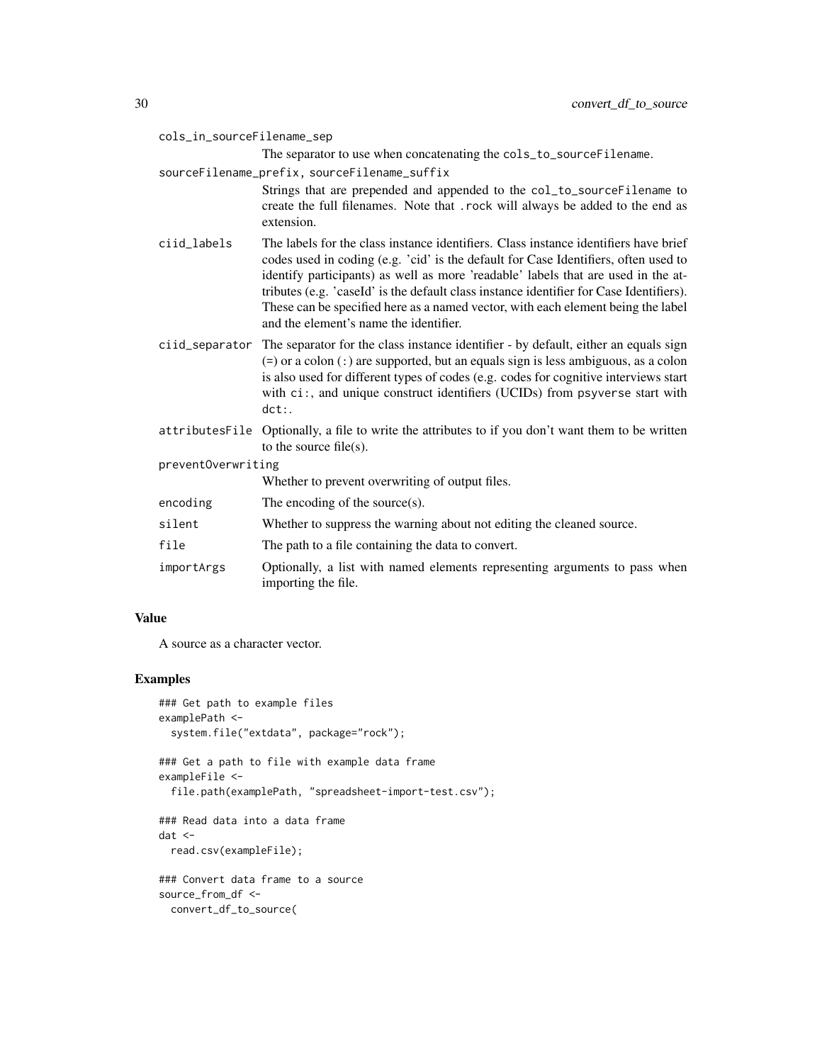cols_in_sourceFilename_sep
: The separator to use when concatenating the `cols_to_sourceFilename`.

sourceFilename_prefix, sourceFilename_suffix
: Strings that are prepended and appended to the `col_to_sourceFilename` to create the full filenames. Note that `.rock` will always be added to the end as extension.

ciid_labels
: The labels for the class instance identifiers. Class instance identifiers have brief codes used in coding (e.g. 'cid' is the default for Case Identifiers, often used to identify participants) as well as more 'readable' labels that are used in the attributes (e.g. 'caseId' is the default class instance identifier for Case Identifiers). These can be specified here as a named vector, with each element being the label and the element's name the identifier.

ciid_separator
: The separator for the class instance identifier - by default, either an equals sign (`=`) or a colon (`:`) are supported, but an equals sign is less ambiguous, as a colon is also used for different types of codes (e.g. codes for cognitive interviews start with `ci:`, and unique construct identifiers (UCIDs) from `psyverse` start with `dct:`.

attributesFile
: Optionally, a file to write the attributes to if you don't want them to be written to the source file(s).

preventOverwriting
: Whether to prevent overwriting of output files.

encoding
: The encoding of the source(s).

silent
: Whether to suppress the warning about not editing the cleaned source.

file
: The path to a file containing the data to convert.

importArgs
: Optionally, a list with named elements representing arguments to pass when importing the file.

## Value

A source as a character vector.

## Examples

```
### Get path to example files
examplePath <-
  system.file("extdata", package="rock");

### Get a path to file with example data frame
exampleFile <-
  file.path(examplePath, "spreadsheet-import-test.csv");

### Read data into a data frame
dat <-
  read.csv(exampleFile);

### Convert data frame to a source
source_from_df <-
  convert_df_to_source(
```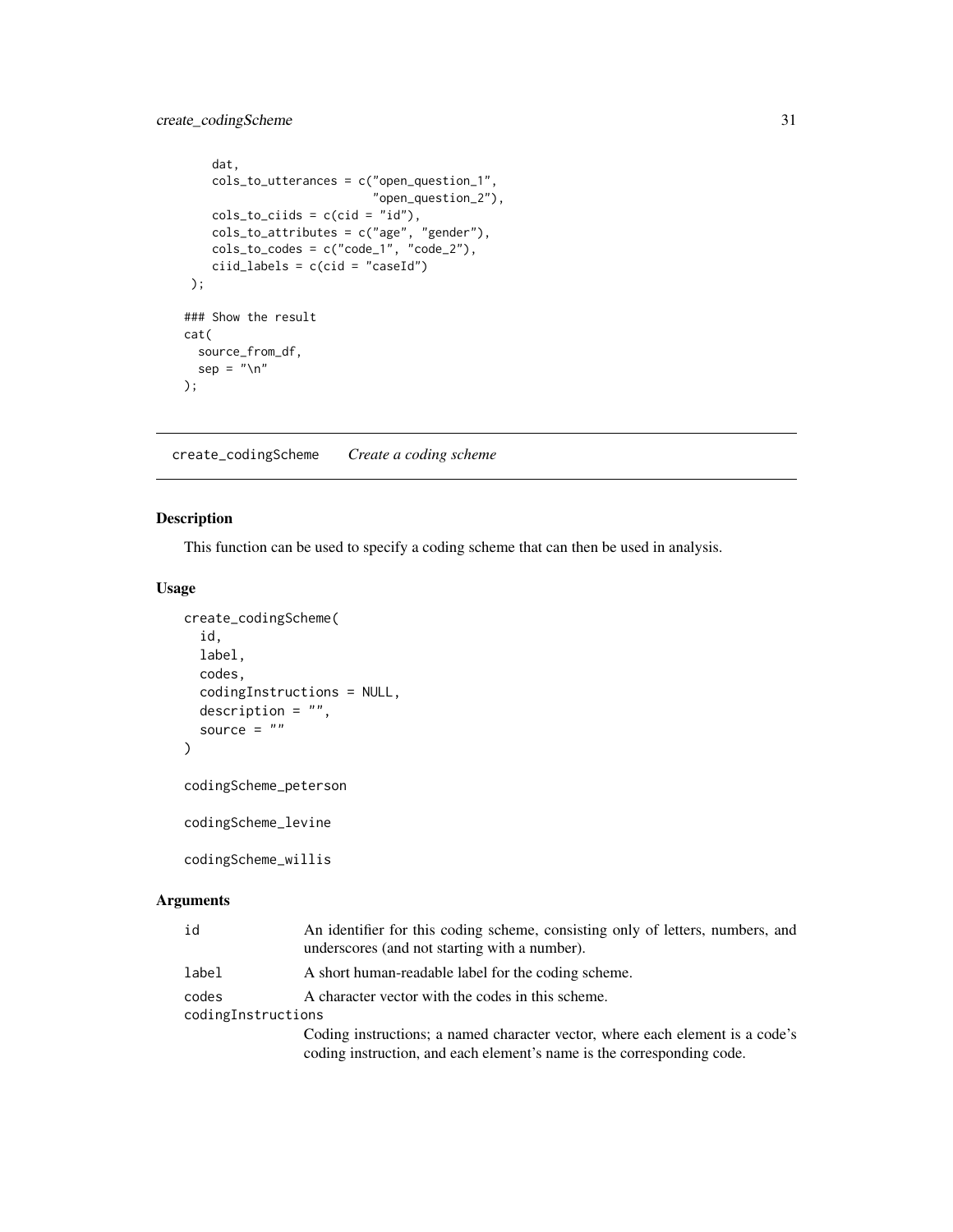```
    dat,
    cols_to_utterances = c("open_question_1",
                           "open_question_2"),
    cols_to_ciids = c(cid = "id"),
    cols_to_attributes = c("age", "gender"),
    cols_to_codes = c("code_1", "code_2"),
    ciid_labels = c(cid = "caseId")
  );

### Show the result
cat(
  source_from_df,
  sep = "\n"
);
```

## create_codingScheme *Create a coding scheme*

### Description

This function can be used to specify a coding scheme that can then be used in analysis.

### Usage

```
create_codingScheme(
  id,
  label,
  codes,
  codingInstructions = NULL,
  description = "",
  source = ""
)

codingScheme_peterson

codingScheme_levine

codingScheme_willis
```

### Arguments

- `id` — An identifier for this coding scheme, consisting only of letters, numbers, and underscores (and not starting with a number).
- `label` — A short human-readable label for the coding scheme.
- `codes` — A character vector with the codes in this scheme.
- `codingInstructions` — Coding instructions; a named character vector, where each element is a code's coding instruction, and each element's name is the corresponding code.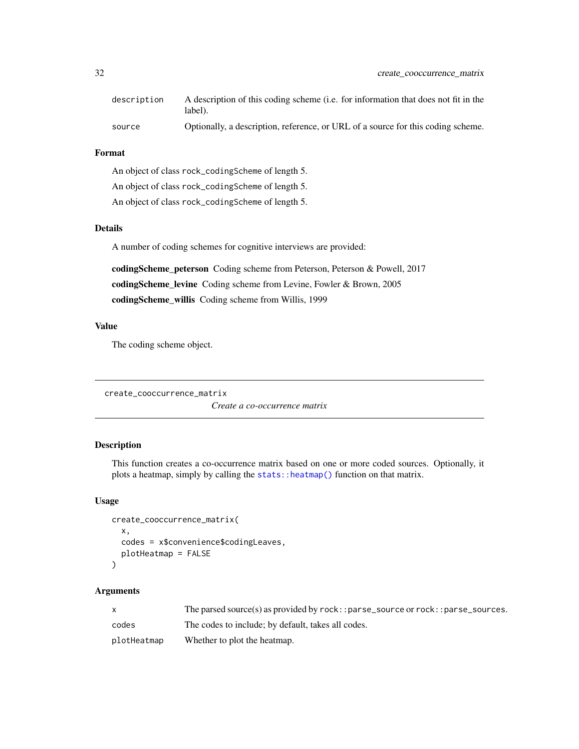| | |
|---|---|
| description | A description of this coding scheme (i.e. for information that does not fit in the label). |
| source | Optionally, a description, reference, or URL of a source for this coding scheme. |

### Format

An object of class `rock_codingScheme` of length 5.

An object of class `rock_codingScheme` of length 5.

An object of class `rock_codingScheme` of length 5.

### Details

A number of coding schemes for cognitive interviews are provided:

**codingScheme_peterson** Coding scheme from Peterson, Peterson & Powell, 2017

**codingScheme_levine** Coding scheme from Levine, Fowler & Brown, 2005

**codingScheme_willis** Coding scheme from Willis, 1999

### Value

The coding scheme object.

---

## create_cooccurrence_matrix

*Create a co-occurrence matrix*

---

### Description

This function creates a co-occurrence matrix based on one or more coded sources. Optionally, it plots a heatmap, simply by calling the `stats::heatmap()` function on that matrix.

### Usage

```
create_cooccurrence_matrix(
  x,
  codes = x$convenience$codingLeaves,
  plotHeatmap = FALSE
)
```

### Arguments

| | |
|---|---|
| x | The parsed source(s) as provided by `rock::parse_source` or `rock::parse_sources`. |
| codes | The codes to include; by default, takes all codes. |
| plotHeatmap | Whether to plot the heatmap. |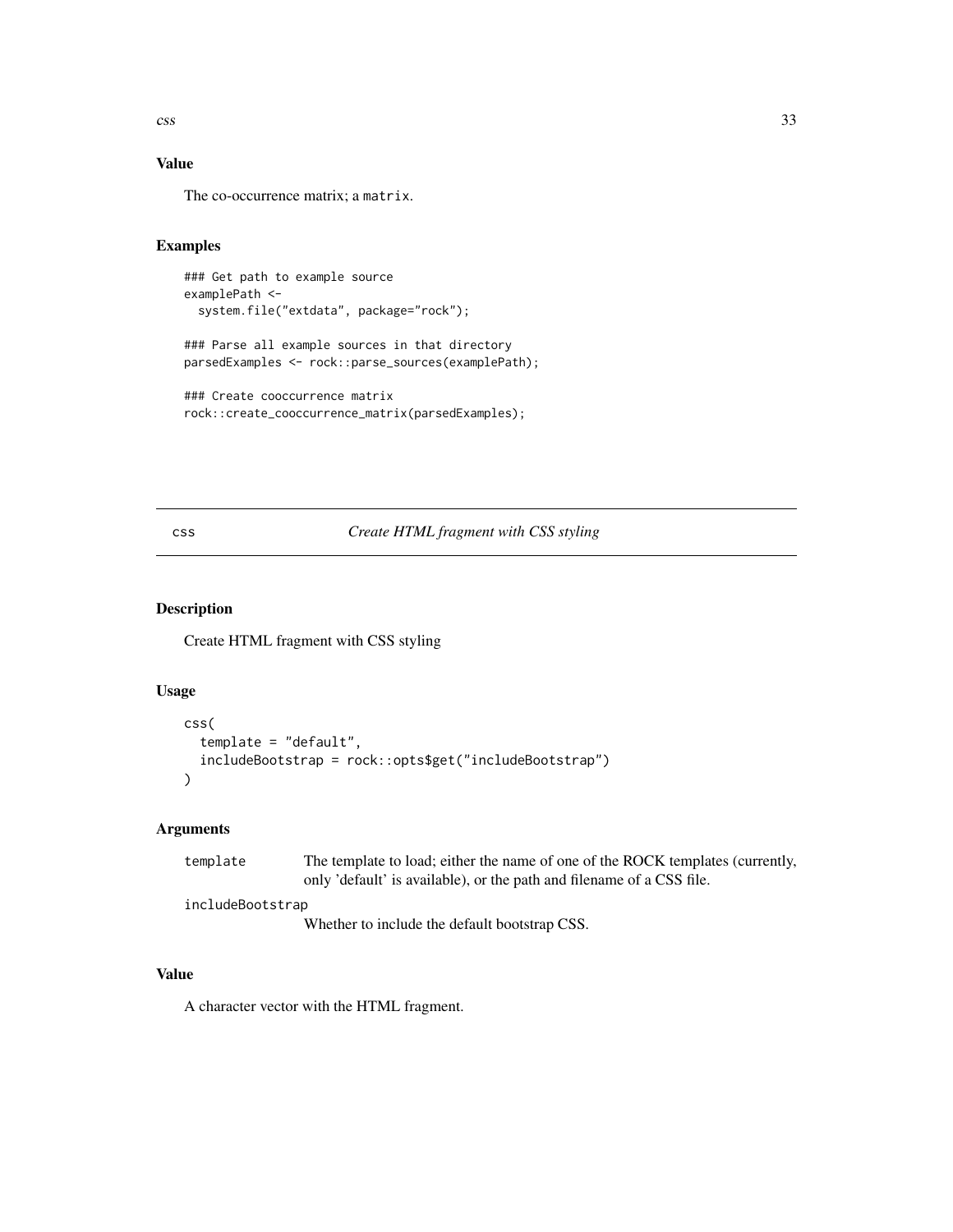## Value

The co-occurrence matrix; a `matrix`.

## Examples

```
### Get path to example source
examplePath <-
  system.file("extdata", package="rock");

### Parse all example sources in that directory
parsedExamples <- rock::parse_sources(examplePath);

### Create cooccurrence matrix
rock::create_cooccurrence_matrix(parsedExamples);
```

---

# css — *Create HTML fragment with CSS styling*

---

## Description

Create HTML fragment with CSS styling

## Usage

```
css(
  template = "default",
  includeBootstrap = rock::opts$get("includeBootstrap")
)
```

## Arguments

| | |
|---|---|
| `template` | The template to load; either the name of one of the ROCK templates (currently, only 'default' is available), or the path and filename of a CSS file. |
| `includeBootstrap` | Whether to include the default bootstrap CSS. |

## Value

A character vector with the HTML fragment.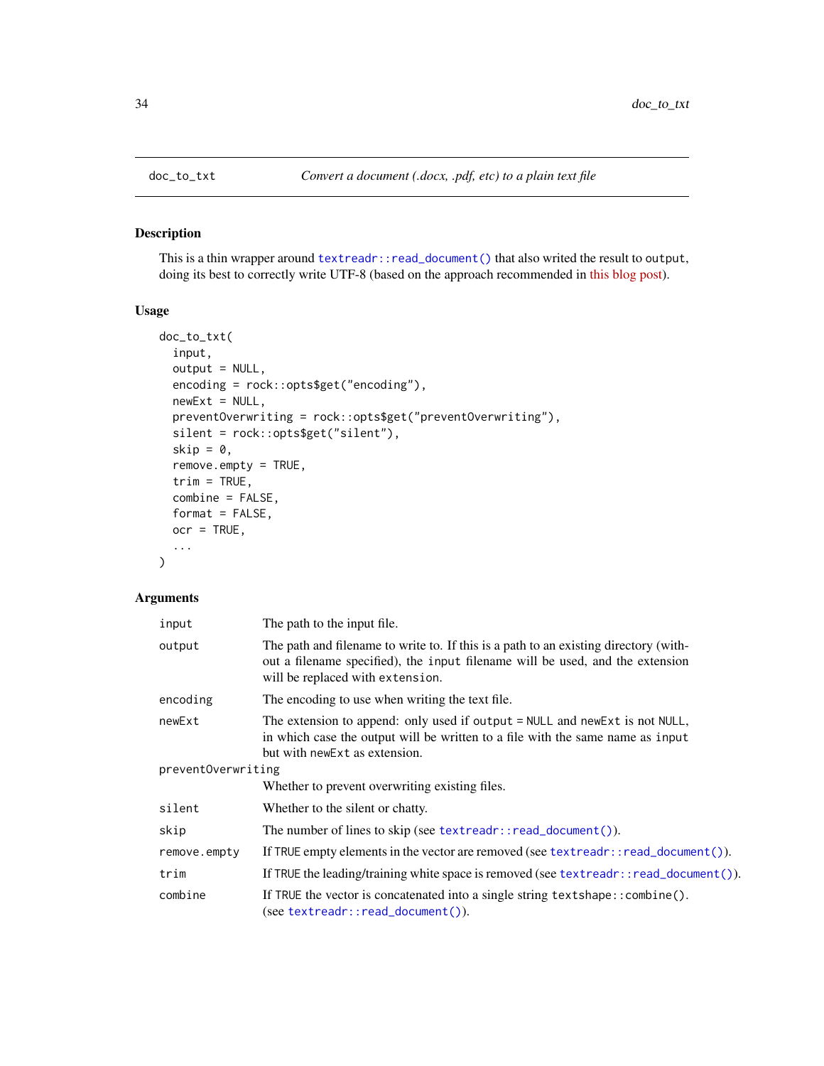doc_to_txt — *Convert a document (.docx, .pdf, etc) to a plain text file*

## Description

This is a thin wrapper around `textreadr::read_document()` that also writed the result to `output`, doing its best to correctly write UTF-8 (based on the approach recommended in this blog post).

## Usage

```
doc_to_txt(
  input,
  output = NULL,
  encoding = rock::opts$get("encoding"),
  newExt = NULL,
  preventOverwriting = rock::opts$get("preventOverwriting"),
  silent = rock::opts$get("silent"),
  skip = 0,
  remove.empty = TRUE,
  trim = TRUE,
  combine = FALSE,
  format = FALSE,
  ocr = TRUE,
  ...
)
```

## Arguments

`input` The path to the input file.

`output` The path and filename to write to. If this is a path to an existing directory (without a filename specified), the `input` filename will be used, and the extension will be replaced with `extension`.

`encoding` The encoding to use when writing the text file.

`newExt` The extension to append: only used if `output = NULL` and `newExt` is not `NULL`, in which case the output will be written to a file with the same name as `input` but with `newExt` as extension.

`preventOverwriting` Whether to prevent overwriting existing files.

`silent` Whether to the silent or chatty.

`skip` The number of lines to skip (see `textreadr::read_document()`).

`remove.empty` If `TRUE` empty elements in the vector are removed (see `textreadr::read_document()`).

`trim` If `TRUE` the leading/training white space is removed (see `textreadr::read_document()`).

`combine` If `TRUE` the vector is concatenated into a single string `textshape::combine()`. (see `textreadr::read_document()`).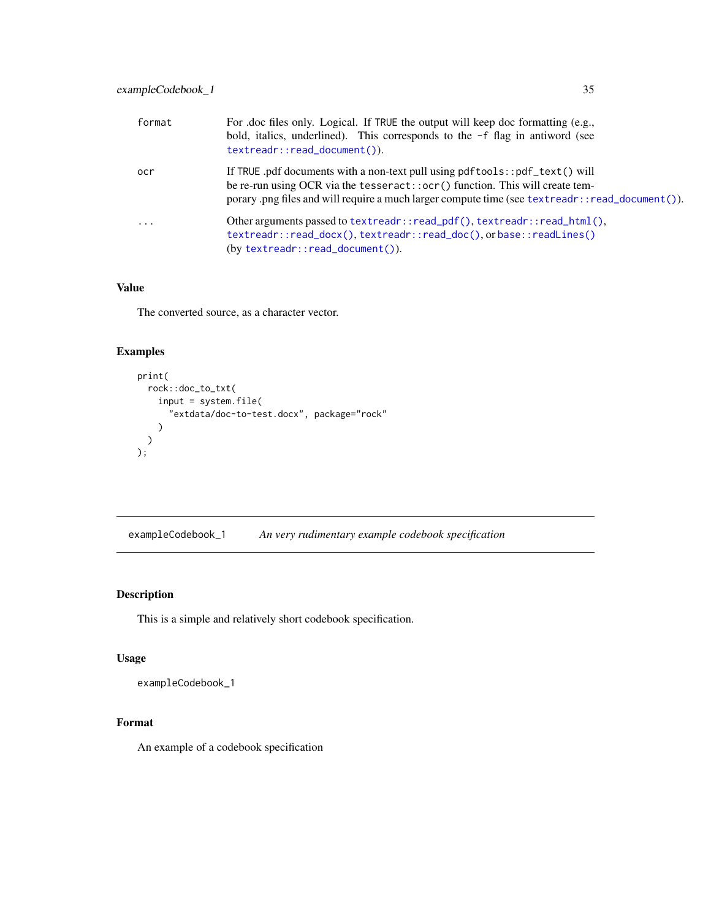| | |
|---|---|
| format | For .doc files only. Logical. If TRUE the output will keep doc formatting (e.g., bold, italics, underlined). This corresponds to the -f flag in antiword (see `textreadr::read_document()`). |
| ocr | If TRUE .pdf documents with a non-text pull using `pdftools::pdf_text()` will be re-run using OCR via the `tesseract::ocr()` function. This will create temporary .png files and will require a much larger compute time (see `textreadr::read_document()`). |
| ... | Other arguments passed to `textreadr::read_pdf()`, `textreadr::read_html()`, `textreadr::read_docx()`, `textreadr::read_doc()`, or `base::readLines()` (by `textreadr::read_document()`). |

## Value

The converted source, as a character vector.

## Examples

```
print(
  rock::doc_to_txt(
    input = system.file(
      "extdata/doc-to-test.docx", package="rock"
    )
  )
);
```

---

# exampleCodebook_1 — *An very rudimentary example codebook specification*

## Description

This is a simple and relatively short codebook specification.

## Usage

```
exampleCodebook_1
```

## Format

An example of a codebook specification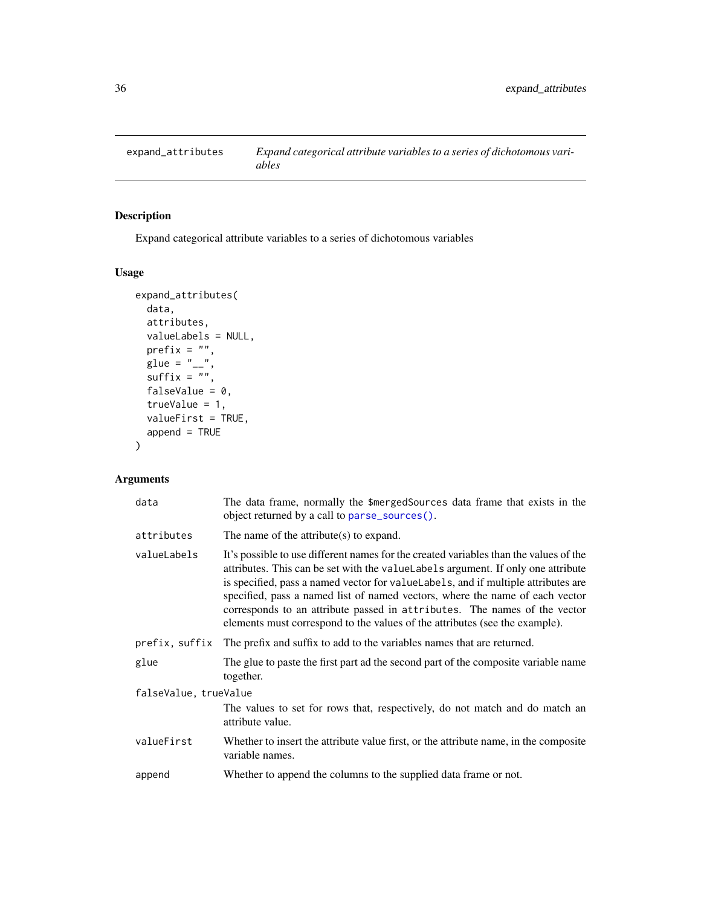## expand_attributes — *Expand categorical attribute variables to a series of dichotomous variables*

### Description

Expand categorical attribute variables to a series of dichotomous variables

### Usage

```
expand_attributes(
  data,
  attributes,
  valueLabels = NULL,
  prefix = "",
  glue = "__",
  suffix = "",
  falseValue = 0,
  trueValue = 1,
  valueFirst = TRUE,
  append = TRUE
)
```

### Arguments

| Argument | Description |
|---|---|
| `data` | The data frame, normally the `$mergedSources` data frame that exists in the object returned by a call to `parse_sources()`. |
| `attributes` | The name of the attribute(s) to expand. |
| `valueLabels` | It's possible to use different names for the created variables than the values of the attributes. This can be set with the `valueLabels` argument. If only one attribute is specified, pass a named vector for `valueLabels`, and if multiple attributes are specified, pass a named list of named vectors, where the name of each vector corresponds to an attribute passed in `attributes`. The names of the vector elements must correspond to the values of the attributes (see the example). |
| `prefix, suffix` | The prefix and suffix to add to the variables names that are returned. |
| `glue` | The glue to paste the first part ad the second part of the composite variable name together. |
| `falseValue, trueValue` | The values to set for rows that, respectively, do not match and do match an attribute value. |
| `valueFirst` | Whether to insert the attribute value first, or the attribute name, in the composite variable names. |
| `append` | Whether to append the columns to the supplied data frame or not. |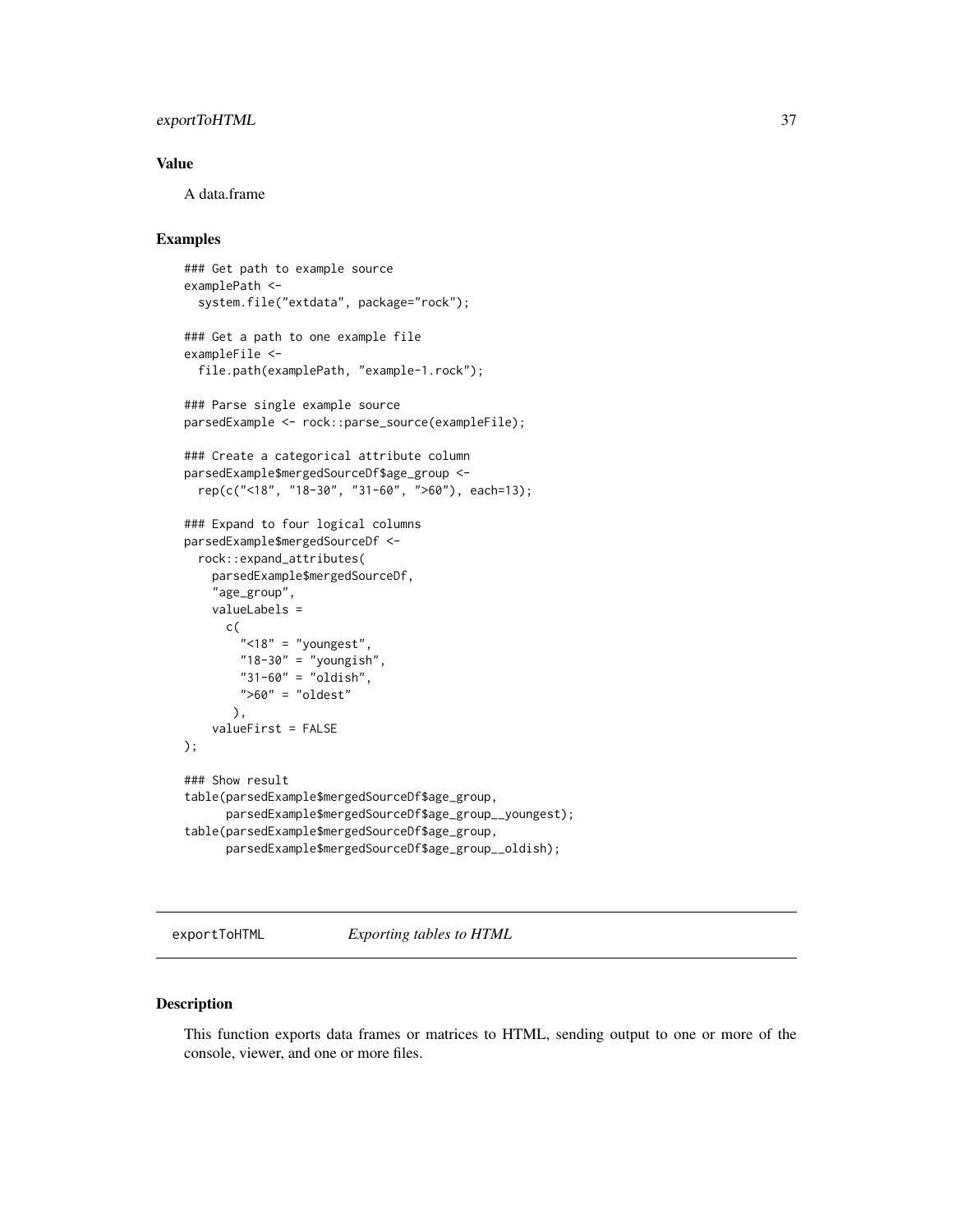## Value

A data.frame

## Examples

```
### Get path to example source
examplePath <-
  system.file("extdata", package="rock");

### Get a path to one example file
exampleFile <-
  file.path(examplePath, "example-1.rock");

### Parse single example source
parsedExample <- rock::parse_source(exampleFile);

### Create a categorical attribute column
parsedExample$mergedSourceDf$age_group <-
  rep(c("<18", "18-30", "31-60", ">60"), each=13);

### Expand to four logical columns
parsedExample$mergedSourceDf <-
  rock::expand_attributes(
    parsedExample$mergedSourceDf,
    "age_group",
    valueLabels =
      c(
        "<18" = "youngest",
        "18-30" = "youngish",
        "31-60" = "oldish",
        ">60" = "oldest"
       ),
    valueFirst = FALSE
);

### Show result
table(parsedExample$mergedSourceDf$age_group,
      parsedExample$mergedSourceDf$age_group__youngest);
table(parsedExample$mergedSourceDf$age_group,
      parsedExample$mergedSourceDf$age_group__oldish);
```

---

# exportToHTML *Exporting tables to HTML*

## Description

This function exports data frames or matrices to HTML, sending output to one or more of the console, viewer, and one or more files.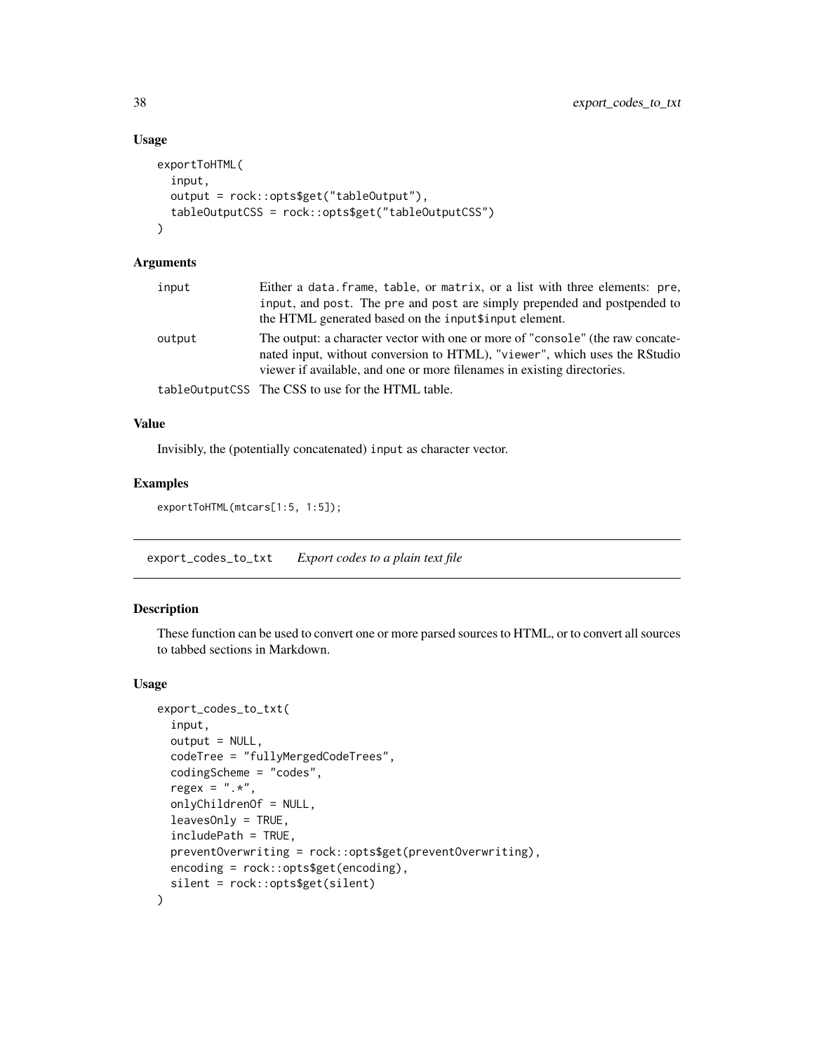## Usage

```
exportToHTML(
  input,
  output = rock::opts$get("tableOutput"),
  tableOutputCSS = rock::opts$get("tableOutputCSS")
)
```

## Arguments

| | |
|---|---|
| input | Either a data.frame, table, or matrix, or a list with three elements: pre, input, and post. The pre and post are simply prepended and postpended to the HTML generated based on the input$input element. |
| output | The output: a character vector with one or more of "console" (the raw concatenated input, without conversion to HTML), "viewer", which uses the RStudio viewer if available, and one or more filenames in existing directories. |
| tableOutputCSS | The CSS to use for the HTML table. |

## Value

Invisibly, the (potentially concatenated) input as character vector.

## Examples

```
exportToHTML(mtcars[1:5, 1:5]);
```

---

# export_codes_to_txt    *Export codes to a plain text file*

## Description

These function can be used to convert one or more parsed sources to HTML, or to convert all sources to tabbed sections in Markdown.

## Usage

```
export_codes_to_txt(
  input,
  output = NULL,
  codeTree = "fullyMergedCodeTrees",
  codingScheme = "codes",
  regex = ".*",
  onlyChildrenOf = NULL,
  leavesOnly = TRUE,
  includePath = TRUE,
  preventOverwriting = rock::opts$get(preventOverwriting),
  encoding = rock::opts$get(encoding),
  silent = rock::opts$get(silent)
)
```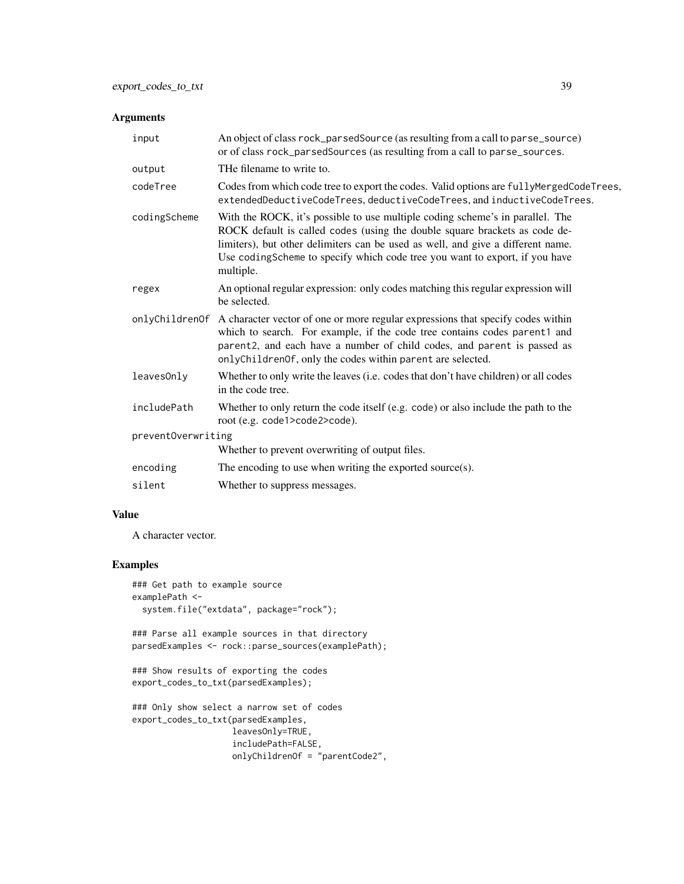## Arguments

| | |
|---|---|
| `input` | An object of class `rock_parsedSource` (as resulting from a call to `parse_source`) or of class `rock_parsedSources` (as resulting from a call to `parse_sources`. |
| `output` | THe filename to write to. |
| `codeTree` | Codes from which code tree to export the codes. Valid options are `fullyMergedCodeTrees`, `extendedDeductiveCodeTrees`, `deductiveCodeTrees`, and `inductiveCodeTrees`. |
| `codingScheme` | With the ROCK, it's possible to use multiple coding scheme's in parallel. The ROCK default is called `codes` (using the double square brackets as code delimiters), but other delimiters can be used as well, and give a different name. Use `codingScheme` to specify which code tree you want to export, if you have multiple. |
| `regex` | An optional regular expression: only codes matching this regular expression will be selected. |
| `onlyChildrenOf` | A character vector of one or more regular expressions that specify codes within which to search. For example, if the code tree contains codes `parent1` and `parent2`, and each have a number of child codes, and `parent` is passed as `onlyChildrenOf`, only the codes within `parent` are selected. |
| `leavesOnly` | Whether to only write the leaves (i.e. codes that don't have children) or all codes in the code tree. |
| `includePath` | Whether to only return the code itself (e.g. `code`) or also include the path to the root (e.g. `code1>code2>code`). |
| `preventOverwriting` | Whether to prevent overwriting of output files. |
| `encoding` | The encoding to use when writing the exported source(s). |
| `silent` | Whether to suppress messages. |

## Value

A character vector.

## Examples

```
### Get path to example source
examplePath <-
  system.file("extdata", package="rock");

### Parse all example sources in that directory
parsedExamples <- rock::parse_sources(examplePath);

### Show results of exporting the codes
export_codes_to_txt(parsedExamples);

### Only show select a narrow set of codes
export_codes_to_txt(parsedExamples,
                    leavesOnly=TRUE,
                    includePath=FALSE,
                    onlyChildrenOf = "parentCode2",
```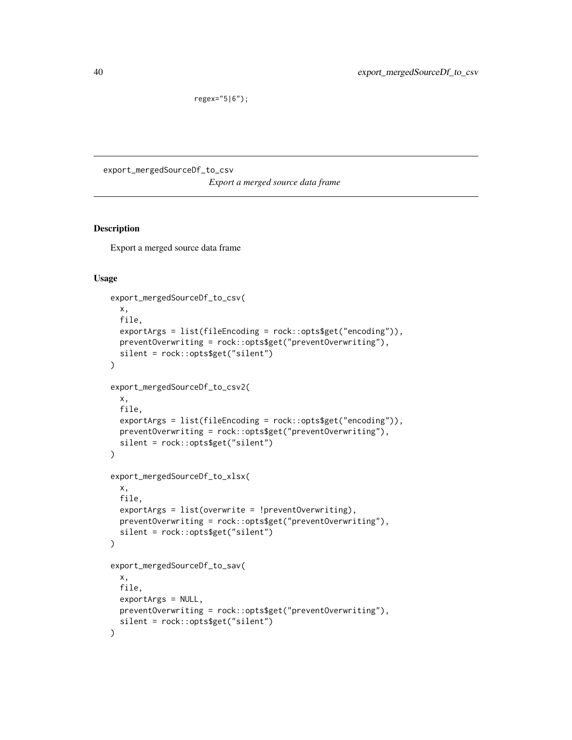```
                regex="5|6");
```

## export_mergedSourceDf_to_csv

*Export a merged source data frame*

### Description

Export a merged source data frame

### Usage

```
export_mergedSourceDf_to_csv(
  x,
  file,
  exportArgs = list(fileEncoding = rock::opts$get("encoding")),
  preventOverwriting = rock::opts$get("preventOverwriting"),
  silent = rock::opts$get("silent")
)

export_mergedSourceDf_to_csv2(
  x,
  file,
  exportArgs = list(fileEncoding = rock::opts$get("encoding")),
  preventOverwriting = rock::opts$get("preventOverwriting"),
  silent = rock::opts$get("silent")
)

export_mergedSourceDf_to_xlsx(
  x,
  file,
  exportArgs = list(overwrite = !preventOverwriting),
  preventOverwriting = rock::opts$get("preventOverwriting"),
  silent = rock::opts$get("silent")
)

export_mergedSourceDf_to_sav(
  x,
  file,
  exportArgs = NULL,
  preventOverwriting = rock::opts$get("preventOverwriting"),
  silent = rock::opts$get("silent")
)
```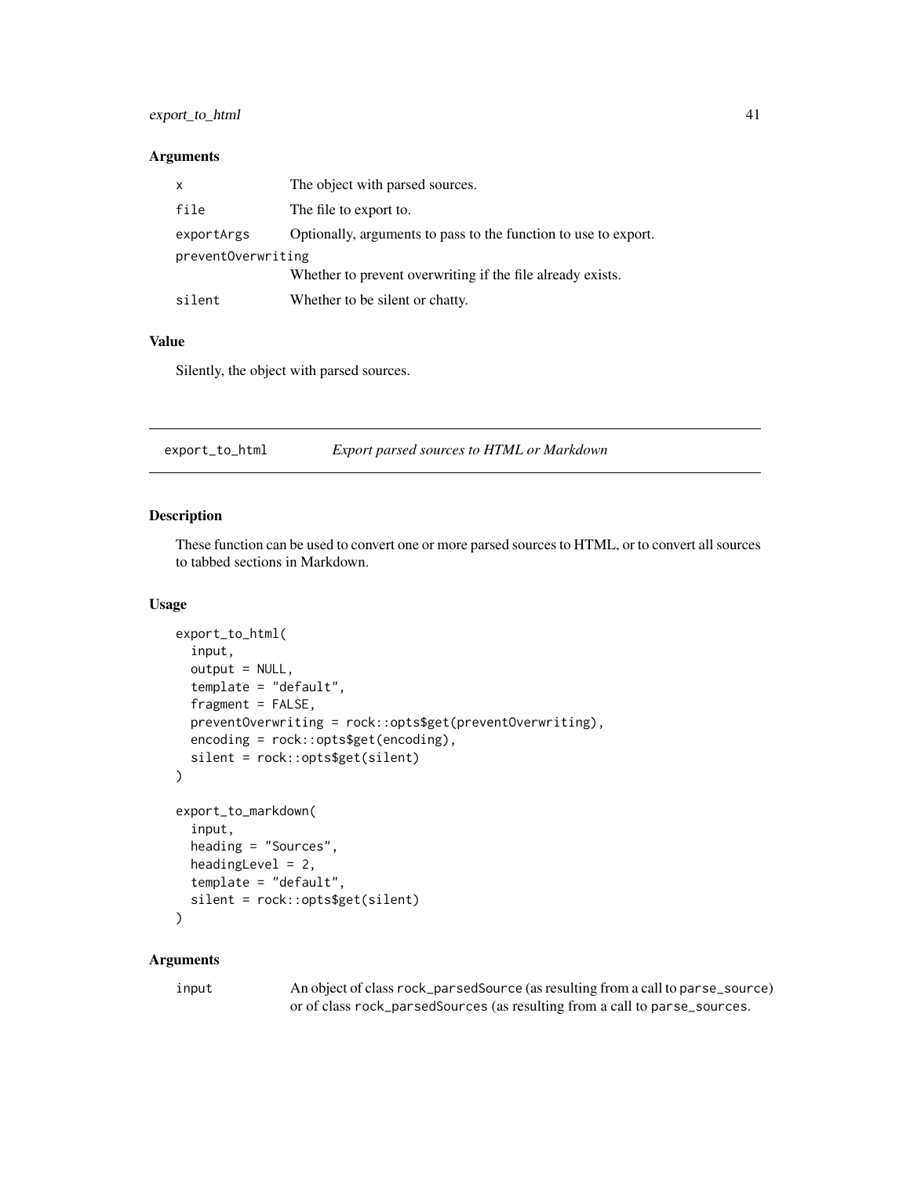### Arguments

| | |
|---|---|
| `x` | The object with parsed sources. |
| `file` | The file to export to. |
| `exportArgs` | Optionally, arguments to pass to the function to use to export. |
| `preventOverwriting` | Whether to prevent overwriting if the file already exists. |
| `silent` | Whether to be silent or chatty. |

### Value

Silently, the object with parsed sources.

---

## `export_to_html` *Export parsed sources to HTML or Markdown*

---

### Description

These function can be used to convert one or more parsed sources to HTML, or to convert all sources to tabbed sections in Markdown.

### Usage

```
export_to_html(
  input,
  output = NULL,
  template = "default",
  fragment = FALSE,
  preventOverwriting = rock::opts$get(preventOverwriting),
  encoding = rock::opts$get(encoding),
  silent = rock::opts$get(silent)
)

export_to_markdown(
  input,
  heading = "Sources",
  headingLevel = 2,
  template = "default",
  silent = rock::opts$get(silent)
)
```

### Arguments

| | |
|---|---|
| `input` | An object of class `rock_parsedSource` (as resulting from a call to `parse_source`) or of class `rock_parsedSources` (as resulting from a call to `parse_sources`. |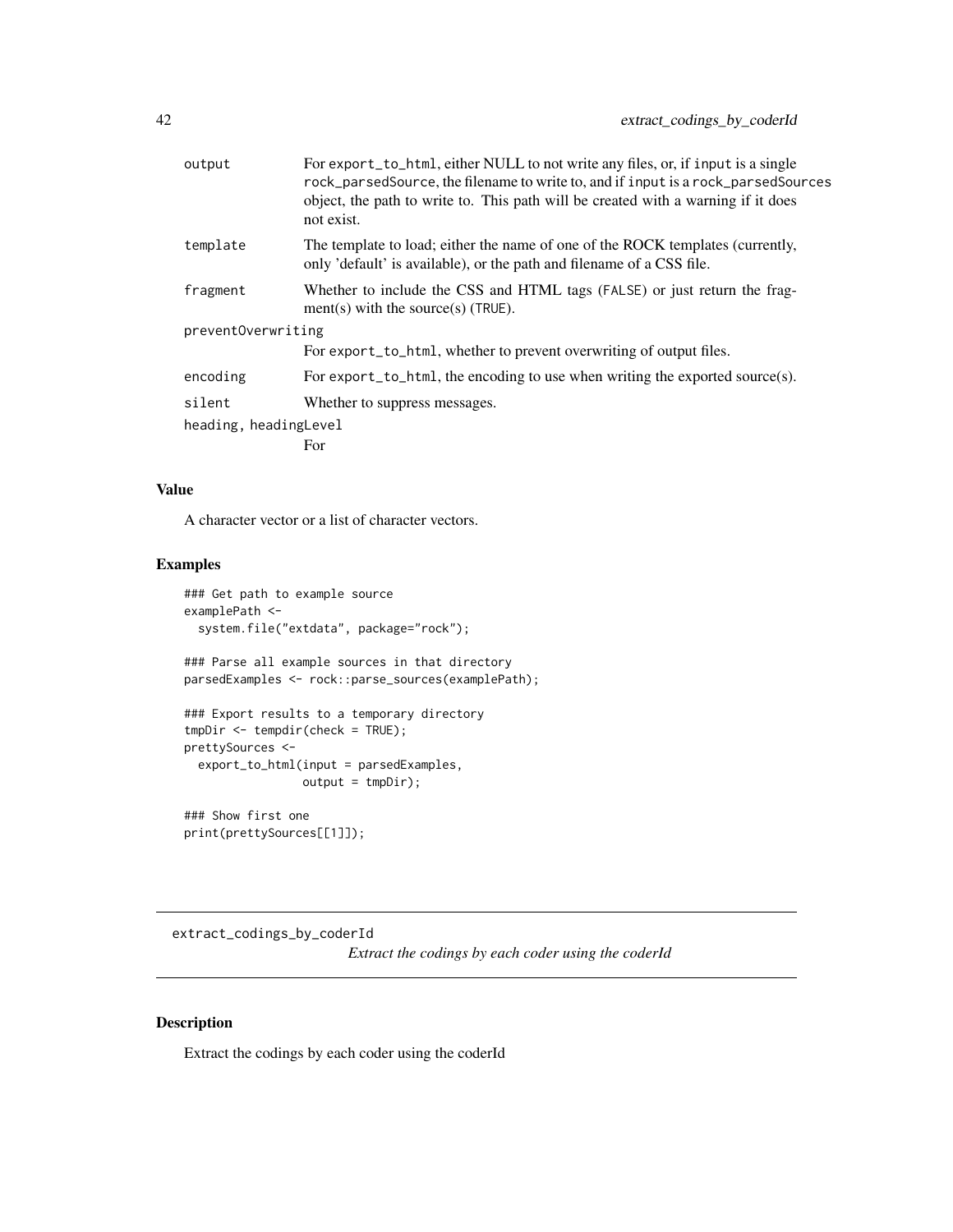| | |
|---|---|
| output | For export_to_html, either NULL to not write any files, or, if input is a single rock_parsedSource, the filename to write to, and if input is a rock_parsedSources object, the path to write to. This path will be created with a warning if it does not exist. |
| template | The template to load; either the name of one of the ROCK templates (currently, only 'default' is available), or the path and filename of a CSS file. |
| fragment | Whether to include the CSS and HTML tags (FALSE) or just return the fragment(s) with the source(s) (TRUE). |
| preventOverwriting | For export_to_html, whether to prevent overwriting of output files. |
| encoding | For export_to_html, the encoding to use when writing the exported source(s). |
| silent | Whether to suppress messages. |
| heading, headingLevel | For |

## Value

A character vector or a list of character vectors.

## Examples

```
### Get path to example source
examplePath <-
  system.file("extdata", package="rock");

### Parse all example sources in that directory
parsedExamples <- rock::parse_sources(examplePath);

### Export results to a temporary directory
tmpDir <- tempdir(check = TRUE);
prettySources <-
  export_to_html(input = parsedExamples,
                 output = tmpDir);

### Show first one
print(prettySources[[1]]);
```

---

# extract_codings_by_coderId    *Extract the codings by each coder using the coderId*

---

## Description

Extract the codings by each coder using the coderId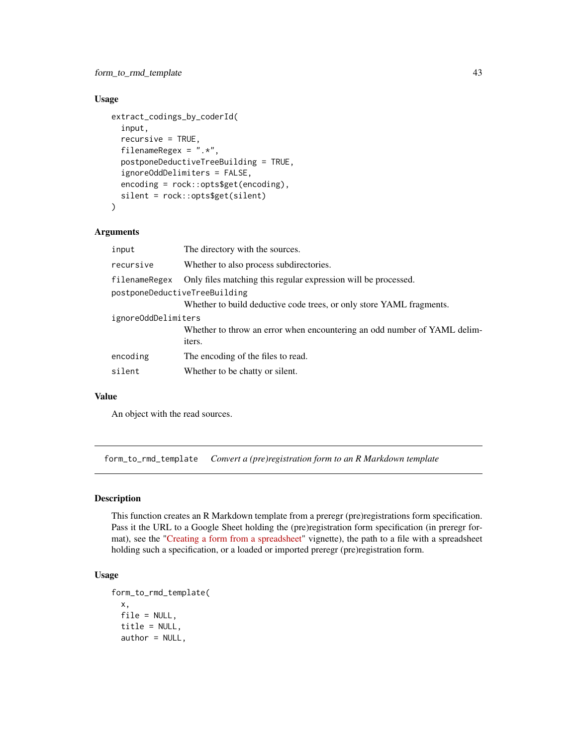### Usage

```
extract_codings_by_coderId(
  input,
  recursive = TRUE,
  filenameRegex = ".*",
  postponeDeductiveTreeBuilding = TRUE,
  ignoreOddDelimiters = FALSE,
  encoding = rock::opts$get(encoding),
  silent = rock::opts$get(silent)
)
```

### Arguments

| | |
|---|---|
| `input` | The directory with the sources. |
| `recursive` | Whether to also process subdirectories. |
| `filenameRegex` | Only files matching this regular expression will be processed. |
| `postponeDeductiveTreeBuilding` | Whether to build deductive code trees, or only store YAML fragments. |
| `ignoreOddDelimiters` | Whether to throw an error when encountering an odd number of YAML delimiters. |
| `encoding` | The encoding of the files to read. |
| `silent` | Whether to be chatty or silent. |

### Value

An object with the read sources.

---

## `form_to_rmd_template` *Convert a (pre)registration form to an R Markdown template*

### Description

This function creates an R Markdown template from a preregr (pre)registrations form specification. Pass it the URL to a Google Sheet holding the (pre)registration form specification (in preregr format), see the "Creating a form from a spreadsheet" vignette), the path to a file with a spreadsheet holding such a specification, or a loaded or imported preregr (pre)registration form.

### Usage

```
form_to_rmd_template(
  x,
  file = NULL,
  title = NULL,
  author = NULL,
```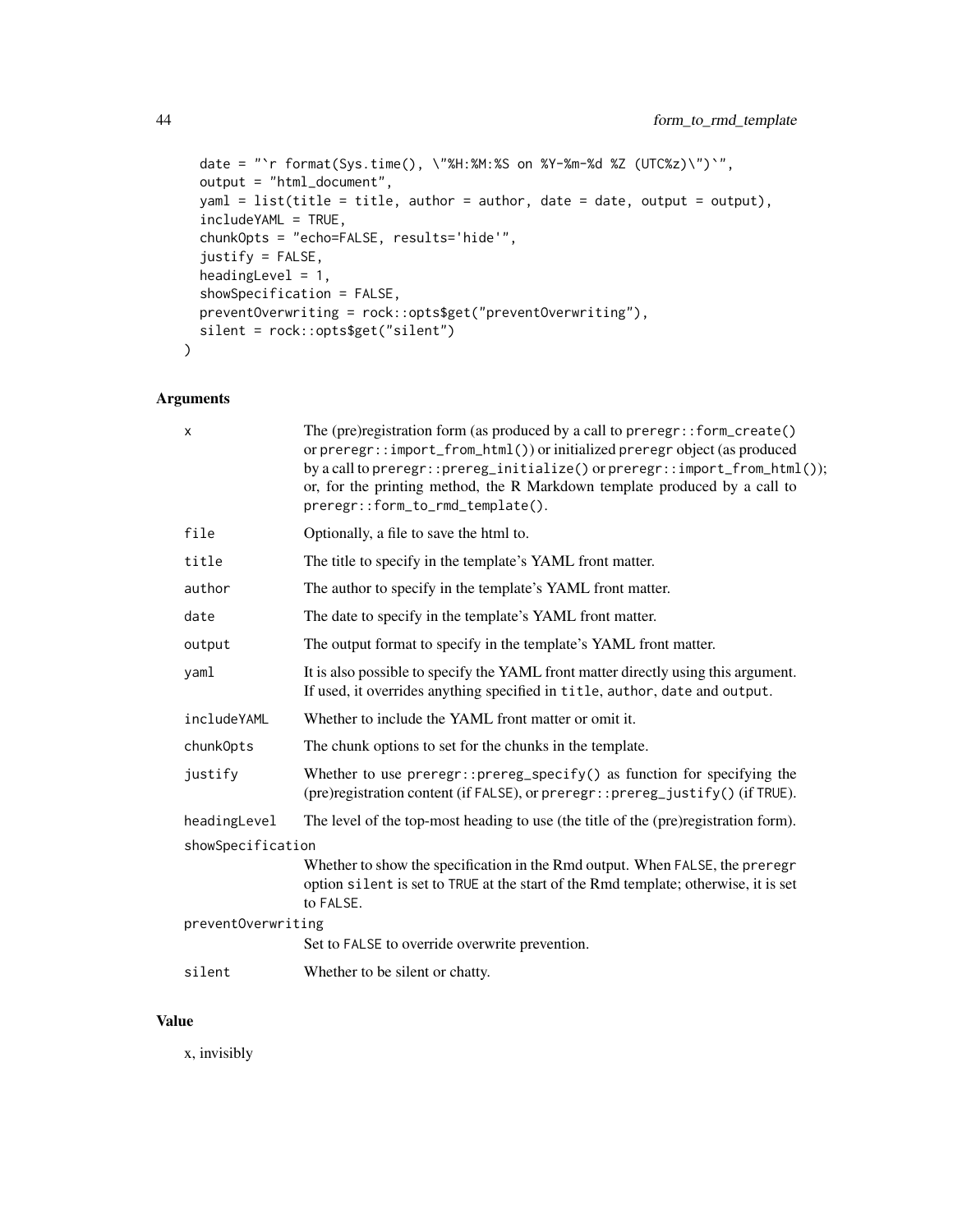```
  date = "`r format(Sys.time(), \"%H:%M:%S on %Y-%m-%d %Z (UTC%z)\")`",
  output = "html_document",
  yaml = list(title = title, author = author, date = date, output = output),
  includeYAML = TRUE,
  chunkOpts = "echo=FALSE, results='hide'",
  justify = FALSE,
  headingLevel = 1,
  showSpecification = FALSE,
  preventOverwriting = rock::opts$get("preventOverwriting"),
  silent = rock::opts$get("silent")
)
```

## Arguments

| | |
|---|---|
| `x` | The (pre)registration form (as produced by a call to `preregr::form_create()` or `preregr::import_from_html()`) or initialized `preregr` object (as produced by a call to `preregr::prereg_initialize()` or `preregr::import_from_html()`); or, for the printing method, the R Markdown template produced by a call to `preregr::form_to_rmd_template()`. |
| `file` | Optionally, a file to save the html to. |
| `title` | The title to specify in the template's YAML front matter. |
| `author` | The author to specify in the template's YAML front matter. |
| `date` | The date to specify in the template's YAML front matter. |
| `output` | The output format to specify in the template's YAML front matter. |
| `yaml` | It is also possible to specify the YAML front matter directly using this argument. If used, it overrides anything specified in `title`, `author`, `date` and `output`. |
| `includeYAML` | Whether to include the YAML front matter or omit it. |
| `chunkOpts` | The chunk options to set for the chunks in the template. |
| `justify` | Whether to use `preregr::prereg_specify()` as function for specifying the (pre)registration content (if `FALSE`), or `preregr::prereg_justify()` (if `TRUE`). |
| `headingLevel` | The level of the top-most heading to use (the title of the (pre)registration form). |
| `showSpecification` | Whether to show the specification in the Rmd output. When `FALSE`, the `preregr` option `silent` is set to `TRUE` at the start of the Rmd template; otherwise, it is set to `FALSE`. |
| `preventOverwriting` | Set to `FALSE` to override overwrite prevention. |
| `silent` | Whether to be silent or chatty. |

## Value

x, invisibly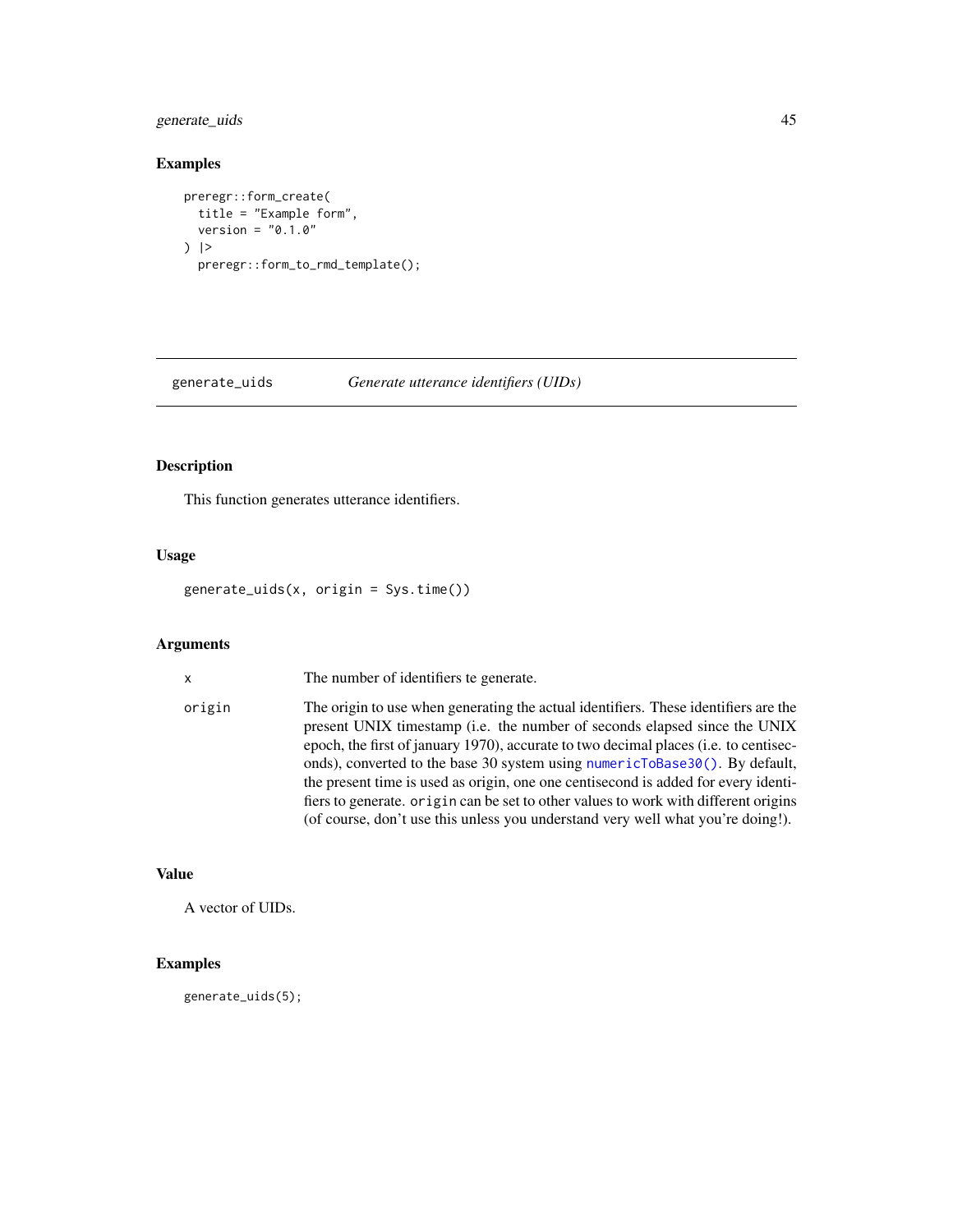## Examples

```
preregr::form_create(
  title = "Example form",
  version = "0.1.0"
) |>
  preregr::form_to_rmd_template();
```

---

# generate_uids — *Generate utterance identifiers (UIDs)*

## Description

This function generates utterance identifiers.

## Usage

```
generate_uids(x, origin = Sys.time())
```

## Arguments

| | |
|---|---|
| `x` | The number of identifiers te generate. |
| `origin` | The origin to use when generating the actual identifiers. These identifiers are the present UNIX timestamp (i.e. the number of seconds elapsed since the UNIX epoch, the first of january 1970), accurate to two decimal places (i.e. to centiseconds), converted to the base 30 system using `numericToBase30()`. By default, the present time is used as origin, one one centisecond is added for every identifiers to generate. `origin` can be set to other values to work with different origins (of course, don't use this unless you understand very well what you're doing!). |

## Value

A vector of UIDs.

## Examples

```
generate_uids(5);
```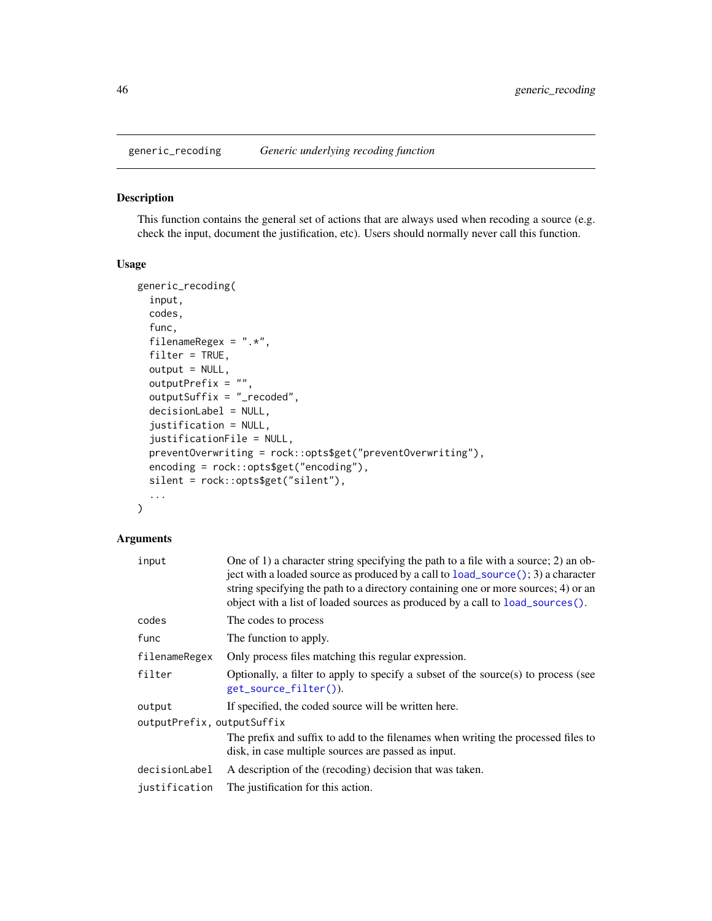generic_recoding *Generic underlying recoding function*

## Description

This function contains the general set of actions that are always used when recoding a source (e.g. check the input, document the justification, etc). Users should normally never call this function.

## Usage

```
generic_recoding(
  input,
  codes,
  func,
  filenameRegex = ".*",
  filter = TRUE,
  output = NULL,
  outputPrefix = "",
  outputSuffix = "_recoded",
  decisionLabel = NULL,
  justification = NULL,
  justificationFile = NULL,
  preventOverwriting = rock::opts$get("preventOverwriting"),
  encoding = rock::opts$get("encoding"),
  silent = rock::opts$get("silent"),
  ...
)
```

## Arguments

| | |
|---|---|
| `input` | One of 1) a character string specifying the path to a file with a source; 2) an object with a loaded source as produced by a call to `load_source()`; 3) a character string specifying the path to a directory containing one or more sources; 4) or an object with a list of loaded sources as produced by a call to `load_sources()`. |
| `codes` | The codes to process |
| `func` | The function to apply. |
| `filenameRegex` | Only process files matching this regular expression. |
| `filter` | Optionally, a filter to apply to specify a subset of the source(s) to process (see `get_source_filter()`). |
| `output` | If specified, the coded source will be written here. |
| `outputPrefix, outputSuffix` | The prefix and suffix to add to the filenames when writing the processed files to disk, in case multiple sources are passed as input. |
| `decisionLabel` | A description of the (recoding) decision that was taken. |
| `justification` | The justification for this action. |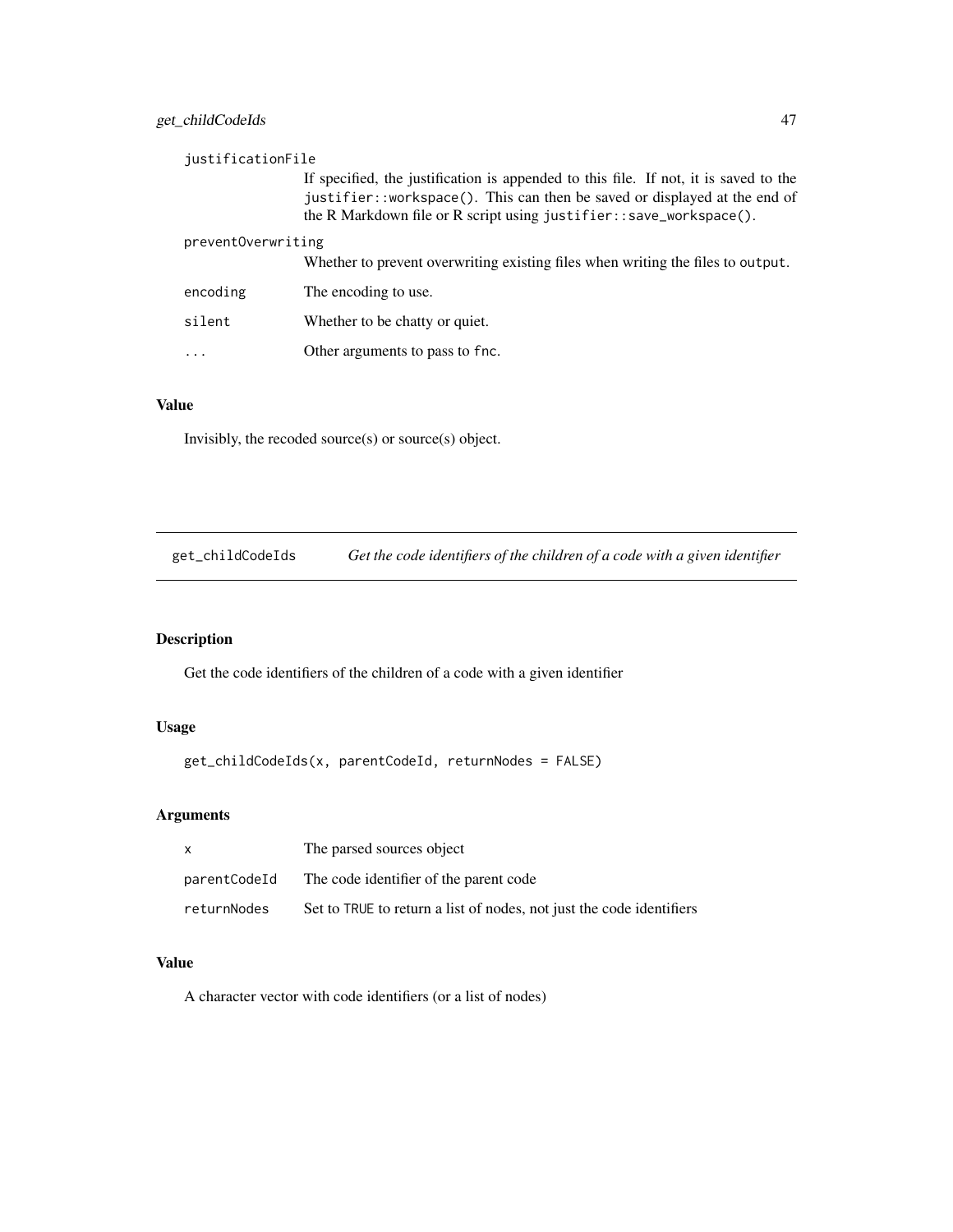| | |
|---|---|
| justificationFile | If specified, the justification is appended to this file. If not, it is saved to the `justifier::workspace()`. This can then be saved or displayed at the end of the R Markdown file or R script using `justifier::save_workspace()`. |
| preventOverwriting | Whether to prevent overwriting existing files when writing the files to `output`. |
| encoding | The encoding to use. |
| silent | Whether to be chatty or quiet. |
| ... | Other arguments to pass to `fnc`. |

### Value

Invisibly, the recoded source(s) or source(s) object.

---

## get_childCodeIds — *Get the code identifiers of the children of a code with a given identifier*

---

### Description

Get the code identifiers of the children of a code with a given identifier

### Usage

```
get_childCodeIds(x, parentCodeId, returnNodes = FALSE)
```

### Arguments

| | |
|---|---|
| x | The parsed sources object |
| parentCodeId | The code identifier of the parent code |
| returnNodes | Set to `TRUE` to return a list of nodes, not just the code identifiers |

### Value

A character vector with code identifiers (or a list of nodes)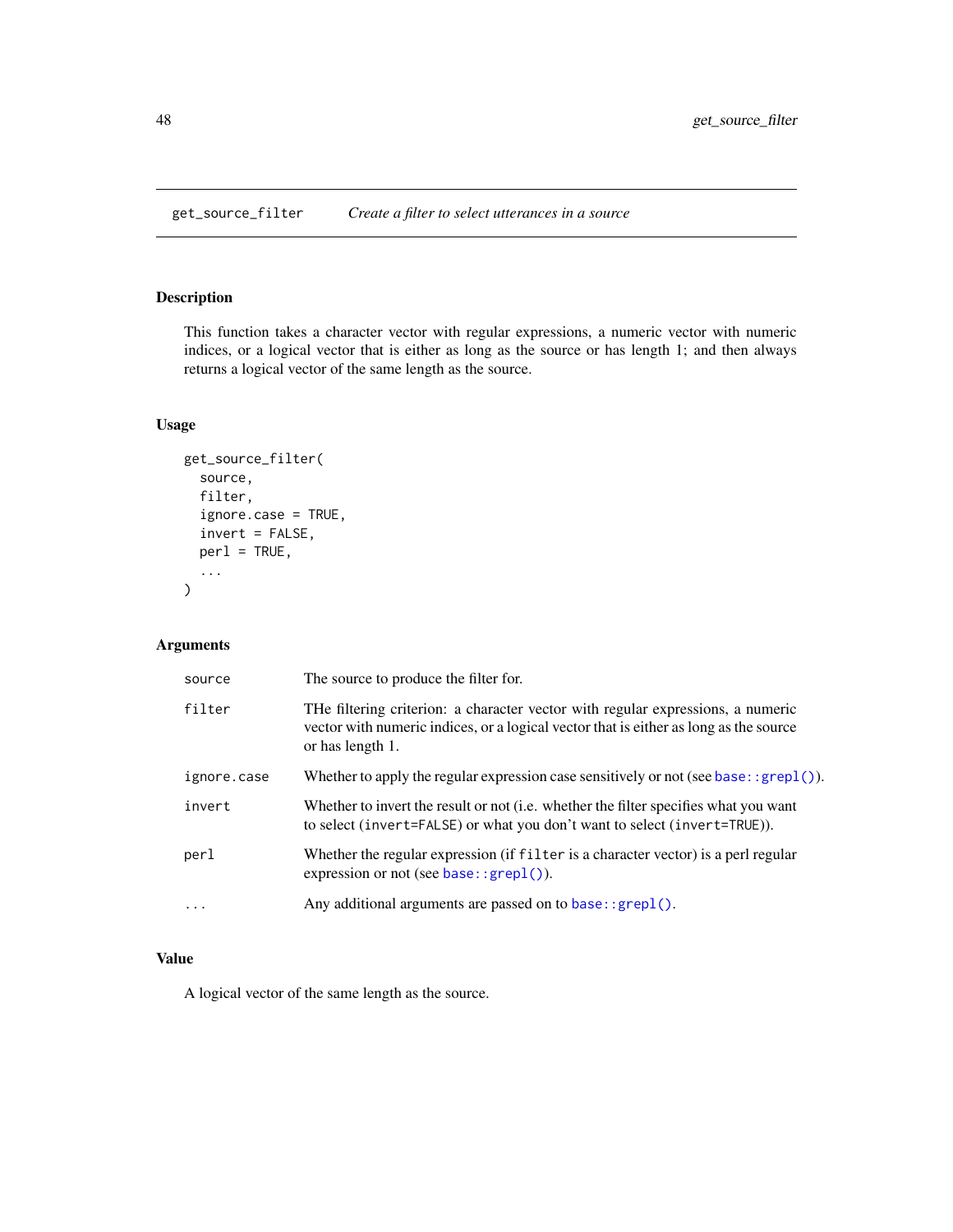## get_source_filter *Create a filter to select utterances in a source*

### Description

This function takes a character vector with regular expressions, a numeric vector with numeric indices, or a logical vector that is either as long as the source or has length 1; and then always returns a logical vector of the same length as the source.

### Usage

```
get_source_filter(
  source,
  filter,
  ignore.case = TRUE,
  invert = FALSE,
  perl = TRUE,
  ...
)
```

### Arguments

| | |
|---|---|
| `source` | The source to produce the filter for. |
| `filter` | THe filtering criterion: a character vector with regular expressions, a numeric vector with numeric indices, or a logical vector that is either as long as the source or has length 1. |
| `ignore.case` | Whether to apply the regular expression case sensitively or not (see `base::grepl()`). |
| `invert` | Whether to invert the result or not (i.e. whether the filter specifies what you want to select (`invert=FALSE`) or what you don't want to select (`invert=TRUE`)). |
| `perl` | Whether the regular expression (if `filter` is a character vector) is a perl regular expression or not (see `base::grepl()`). |
| `...` | Any additional arguments are passed on to `base::grepl()`. |

### Value

A logical vector of the same length as the source.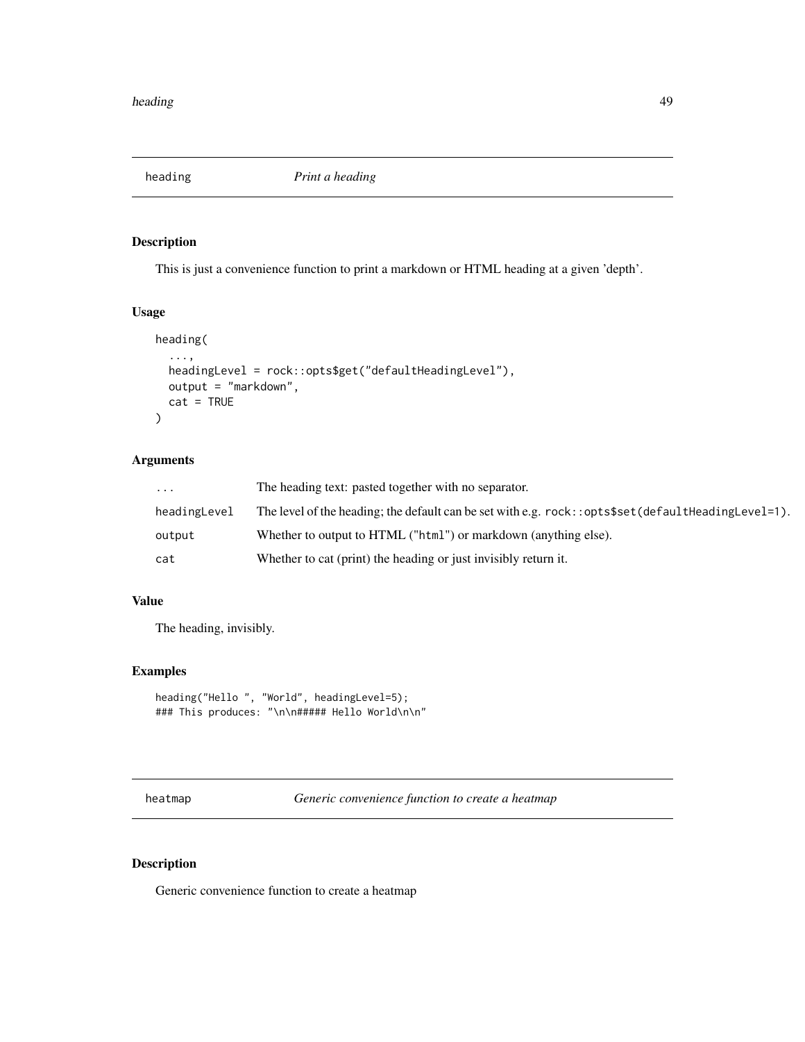## heading — *Print a heading*

### Description

This is just a convenience function to print a markdown or HTML heading at a given 'depth'.

### Usage

```
heading(
  ...,
  headingLevel = rock::opts$get("defaultHeadingLevel"),
  output = "markdown",
  cat = TRUE
)
```

### Arguments

| | |
|---|---|
| `...` | The heading text: pasted together with no separator. |
| `headingLevel` | The level of the heading; the default can be set with e.g. `rock::opts$set(defaultHeadingLevel=1)`. |
| `output` | Whether to output to HTML (`"html"`) or markdown (anything else). |
| `cat` | Whether to cat (print) the heading or just invisibly return it. |

### Value

The heading, invisibly.

### Examples

```
heading("Hello ", "World", headingLevel=5);
### This produces: "\n\n##### Hello World\n\n"
```

## heatmap — *Generic convenience function to create a heatmap*

### Description

Generic convenience function to create a heatmap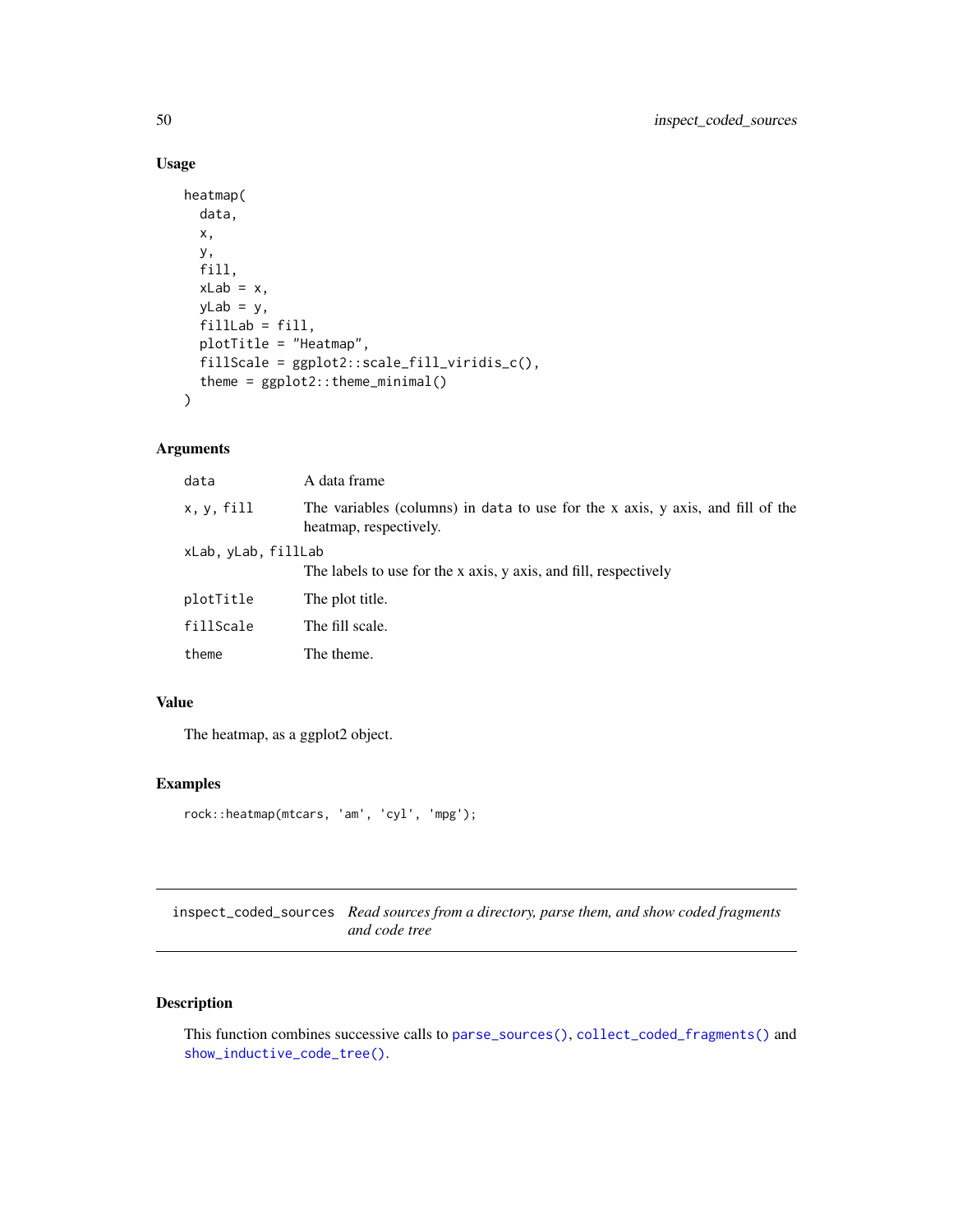## Usage

```
heatmap(
  data,
  x,
  y,
  fill,
  xLab = x,
  yLab = y,
  fillLab = fill,
  plotTitle = "Heatmap",
  fillScale = ggplot2::scale_fill_viridis_c(),
  theme = ggplot2::theme_minimal()
)
```

## Arguments

| | |
|---|---|
| `data` | A data frame |
| `x, y, fill` | The variables (columns) in `data` to use for the x axis, y axis, and fill of the heatmap, respectively. |
| `xLab, yLab, fillLab` | The labels to use for the x axis, y axis, and fill, respectively |
| `plotTitle` | The plot title. |
| `fillScale` | The fill scale. |
| `theme` | The theme. |

## Value

The heatmap, as a ggplot2 object.

## Examples

```
rock::heatmap(mtcars, 'am', 'cyl', 'mpg');
```

---

# `inspect_coded_sources` *Read sources from a directory, parse them, and show coded fragments and code tree*

## Description

This function combines successive calls to `parse_sources()`, `collect_coded_fragments()` and `show_inductive_code_tree()`.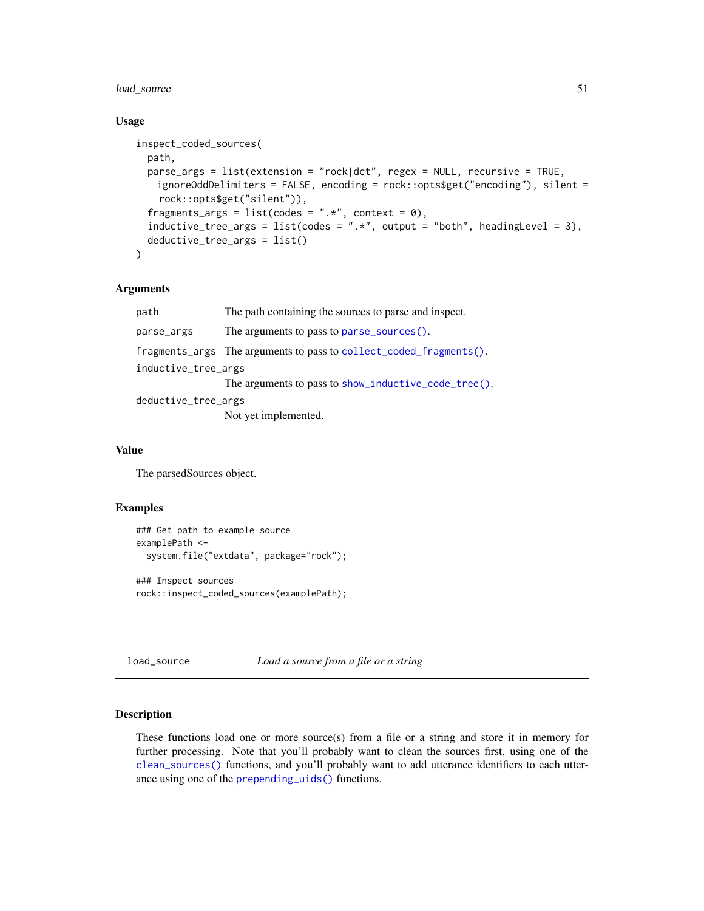## Usage

```
inspect_coded_sources(
  path,
  parse_args = list(extension = "rock|dct", regex = NULL, recursive = TRUE,
    ignoreOddDelimiters = FALSE, encoding = rock::opts$get("encoding"), silent =
    rock::opts$get("silent")),
  fragments_args = list(codes = ".*", context = 0),
  inductive_tree_args = list(codes = ".*", output = "both", headingLevel = 3),
  deductive_tree_args = list()
)
```

## Arguments

| | |
|---|---|
| `path` | The path containing the sources to parse and inspect. |
| `parse_args` | The arguments to pass to `parse_sources()`. |
| `fragments_args` | The arguments to pass to `collect_coded_fragments()`. |
| `inductive_tree_args` | The arguments to pass to `show_inductive_code_tree()`. |
| `deductive_tree_args` | Not yet implemented. |

## Value

The parsedSources object.

## Examples

```
### Get path to example source
examplePath <-
  system.file("extdata", package="rock");

### Inspect sources
rock::inspect_coded_sources(examplePath);
```

---

# load_source *Load a source from a file or a string*

## Description

These functions load one or more source(s) from a file or a string and store it in memory for further processing. Note that you'll probably want to clean the sources first, using one of the `clean_sources()` functions, and you'll probably want to add utterance identifiers to each utterance using one of the `prepending_uids()` functions.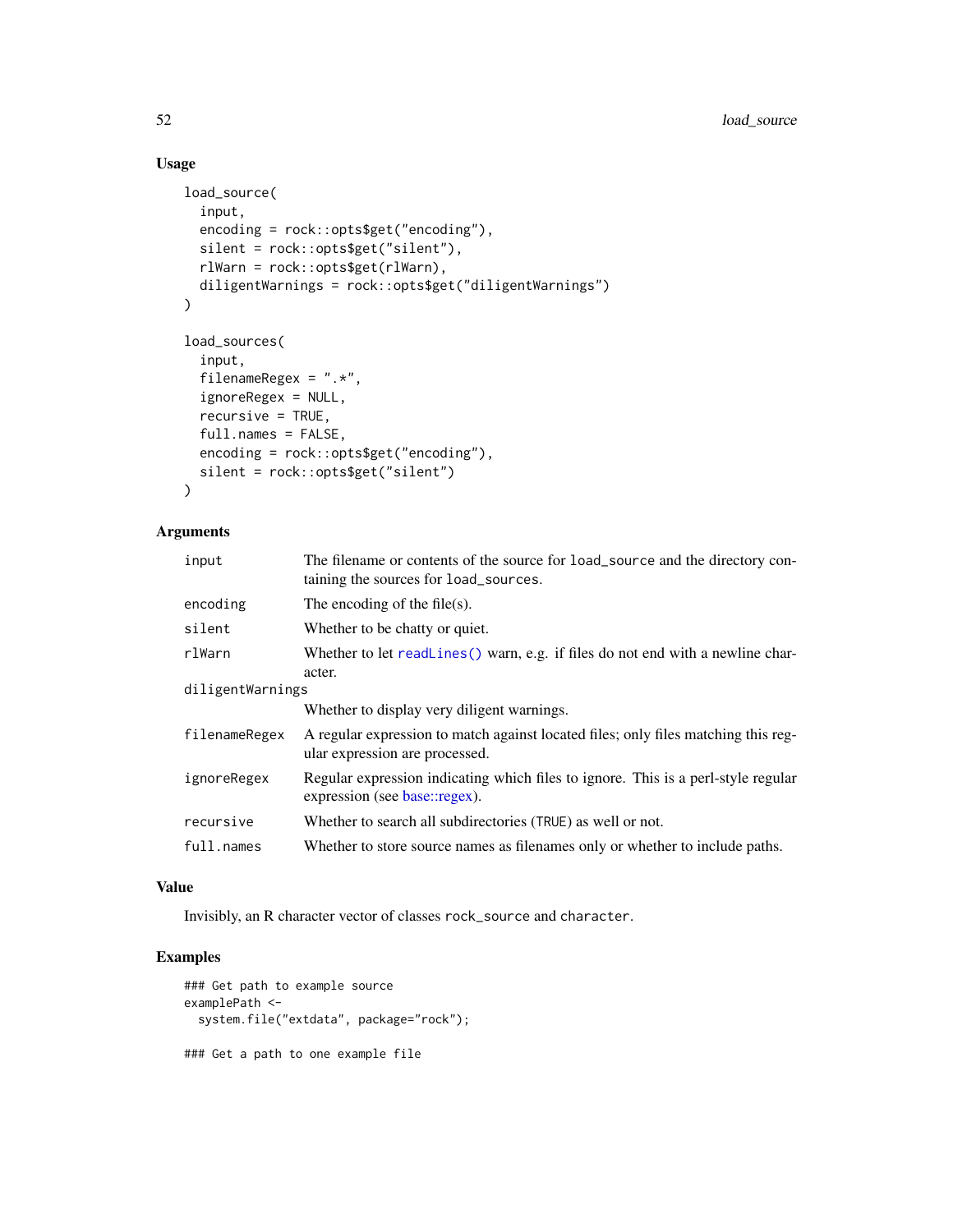## Usage

```
load_source(
  input,
  encoding = rock::opts$get("encoding"),
  silent = rock::opts$get("silent"),
  rlWarn = rock::opts$get(rlWarn),
  diligentWarnings = rock::opts$get("diligentWarnings")
)

load_sources(
  input,
  filenameRegex = ".*",
  ignoreRegex = NULL,
  recursive = TRUE,
  full.names = FALSE,
  encoding = rock::opts$get("encoding"),
  silent = rock::opts$get("silent")
)
```

## Arguments

| | |
|---|---|
| `input` | The filename or contents of the source for `load_source` and the directory containing the sources for `load_sources`. |
| `encoding` | The encoding of the file(s). |
| `silent` | Whether to be chatty or quiet. |
| `rlWarn` | Whether to let `readLines()` warn, e.g. if files do not end with a newline character. |
| `diligentWarnings` | Whether to display very diligent warnings. |
| `filenameRegex` | A regular expression to match against located files; only files matching this regular expression are processed. |
| `ignoreRegex` | Regular expression indicating which files to ignore. This is a perl-style regular expression (see base::regex). |
| `recursive` | Whether to search all subdirectories (`TRUE`) as well or not. |
| `full.names` | Whether to store source names as filenames only or whether to include paths. |

## Value

Invisibly, an R character vector of classes `rock_source` and `character`.

## Examples

```
### Get path to example source
examplePath <-
  system.file("extdata", package="rock");

### Get a path to one example file
```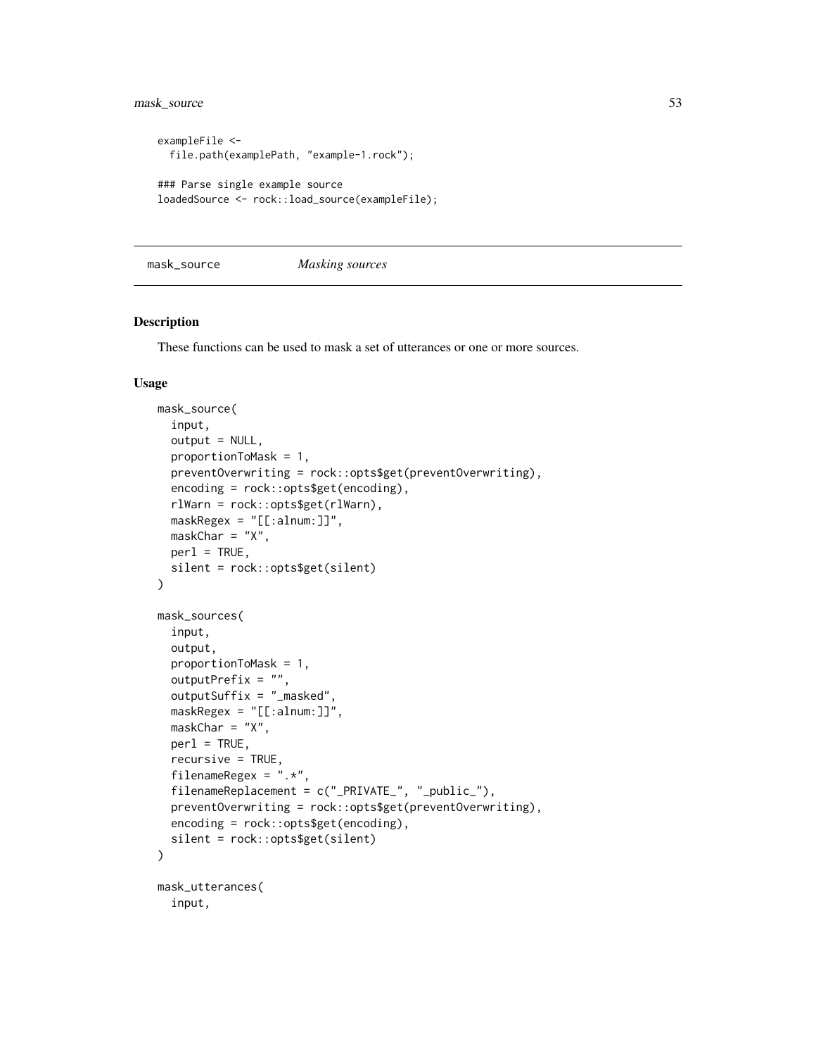```
exampleFile <-
  file.path(examplePath, "example-1.rock");

### Parse single example source
loadedSource <- rock::load_source(exampleFile);
```

## mask_source — *Masking sources*

### Description

These functions can be used to mask a set of utterances or one or more sources.

### Usage

```
mask_source(
  input,
  output = NULL,
  proportionToMask = 1,
  preventOverwriting = rock::opts$get(preventOverwriting),
  encoding = rock::opts$get(encoding),
  rlWarn = rock::opts$get(rlWarn),
  maskRegex = "[[:alnum:]]",
  maskChar = "X",
  perl = TRUE,
  silent = rock::opts$get(silent)
)

mask_sources(
  input,
  output,
  proportionToMask = 1,
  outputPrefix = "",
  outputSuffix = "_masked",
  maskRegex = "[[:alnum:]]",
  maskChar = "X",
  perl = TRUE,
  recursive = TRUE,
  filenameRegex = ".*",
  filenameReplacement = c("_PRIVATE_", "_public_"),
  preventOverwriting = rock::opts$get(preventOverwriting),
  encoding = rock::opts$get(encoding),
  silent = rock::opts$get(silent)
)

mask_utterances(
  input,
```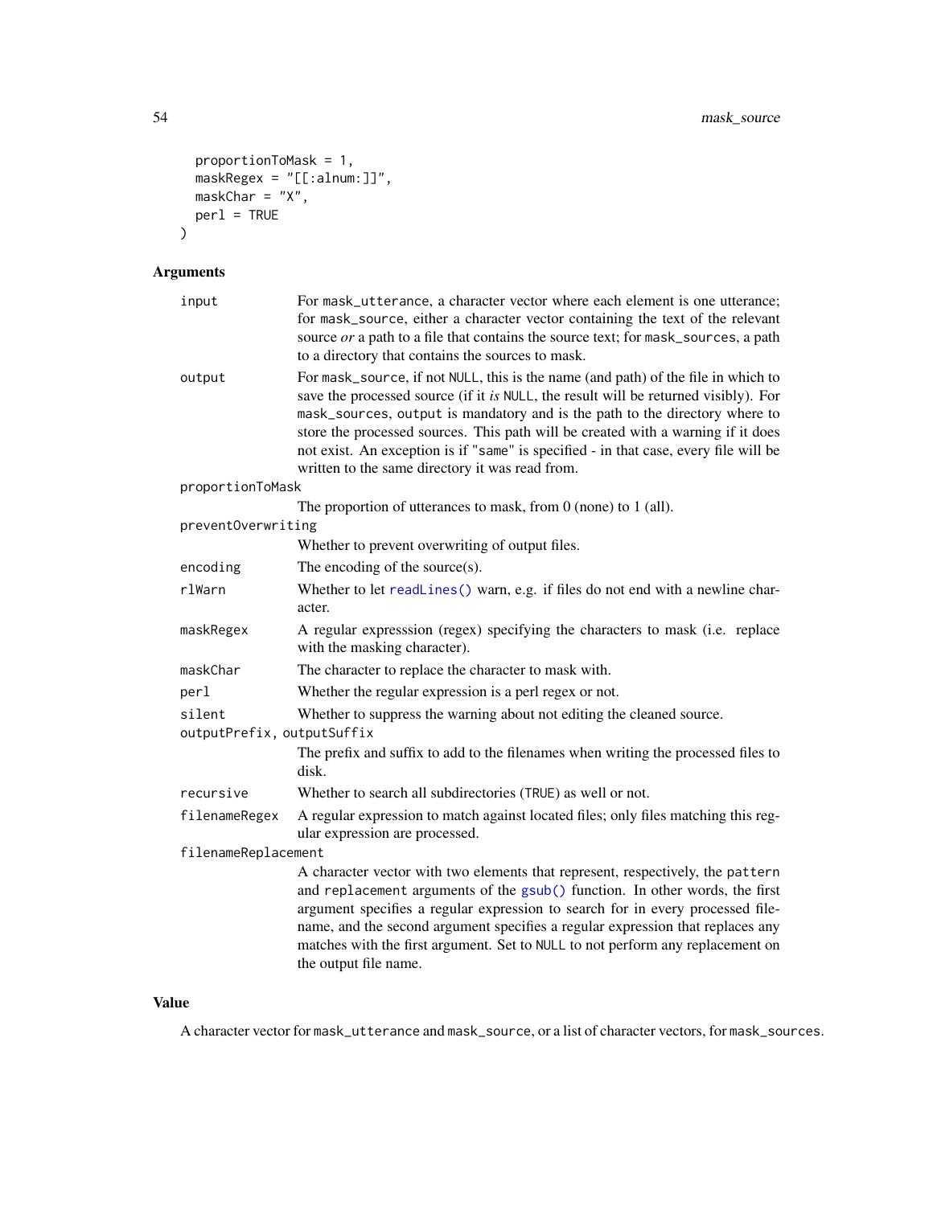```
  proportionToMask = 1,
  maskRegex = "[[:alnum:]]",
  maskChar = "X",
  perl = TRUE
)
```

## Arguments

| Argument | Description |
|---|---|
| `input` | For `mask_utterance`, a character vector where each element is one utterance; for `mask_source`, either a character vector containing the text of the relevant source *or* a path to a file that contains the source text; for `mask_sources`, a path to a directory that contains the sources to mask. |
| `output` | For `mask_source`, if not `NULL`, this is the name (and path) of the file in which to save the processed source (if it *is* `NULL`, the result will be returned visibly). For `mask_sources`, `output` is mandatory and is the path to the directory where to store the processed sources. This path will be created with a warning if it does not exist. An exception is if `"same"` is specified - in that case, every file will be written to the same directory it was read from. |
| `proportionToMask` | The proportion of utterances to mask, from 0 (none) to 1 (all). |
| `preventOverwriting` | Whether to prevent overwriting of output files. |
| `encoding` | The encoding of the source(s). |
| `rlWarn` | Whether to let `readLines()` warn, e.g. if files do not end with a newline character. |
| `maskRegex` | A regular expresssion (regex) specifying the characters to mask (i.e. replace with the masking character). |
| `maskChar` | The character to replace the character to mask with. |
| `perl` | Whether the regular expression is a perl regex or not. |
| `silent` | Whether to suppress the warning about not editing the cleaned source. |
| `outputPrefix, outputSuffix` | The prefix and suffix to add to the filenames when writing the processed files to disk. |
| `recursive` | Whether to search all subdirectories (`TRUE`) as well or not. |
| `filenameRegex` | A regular expression to match against located files; only files matching this regular expression are processed. |
| `filenameReplacement` | A character vector with two elements that represent, respectively, the `pattern` and `replacement` arguments of the `gsub()` function. In other words, the first argument specifies a regular expression to search for in every processed filename, and the second argument specifies a regular expression that replaces any matches with the first argument. Set to `NULL` to not perform any replacement on the output file name. |

## Value

A character vector for `mask_utterance` and `mask_source`, or a list of character vectors, for `mask_sources`.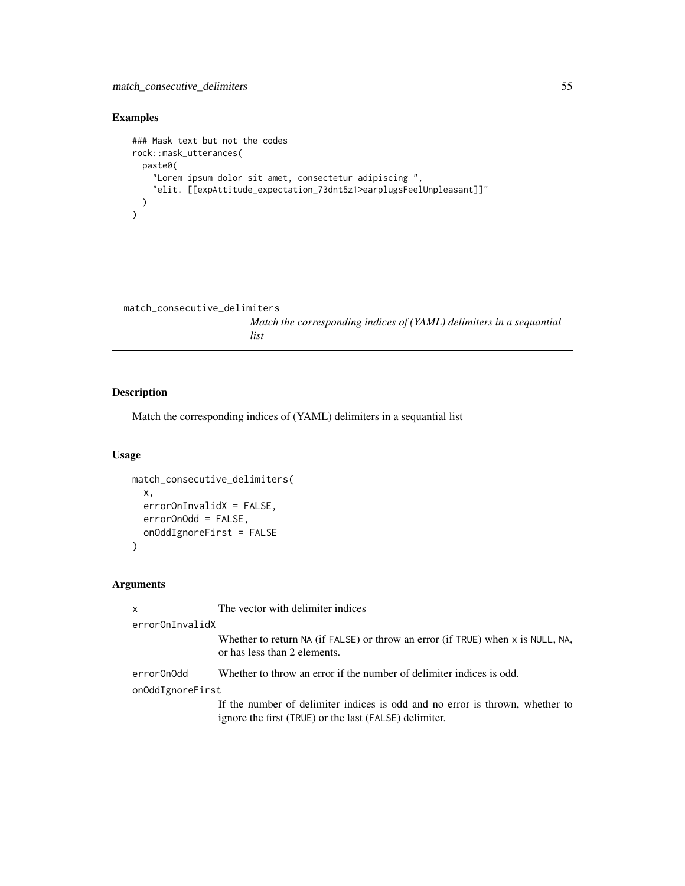## Examples

```
### Mask text but not the codes
rock::mask_utterances(
  paste0(
    "Lorem ipsum dolor sit amet, consectetur adipiscing ",
    "elit. [[expAttitude_expectation_73dnt5z1>earplugsFeelUnpleasant]]"
  )
)
```

---

# match_consecutive_delimiters

*Match the corresponding indices of (YAML) delimiters in a sequantial list*

---

## Description

Match the corresponding indices of (YAML) delimiters in a sequantial list

## Usage

```
match_consecutive_delimiters(
  x,
  errorOnInvalidX = FALSE,
  errorOnOdd = FALSE,
  onOddIgnoreFirst = FALSE
)
```

## Arguments

| | |
|---|---|
| `x` | The vector with delimiter indices |
| `errorOnInvalidX` | Whether to return `NA` (if `FALSE`) or throw an error (if `TRUE`) when `x` is `NULL`, `NA`, or has less than 2 elements. |
| `errorOnOdd` | Whether to throw an error if the number of delimiter indices is odd. |
| `onOddIgnoreFirst` | If the number of delimiter indices is odd and no error is thrown, whether to ignore the first (`TRUE`) or the last (`FALSE`) delimiter. |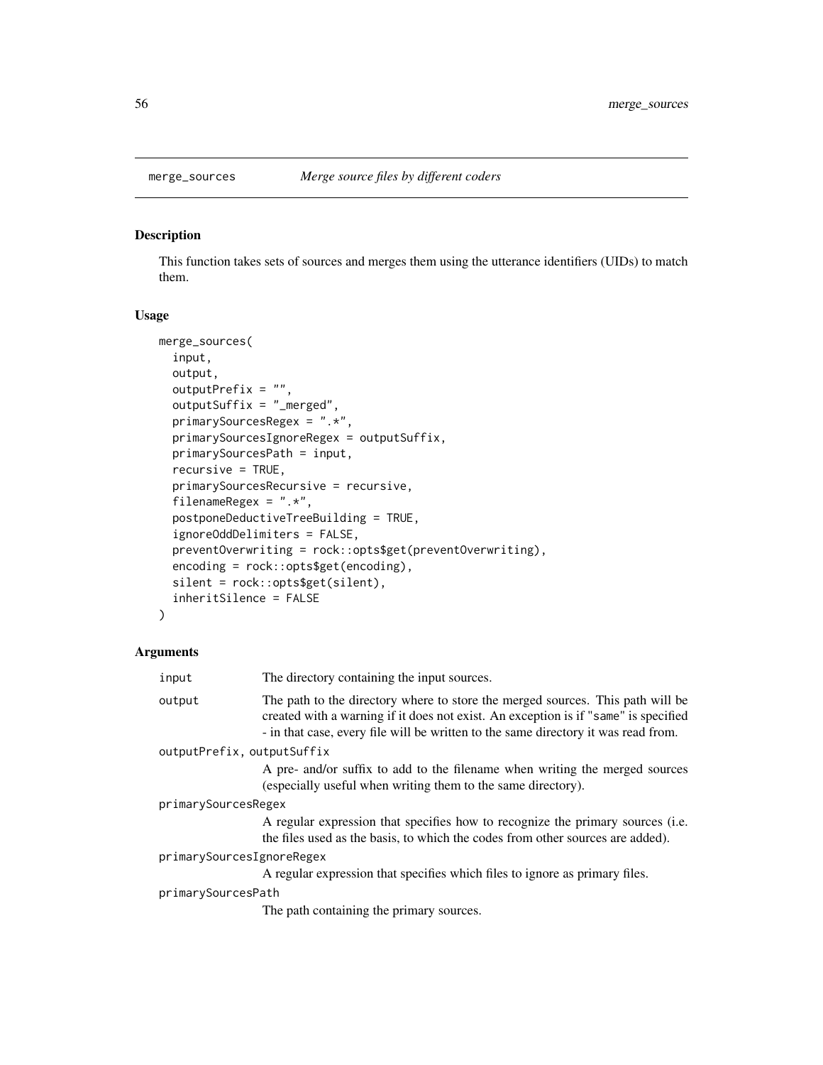merge_sources — *Merge source files by different coders*

### Description

This function takes sets of sources and merges them using the utterance identifiers (UIDs) to match them.

### Usage

```
merge_sources(
  input,
  output,
  outputPrefix = "",
  outputSuffix = "_merged",
  primarySourcesRegex = ".*",
  primarySourcesIgnoreRegex = outputSuffix,
  primarySourcesPath = input,
  recursive = TRUE,
  primarySourcesRecursive = recursive,
  filenameRegex = ".*",
  postponeDeductiveTreeBuilding = TRUE,
  ignoreOddDelimiters = FALSE,
  preventOverwriting = rock::opts$get(preventOverwriting),
  encoding = rock::opts$get(encoding),
  silent = rock::opts$get(silent),
  inheritSilence = FALSE
)
```

### Arguments

`input` — The directory containing the input sources.

`output` — The path to the directory where to store the merged sources. This path will be created with a warning if it does not exist. An exception is if "`same`" is specified - in that case, every file will be written to the same directory it was read from.

`outputPrefix, outputSuffix` — A pre- and/or suffix to add to the filename when writing the merged sources (especially useful when writing them to the same directory).

`primarySourcesRegex` — A regular expression that specifies how to recognize the primary sources (i.e. the files used as the basis, to which the codes from other sources are added).

`primarySourcesIgnoreRegex` — A regular expression that specifies which files to ignore as primary files.

`primarySourcesPath` — The path containing the primary sources.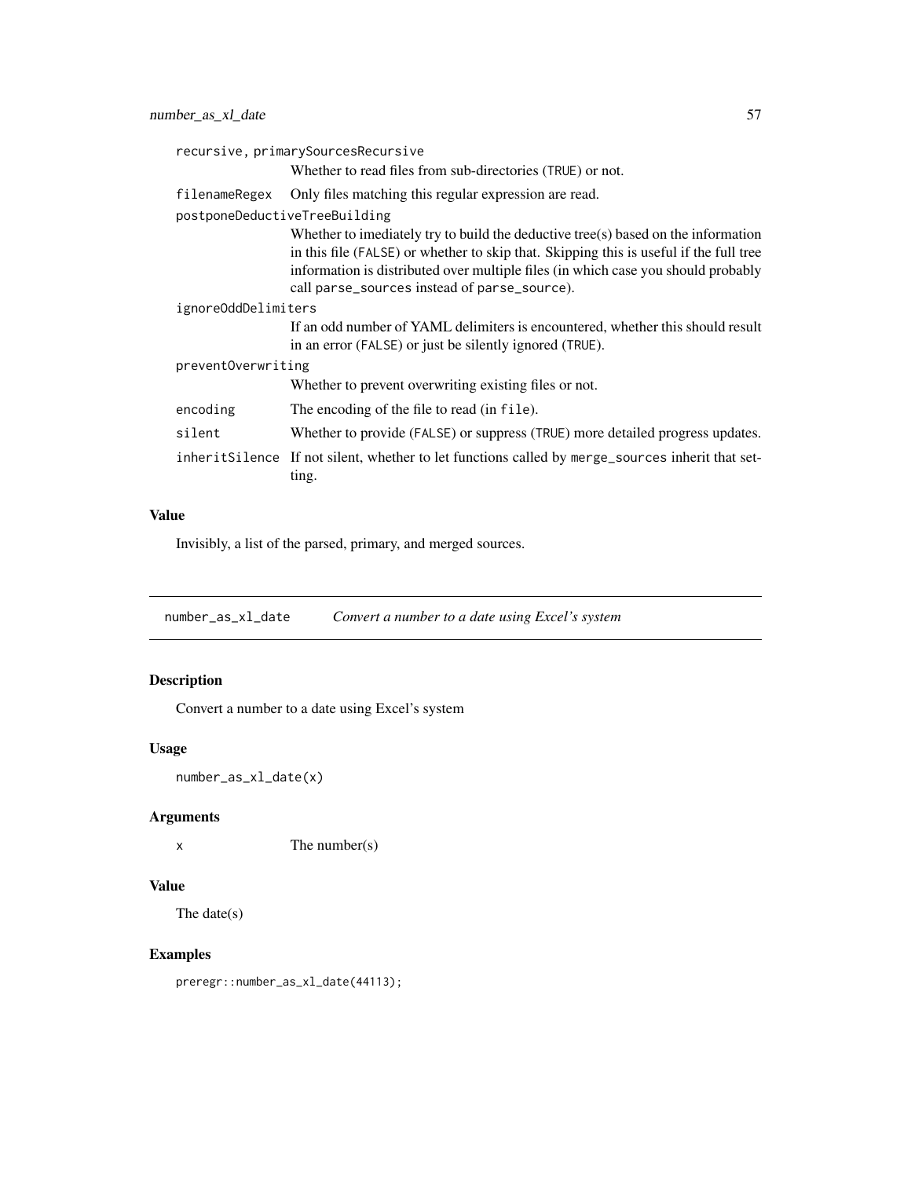| | |
|---|---|
| `recursive, primarySourcesRecursive` | Whether to read files from sub-directories (`TRUE`) or not. |
| `filenameRegex` | Only files matching this regular expression are read. |
| `postponeDeductiveTreeBuilding` | Whether to imediately try to build the deductive tree(s) based on the information in this file (`FALSE`) or whether to skip that. Skipping this is useful if the full tree information is distributed over multiple files (in which case you should probably call `parse_sources` instead of `parse_source`). |
| `ignoreOddDelimiters` | If an odd number of YAML delimiters is encountered, whether this should result in an error (`FALSE`) or just be silently ignored (`TRUE`). |
| `preventOverwriting` | Whether to prevent overwriting existing files or not. |
| `encoding` | The encoding of the file to read (in `file`). |
| `silent` | Whether to provide (`FALSE`) or suppress (`TRUE`) more detailed progress updates. |
| `inheritSilence` | If not silent, whether to let functions called by `merge_sources` inherit that setting. |

### Value

Invisibly, a list of the parsed, primary, and merged sources.

---

## number_as_xl_date — *Convert a number to a date using Excel's system*

### Description

Convert a number to a date using Excel's system

### Usage

```
number_as_xl_date(x)
```

### Arguments

| | |
|---|---|
| `x` | The number(s) |

### Value

The date(s)

### Examples

```
preregr::number_as_xl_date(44113);
```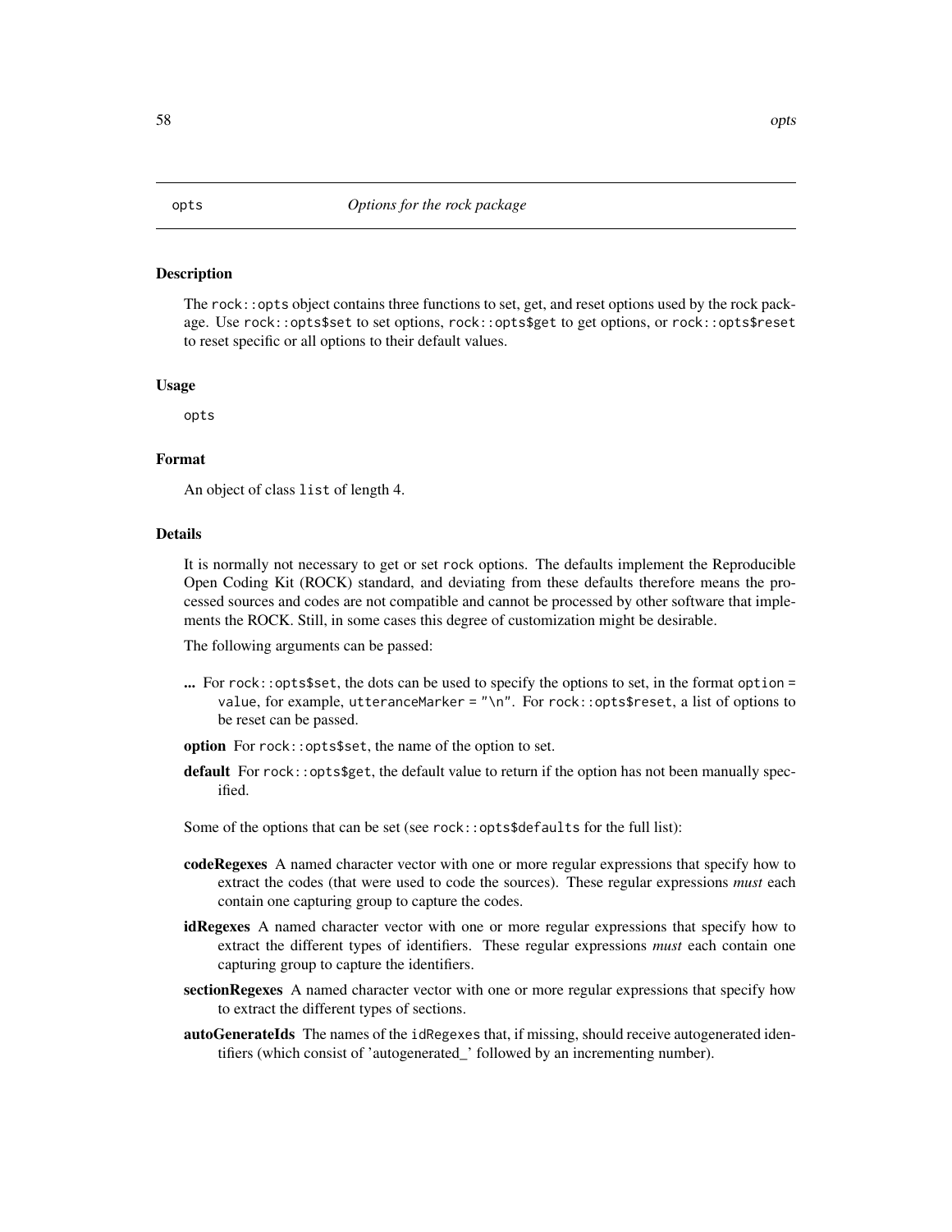opts *Options for the rock package*

## Description

The `rock::opts` object contains three functions to set, get, and reset options used by the rock package. Use `rock::opts$set` to set options, `rock::opts$get` to get options, or `rock::opts$reset` to reset specific or all options to their default values.

## Usage

```
opts
```

## Format

An object of class `list` of length 4.

## Details

It is normally not necessary to get or set `rock` options. The defaults implement the Reproducible Open Coding Kit (ROCK) standard, and deviating from these defaults therefore means the processed sources and codes are not compatible and cannot be processed by other software that implements the ROCK. Still, in some cases this degree of customization might be desirable.

The following arguments can be passed:

**...** For `rock::opts$set`, the dots can be used to specify the options to set, in the format `option = value`, for example, `utteranceMarker = "\n"`. For `rock::opts$reset`, a list of options to be reset can be passed.

**option** For `rock::opts$set`, the name of the option to set.

**default** For `rock::opts$get`, the default value to return if the option has not been manually specified.

Some of the options that can be set (see `rock::opts$defaults` for the full list):

**codeRegexes** A named character vector with one or more regular expressions that specify how to extract the codes (that were used to code the sources). These regular expressions *must* each contain one capturing group to capture the codes.

**idRegexes** A named character vector with one or more regular expressions that specify how to extract the different types of identifiers. These regular expressions *must* each contain one capturing group to capture the identifiers.

**sectionRegexes** A named character vector with one or more regular expressions that specify how to extract the different types of sections.

**autoGenerateIds** The names of the `idRegexes` that, if missing, should receive autogenerated identifiers (which consist of 'autogenerated_' followed by an incrementing number).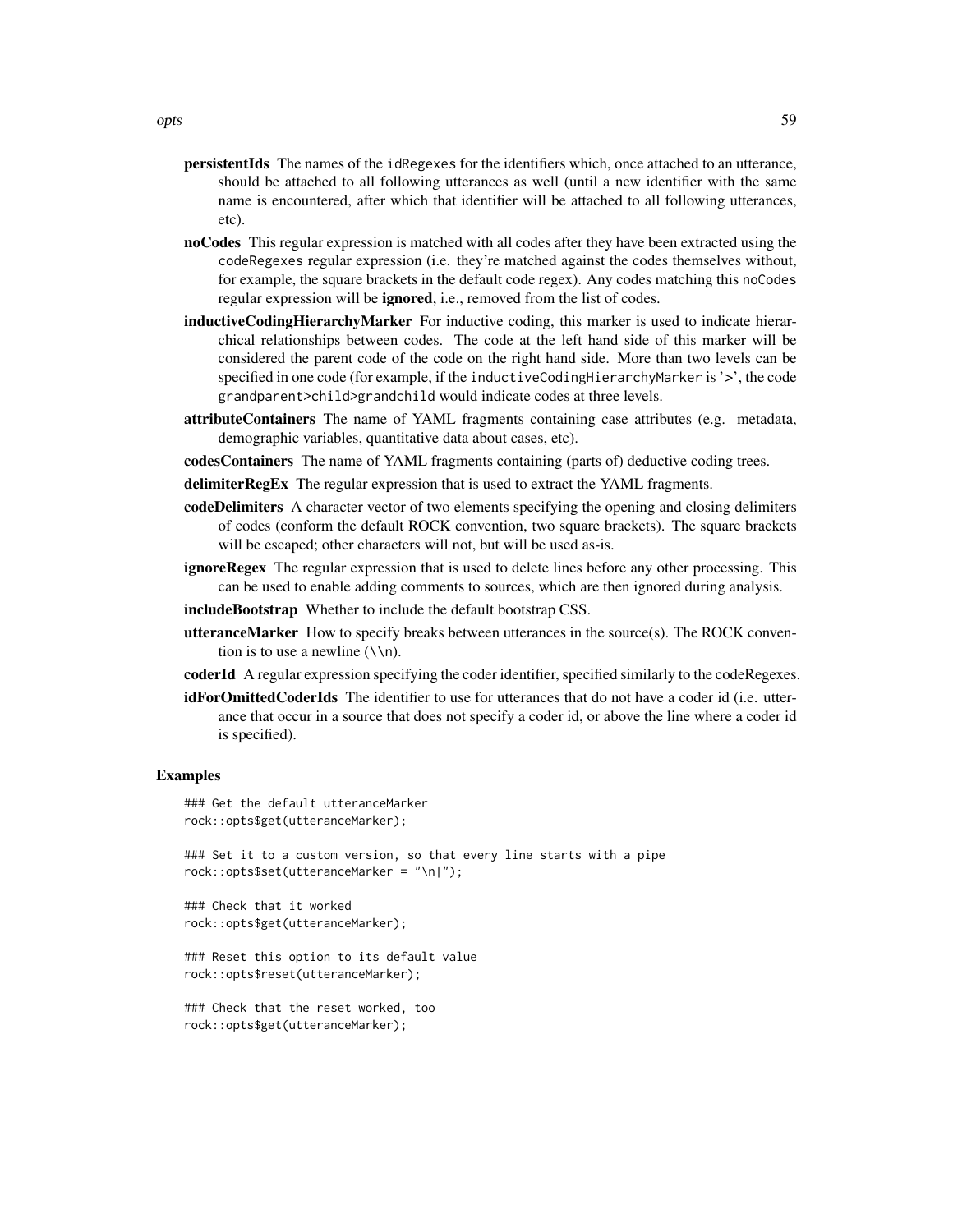**persistentIds** The names of the `idRegexes` for the identifiers which, once attached to an utterance, should be attached to all following utterances as well (until a new identifier with the same name is encountered, after which that identifier will be attached to all following utterances, etc).

**noCodes** This regular expression is matched with all codes after they have been extracted using the `codeRegexes` regular expression (i.e. they're matched against the codes themselves without, for example, the square brackets in the default code regex). Any codes matching this `noCodes` regular expression will be **ignored**, i.e., removed from the list of codes.

**inductiveCodingHierarchyMarker** For inductive coding, this marker is used to indicate hierarchical relationships between codes. The code at the left hand side of this marker will be considered the parent code of the code on the right hand side. More than two levels can be specified in one code (for example, if the `inductiveCodingHierarchyMarker` is '`>`', the code `grandparent>child>grandchild` would indicate codes at three levels.

**attributeContainers** The name of YAML fragments containing case attributes (e.g. metadata, demographic variables, quantitative data about cases, etc).

**codesContainers** The name of YAML fragments containing (parts of) deductive coding trees.

**delimiterRegEx** The regular expression that is used to extract the YAML fragments.

**codeDelimiters** A character vector of two elements specifying the opening and closing delimiters of codes (conform the default ROCK convention, two square brackets). The square brackets will be escaped; other characters will not, but will be used as-is.

**ignoreRegex** The regular expression that is used to delete lines before any other processing. This can be used to enable adding comments to sources, which are then ignored during analysis.

**includeBootstrap** Whether to include the default bootstrap CSS.

**utteranceMarker** How to specify breaks between utterances in the source(s). The ROCK convention is to use a newline (`\\n`).

**coderId** A regular expression specifying the coder identifier, specified similarly to the codeRegexes.

**idForOmittedCoderIds** The identifier to use for utterances that do not have a coder id (i.e. utterance that occur in a source that does not specify a coder id, or above the line where a coder id is specified).

## Examples

```
### Get the default utteranceMarker
rock::opts$get(utteranceMarker);

### Set it to a custom version, so that every line starts with a pipe
rock::opts$set(utteranceMarker = "\n|");

### Check that it worked
rock::opts$get(utteranceMarker);

### Reset this option to its default value
rock::opts$reset(utteranceMarker);

### Check that the reset worked, too
rock::opts$get(utteranceMarker);
```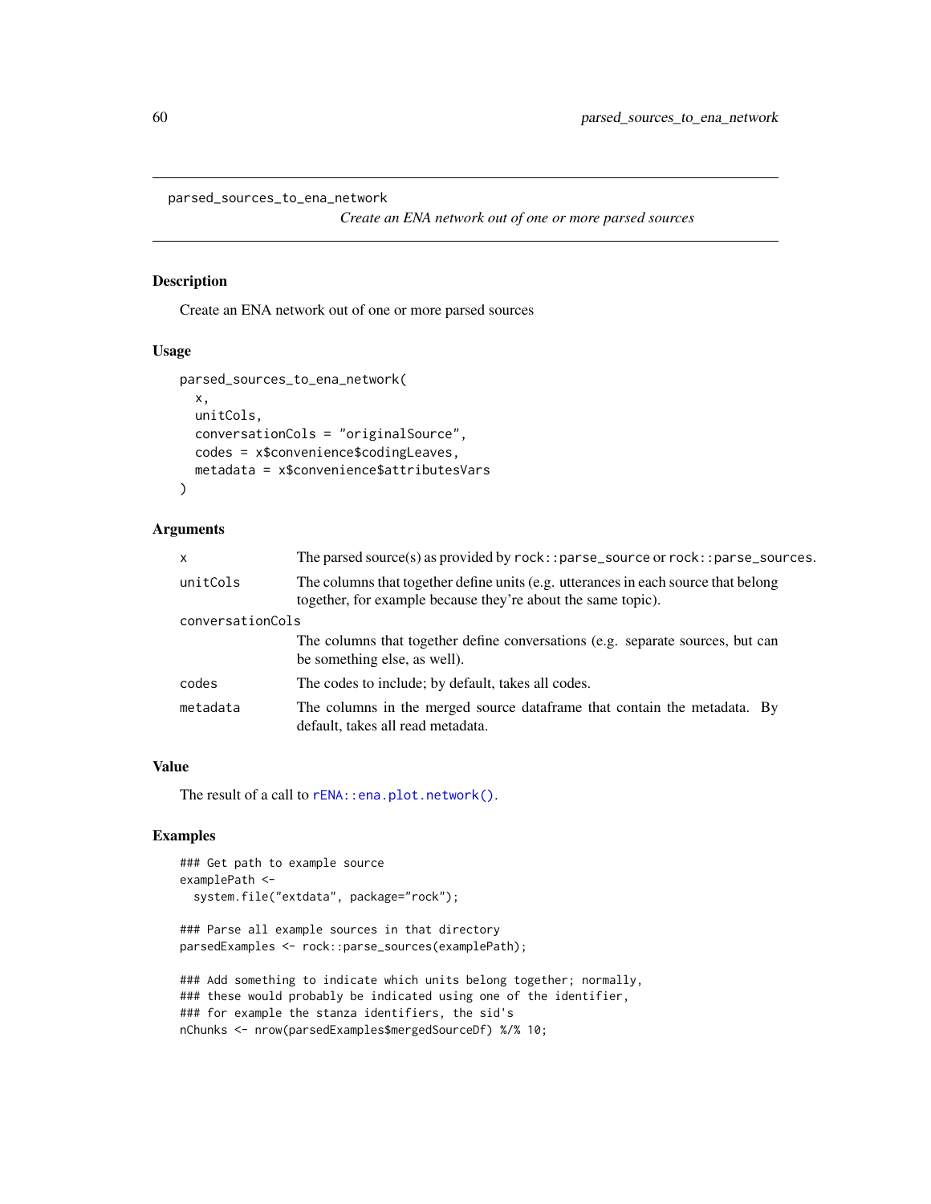## parsed_sources_to_ena_network

*Create an ENA network out of one or more parsed sources*

### Description

Create an ENA network out of one or more parsed sources

### Usage

```
parsed_sources_to_ena_network(
  x,
  unitCols,
  conversationCols = "originalSource",
  codes = x$convenience$codingLeaves,
  metadata = x$convenience$attributesVars
)
```

### Arguments

| | |
|---|---|
| `x` | The parsed source(s) as provided by `rock::parse_source` or `rock::parse_sources`. |
| `unitCols` | The columns that together define units (e.g. utterances in each source that belong together, for example because they're about the same topic). |
| `conversationCols` | The columns that together define conversations (e.g. separate sources, but can be something else, as well). |
| `codes` | The codes to include; by default, takes all codes. |
| `metadata` | The columns in the merged source dataframe that contain the metadata. By default, takes all read metadata. |

### Value

The result of a call to `rENA::ena.plot.network()`.

### Examples

```
### Get path to example source
examplePath <-
  system.file("extdata", package="rock");

### Parse all example sources in that directory
parsedExamples <- rock::parse_sources(examplePath);

### Add something to indicate which units belong together; normally,
### these would probably be indicated using one of the identifier,
### for example the stanza identifiers, the sid's
nChunks <- nrow(parsedExamples$mergedSourceDf) %/% 10;
```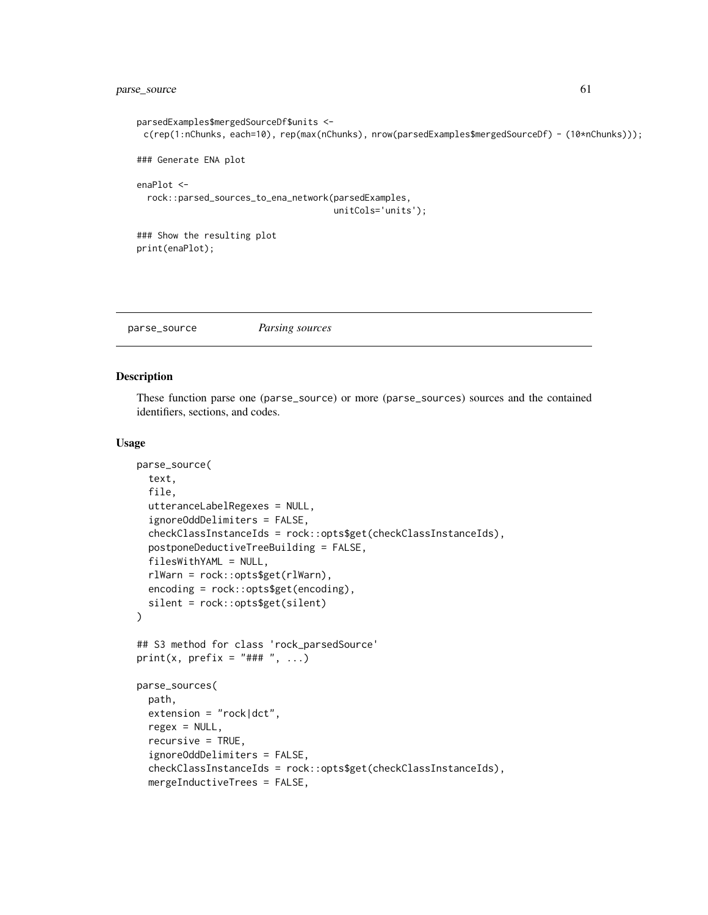```
parsedExamples$mergedSourceDf$units <-
  c(rep(1:nChunks, each=10), rep(max(nChunks), nrow(parsedExamples$mergedSourceDf) - (10*nChunks)));

### Generate ENA plot

enaPlot <-
  rock::parsed_sources_to_ena_network(parsedExamples,
                                      unitCols='units');

### Show the resulting plot
print(enaPlot);
```

---

`parse_source` *Parsing sources*

---

## Description

These function parse one (`parse_source`) or more (`parse_sources`) sources and the contained identifiers, sections, and codes.

## Usage

```
parse_source(
  text,
  file,
  utteranceLabelRegexes = NULL,
  ignoreOddDelimiters = FALSE,
  checkClassInstanceIds = rock::opts$get(checkClassInstanceIds),
  postponeDeductiveTreeBuilding = FALSE,
  filesWithYAML = NULL,
  rlWarn = rock::opts$get(rlWarn),
  encoding = rock::opts$get(encoding),
  silent = rock::opts$get(silent)
)

## S3 method for class 'rock_parsedSource'
print(x, prefix = "### ", ...)

parse_sources(
  path,
  extension = "rock|dct",
  regex = NULL,
  recursive = TRUE,
  ignoreOddDelimiters = FALSE,
  checkClassInstanceIds = rock::opts$get(checkClassInstanceIds),
  mergeInductiveTrees = FALSE,
```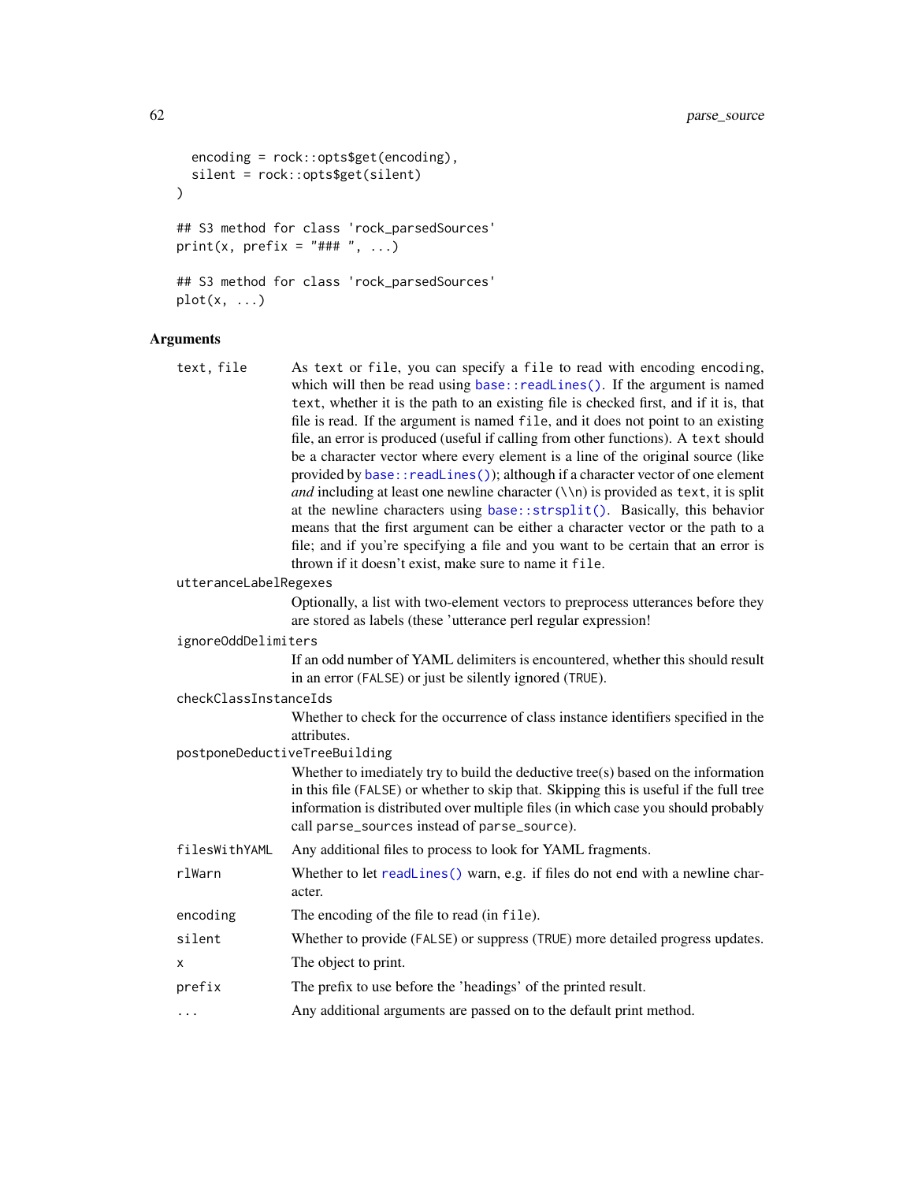```
  encoding = rock::opts$get(encoding),
  silent = rock::opts$get(silent)
)

## S3 method for class 'rock_parsedSources'
print(x, prefix = "### ", ...)

## S3 method for class 'rock_parsedSources'
plot(x, ...)
```

## Arguments

| | |
|---|---|
| `text, file` | As `text` or `file`, you can specify a `file` to read with encoding `encoding`, which will then be read using `base::readLines()`. If the argument is named `text`, whether it is the path to an existing file is checked first, and if it is, that file is read. If the argument is named `file`, and it does not point to an existing file, an error is produced (useful if calling from other functions). A `text` should be a character vector where every element is a line of the original source (like provided by `base::readLines()`); although if a character vector of one element *and* including at least one newline character (`\\n`) is provided as `text`, it is split at the newline characters using `base::strsplit()`. Basically, this behavior means that the first argument can be either a character vector or the path to a file; and if you're specifying a file and you want to be certain that an error is thrown if it doesn't exist, make sure to name it `file`. |
| `utteranceLabelRegexes` | Optionally, a list with two-element vectors to preprocess utterances before they are stored as labels (these 'utterance perl regular expression! |
| `ignoreOddDelimiters` | If an odd number of YAML delimiters is encountered, whether this should result in an error (`FALSE`) or just be silently ignored (`TRUE`). |
| `checkClassInstanceIds` | Whether to check for the occurrence of class instance identifiers specified in the attributes. |
| `postponeDeductiveTreeBuilding` | Whether to imediately try to build the deductive tree(s) based on the information in this file (`FALSE`) or whether to skip that. Skipping this is useful if the full tree information is distributed over multiple files (in which case you should probably call `parse_sources` instead of `parse_source`). |
| `filesWithYAML` | Any additional files to process to look for YAML fragments. |
| `rlWarn` | Whether to let `readLines()` warn, e.g. if files do not end with a newline character. |
| `encoding` | The encoding of the file to read (in `file`). |
| `silent` | Whether to provide (`FALSE`) or suppress (`TRUE`) more detailed progress updates. |
| `x` | The object to print. |
| `prefix` | The prefix to use before the 'headings' of the printed result. |
| `...` | Any additional arguments are passed on to the default print method. |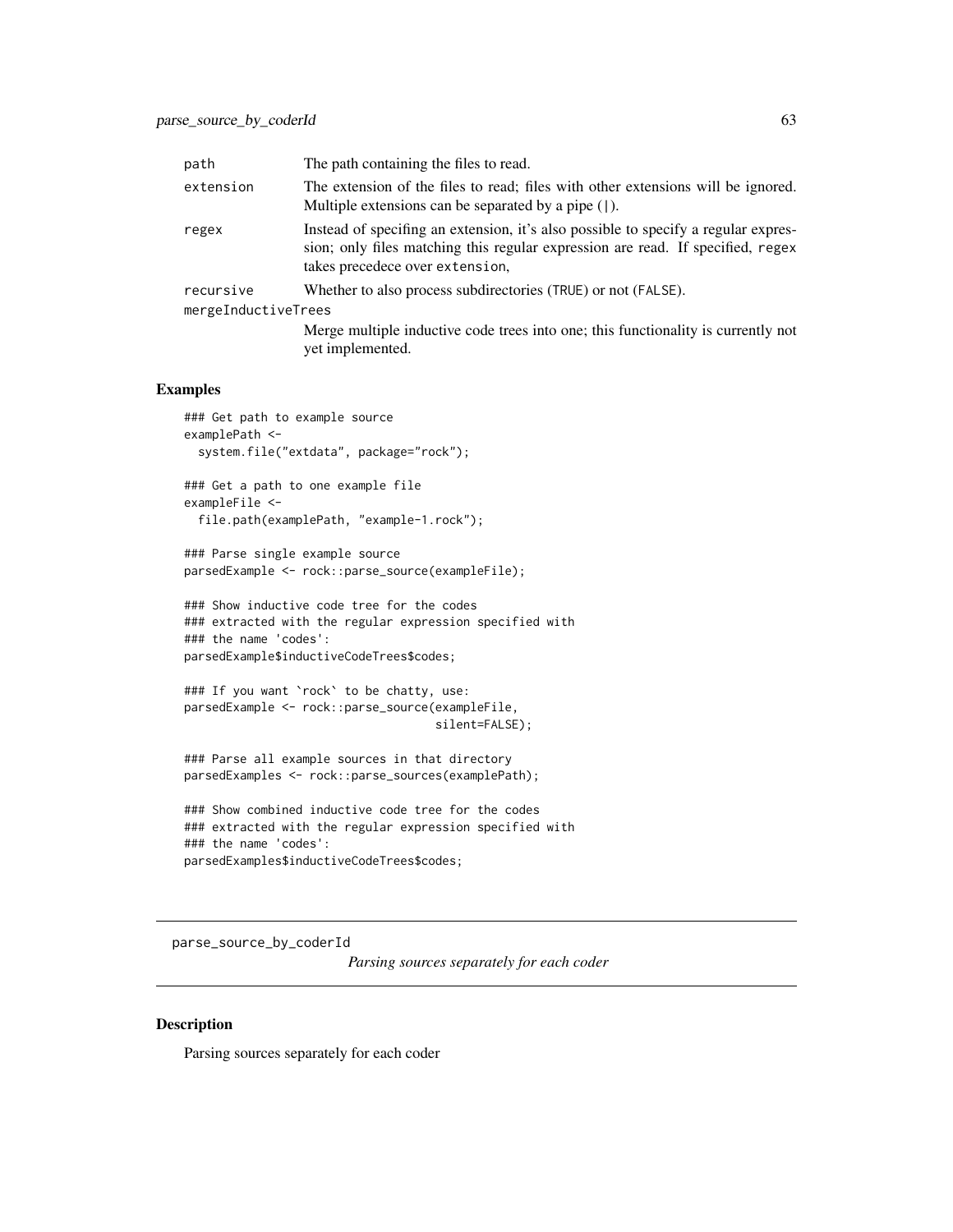| | |
|---|---|
| path | The path containing the files to read. |
| extension | The extension of the files to read; files with other extensions will be ignored. Multiple extensions can be separated by a pipe (\|). |
| regex | Instead of specifing an extension, it's also possible to specify a regular expression; only files matching this regular expression are read. If specified, regex takes precedece over extension, |
| recursive | Whether to also process subdirectories (TRUE) or not (FALSE). |
| mergeInductiveTrees | Merge multiple inductive code trees into one; this functionality is currently not yet implemented. |

## Examples

```
### Get path to example source
examplePath <-
  system.file("extdata", package="rock");

### Get a path to one example file
exampleFile <-
  file.path(examplePath, "example-1.rock");

### Parse single example source
parsedExample <- rock::parse_source(exampleFile);

### Show inductive code tree for the codes
### extracted with the regular expression specified with
### the name 'codes':
parsedExample$inductiveCodeTrees$codes;

### If you want `rock` to be chatty, use:
parsedExample <- rock::parse_source(exampleFile,
                                    silent=FALSE);

### Parse all example sources in that directory
parsedExamples <- rock::parse_sources(examplePath);

### Show combined inductive code tree for the codes
### extracted with the regular expression specified with
### the name 'codes':
parsedExamples$inductiveCodeTrees$codes;
```

---

# parse_source_by_coderId

*Parsing sources separately for each coder*

---

## Description

Parsing sources separately for each coder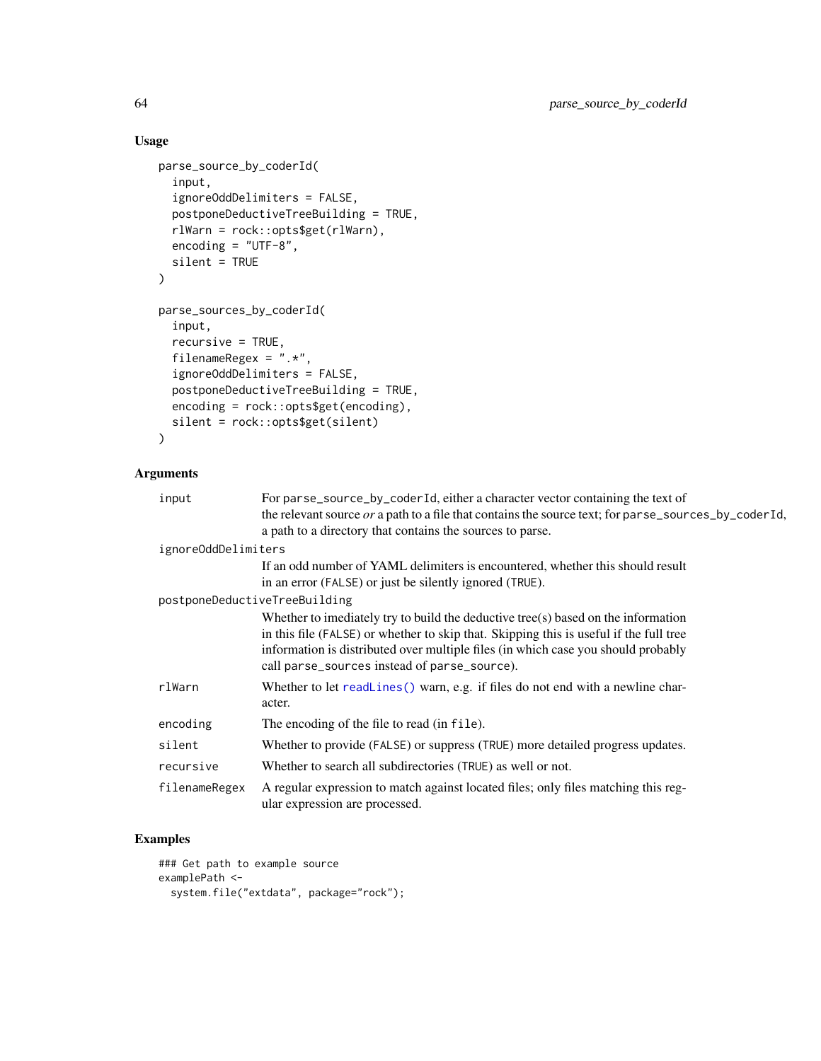## Usage

```
parse_source_by_coderId(
  input,
  ignoreOddDelimiters = FALSE,
  postponeDeductiveTreeBuilding = TRUE,
  rlWarn = rock::opts$get(rlWarn),
  encoding = "UTF-8",
  silent = TRUE
)

parse_sources_by_coderId(
  input,
  recursive = TRUE,
  filenameRegex = ".*",
  ignoreOddDelimiters = FALSE,
  postponeDeductiveTreeBuilding = TRUE,
  encoding = rock::opts$get(encoding),
  silent = rock::opts$get(silent)
)
```

## Arguments

| Argument | Description |
|---|---|
| `input` | For `parse_source_by_coderId`, either a character vector containing the text of the relevant source *or* a path to a file that contains the source text; for `parse_sources_by_coderId`, a path to a directory that contains the sources to parse. |
| `ignoreOddDelimiters` | If an odd number of YAML delimiters is encountered, whether this should result in an error (`FALSE`) or just be silently ignored (`TRUE`). |
| `postponeDeductiveTreeBuilding` | Whether to imediately try to build the deductive tree(s) based on the information in this file (`FALSE`) or whether to skip that. Skipping this is useful if the full tree information is distributed over multiple files (in which case you should probably call `parse_sources` instead of `parse_source`). |
| `rlWarn` | Whether to let `readLines()` warn, e.g. if files do not end with a newline character. |
| `encoding` | The encoding of the file to read (in `file`). |
| `silent` | Whether to provide (`FALSE`) or suppress (`TRUE`) more detailed progress updates. |
| `recursive` | Whether to search all subdirectories (`TRUE`) as well or not. |
| `filenameRegex` | A regular expression to match against located files; only files matching this regular expression are processed. |

## Examples

```
### Get path to example source
examplePath <-
  system.file("extdata", package="rock");
```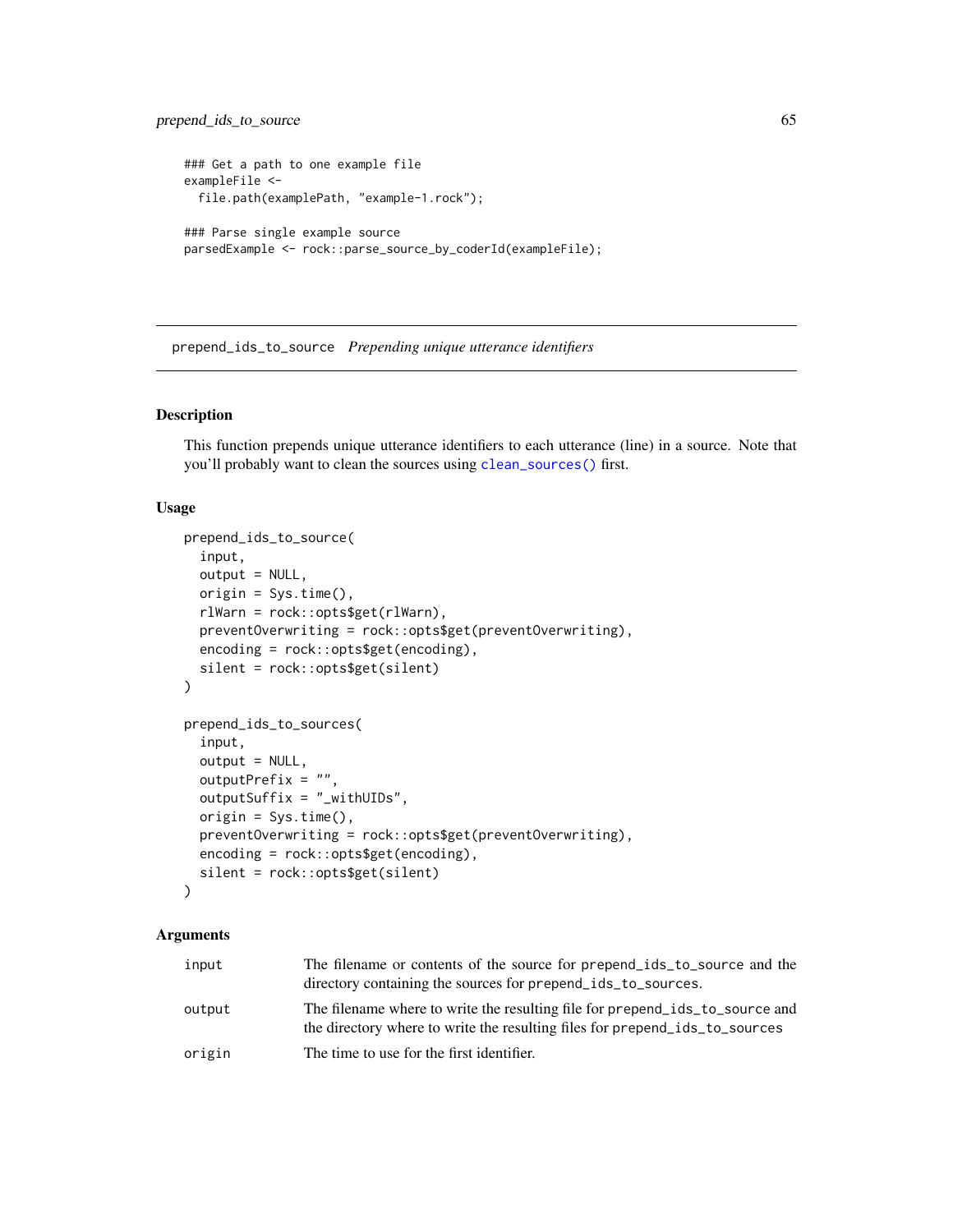```
### Get a path to one example file
exampleFile <-
  file.path(examplePath, "example-1.rock");

### Parse single example source
parsedExample <- rock::parse_source_by_coderId(exampleFile);
```

## prepend_ids_to_source *Prepending unique utterance identifiers*

### Description

This function prepends unique utterance identifiers to each utterance (line) in a source. Note that you'll probably want to clean the sources using `clean_sources()` first.

### Usage

```
prepend_ids_to_source(
  input,
  output = NULL,
  origin = Sys.time(),
  rlWarn = rock::opts$get(rlWarn),
  preventOverwriting = rock::opts$get(preventOverwriting),
  encoding = rock::opts$get(encoding),
  silent = rock::opts$get(silent)
)

prepend_ids_to_sources(
  input,
  output = NULL,
  outputPrefix = "",
  outputSuffix = "_withUIDs",
  origin = Sys.time(),
  preventOverwriting = rock::opts$get(preventOverwriting),
  encoding = rock::opts$get(encoding),
  silent = rock::opts$get(silent)
)
```

### Arguments

| | |
|---|---|
| input | The filename or contents of the source for `prepend_ids_to_source` and the directory containing the sources for `prepend_ids_to_sources`. |
| output | The filename where to write the resulting file for `prepend_ids_to_source` and the directory where to write the resulting files for `prepend_ids_to_sources` |
| origin | The time to use for the first identifier. |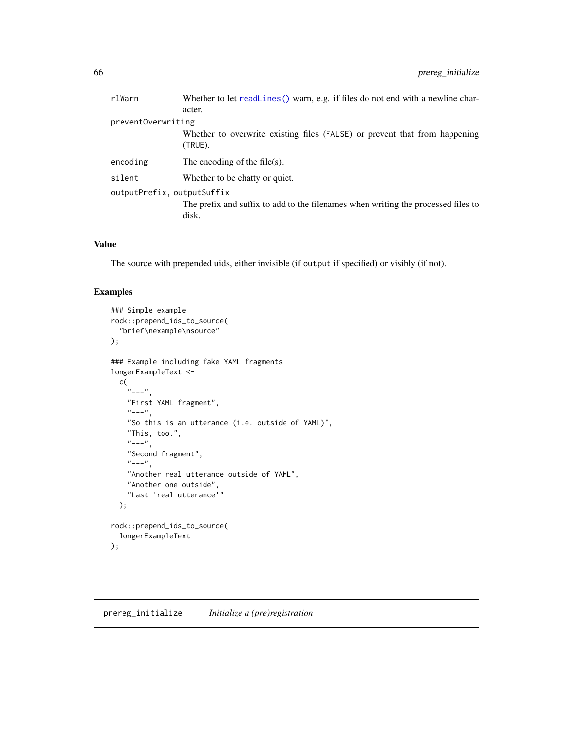| | |
|---|---|
| rlWarn | Whether to let readLines() warn, e.g. if files do not end with a newline character. |
| preventOverwriting | Whether to overwrite existing files (FALSE) or prevent that from happening (TRUE). |
| encoding | The encoding of the file(s). |
| silent | Whether to be chatty or quiet. |
| outputPrefix, outputSuffix | The prefix and suffix to add to the filenames when writing the processed files to disk. |

## Value

The source with prepended uids, either invisible (if output if specified) or visibly (if not).

## Examples

```
### Simple example
rock::prepend_ids_to_source(
  "brief\nexample\nsource"
);

### Example including fake YAML fragments
longerExampleText <-
  c(
    "---",
    "First YAML fragment",
    "---",
    "So this is an utterance (i.e. outside of YAML)",
    "This, too.",
    "---",
    "Second fragment",
    "---",
    "Another real utterance outside of YAML",
    "Another one outside",
    "Last 'real utterance'"
  );

rock::prepend_ids_to_source(
  longerExampleText
);
```

# prereg_initialize *Initialize a (pre)registration*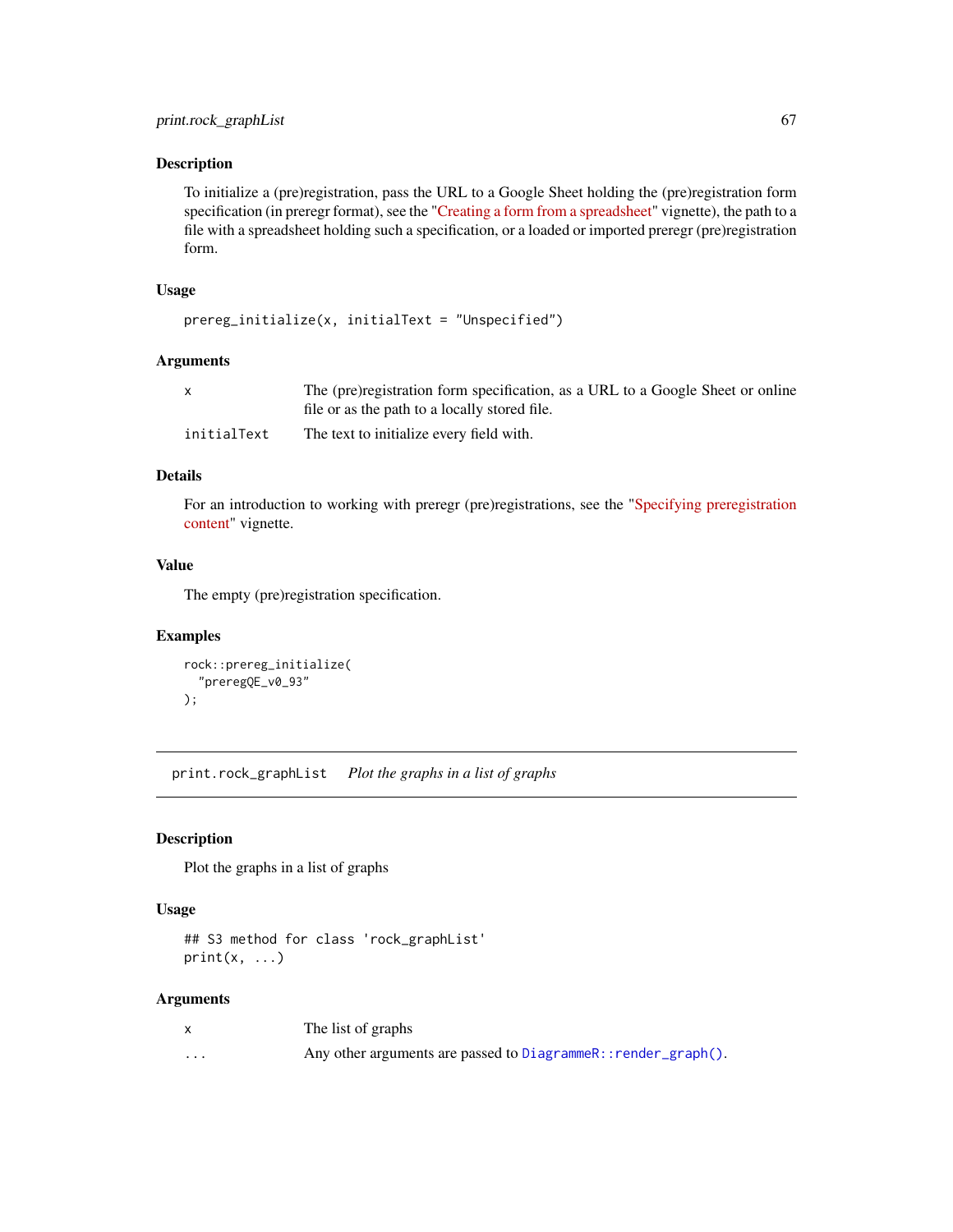## Description

To initialize a (pre)registration, pass the URL to a Google Sheet holding the (pre)registration form specification (in preregr format), see the "Creating a form from a spreadsheet" vignette), the path to a file with a spreadsheet holding such a specification, or a loaded or imported preregr (pre)registration form.

## Usage

```
prereg_initialize(x, initialText = "Unspecified")
```

## Arguments

| | |
|---|---|
| `x` | The (pre)registration form specification, as a URL to a Google Sheet or online file or as the path to a locally stored file. |
| `initialText` | The text to initialize every field with. |

## Details

For an introduction to working with preregr (pre)registrations, see the "Specifying preregistration content" vignette.

## Value

The empty (pre)registration specification.

## Examples

```
rock::prereg_initialize(
  "preregQE_v0_93"
);
```

---

# print.rock_graphList *Plot the graphs in a list of graphs*

## Description

Plot the graphs in a list of graphs

## Usage

```
## S3 method for class 'rock_graphList'
print(x, ...)
```

## Arguments

| | |
|---|---|
| `x` | The list of graphs |
| `...` | Any other arguments are passed to `DiagrammeR::render_graph()`. |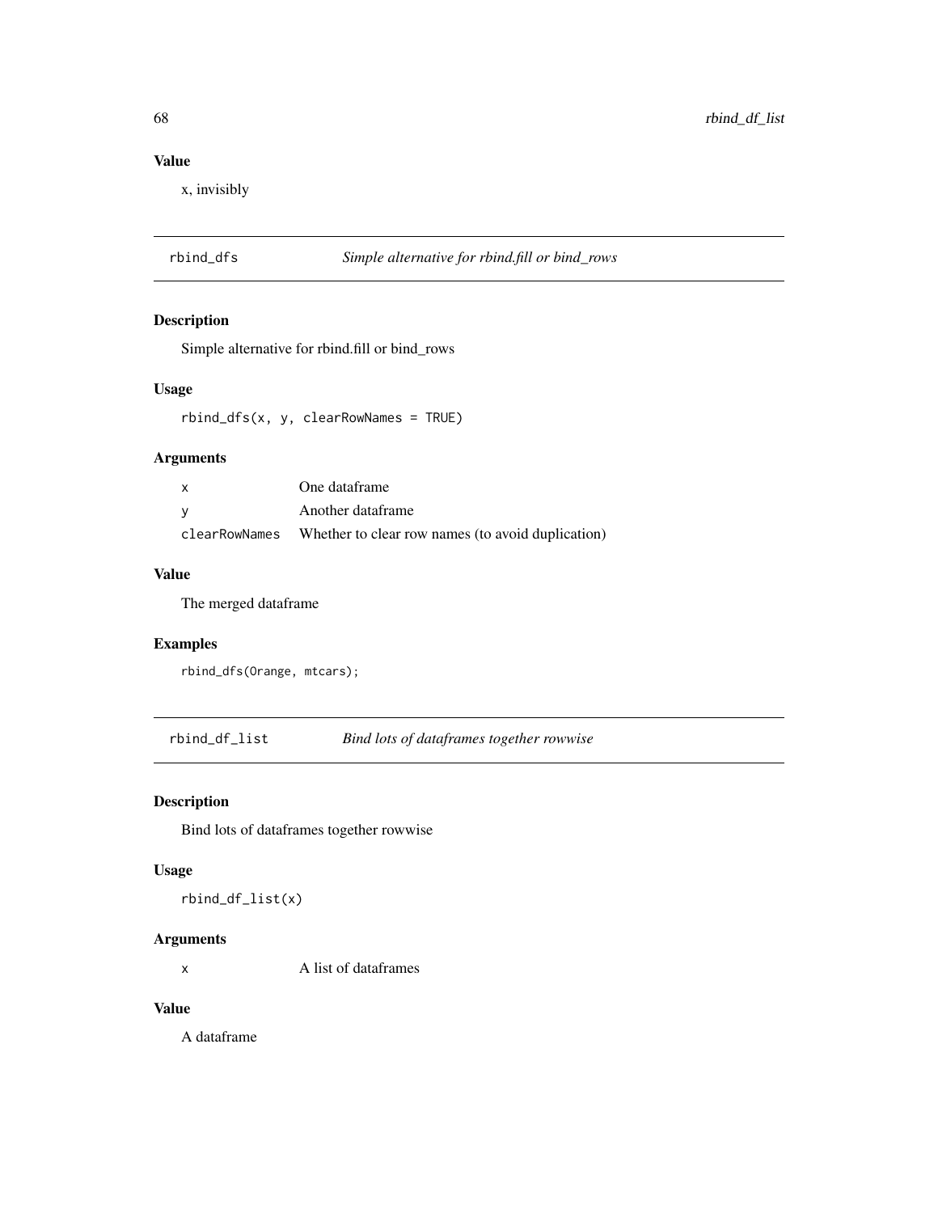## Value

x, invisibly

---

## rbind_dfs — *Simple alternative for rbind.fill or bind_rows*

### Description

Simple alternative for rbind.fill or bind_rows

### Usage

```
rbind_dfs(x, y, clearRowNames = TRUE)
```

### Arguments

| | |
|---|---|
| x | One dataframe |
| y | Another dataframe |
| clearRowNames | Whether to clear row names (to avoid duplication) |

### Value

The merged dataframe

### Examples

```
rbind_dfs(Orange, mtcars);
```

---

## rbind_df_list — *Bind lots of dataframes together rowwise*

### Description

Bind lots of dataframes together rowwise

### Usage

```
rbind_df_list(x)
```

### Arguments

| | |
|---|---|
| x | A list of dataframes |

### Value

A dataframe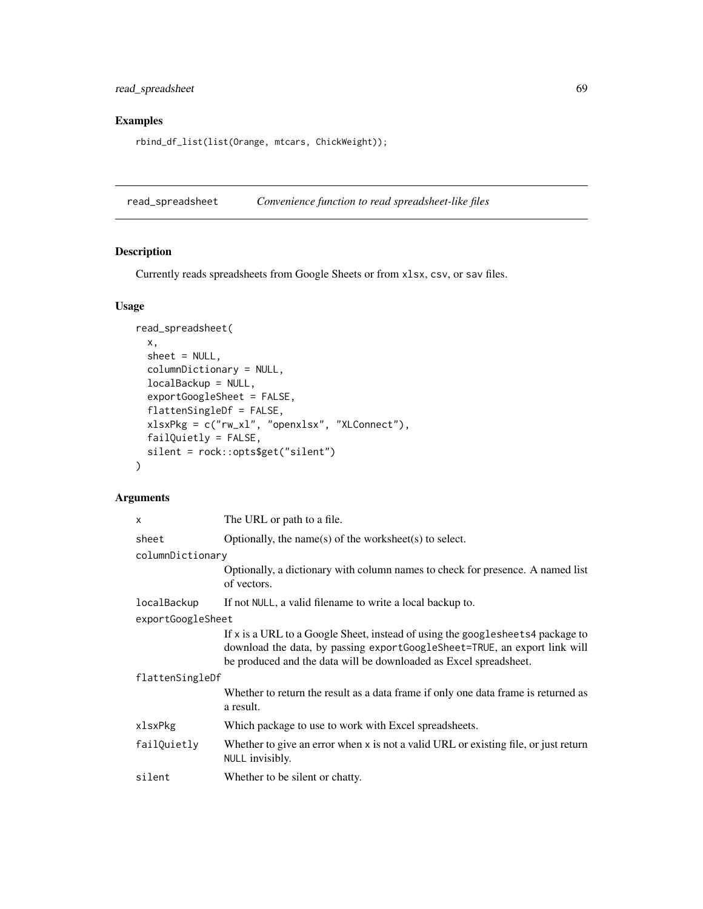## Examples

```
rbind_df_list(list(Orange, mtcars, ChickWeight));
```

---

## read_spreadsheet *Convenience function to read spreadsheet-like files*

### Description

Currently reads spreadsheets from Google Sheets or from `xlsx`, `csv`, or `sav` files.

### Usage

```
read_spreadsheet(
  x,
  sheet = NULL,
  columnDictionary = NULL,
  localBackup = NULL,
  exportGoogleSheet = FALSE,
  flattenSingleDf = FALSE,
  xlsxPkg = c("rw_xl", "openxlsx", "XLConnect"),
  failQuietly = FALSE,
  silent = rock::opts$get("silent")
)
```

### Arguments

| | |
|---|---|
| `x` | The URL or path to a file. |
| `sheet` | Optionally, the name(s) of the worksheet(s) to select. |
| `columnDictionary` | Optionally, a dictionary with column names to check for presence. A named list of vectors. |
| `localBackup` | If not `NULL`, a valid filename to write a local backup to. |
| `exportGoogleSheet` | If `x` is a URL to a Google Sheet, instead of using the `googlesheets4` package to download the data, by passing `exportGoogleSheet=TRUE`, an export link will be produced and the data will be downloaded as Excel spreadsheet. |
| `flattenSingleDf` | Whether to return the result as a data frame if only one data frame is returned as a result. |
| `xlsxPkg` | Which package to use to work with Excel spreadsheets. |
| `failQuietly` | Whether to give an error when `x` is not a valid URL or existing file, or just return `NULL` invisibly. |
| `silent` | Whether to be silent or chatty. |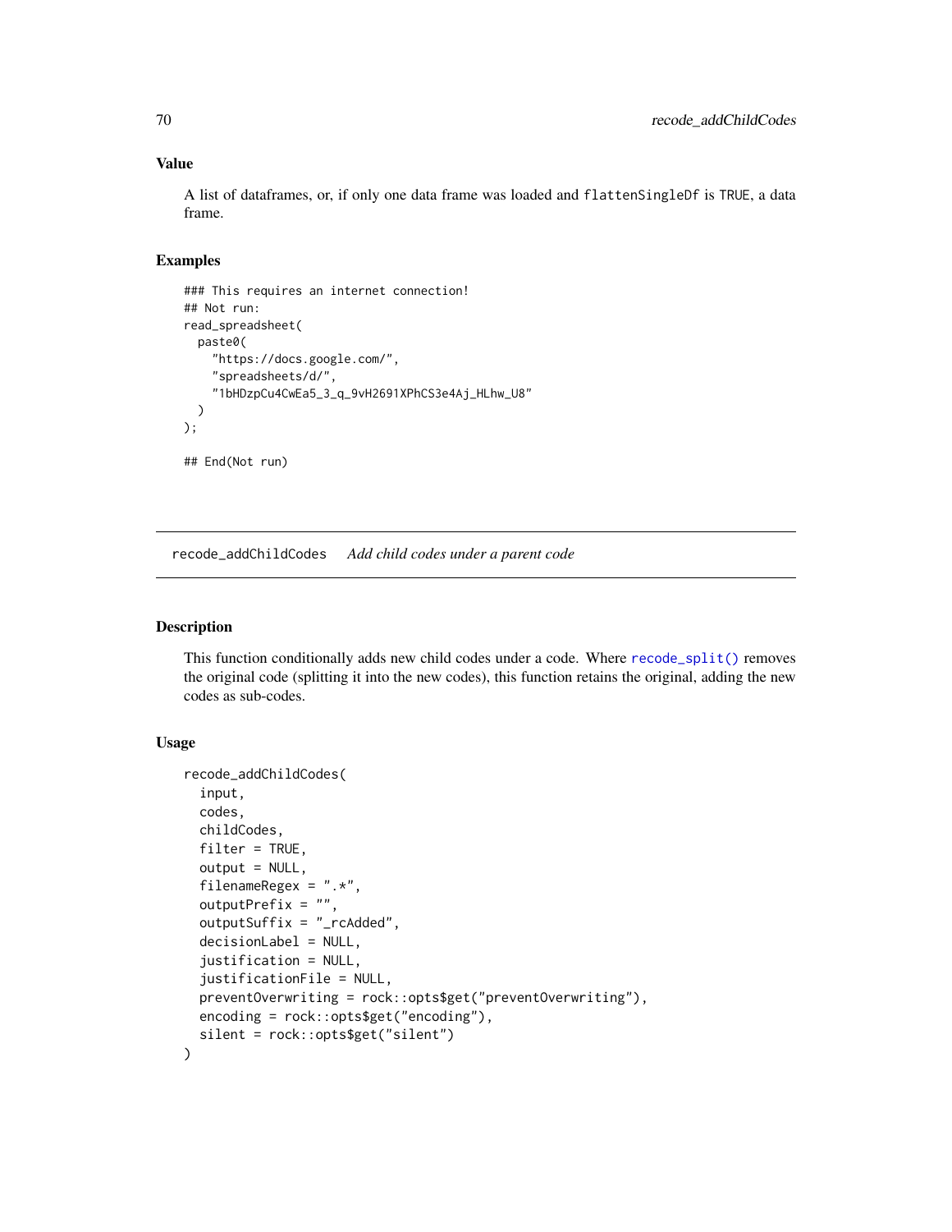### Value

A list of dataframes, or, if only one data frame was loaded and `flattenSingleDf` is `TRUE`, a data frame.

### Examples

```
### This requires an internet connection!
## Not run:
read_spreadsheet(
  paste0(
    "https://docs.google.com/",
    "spreadsheets/d/",
    "1bHDzpCu4CwEa5_3_q_9vH2691XPhCS3e4Aj_HLhw_U8"
  )
);

## End(Not run)
```

---

## recode_addChildCodes *Add child codes under a parent code*

---

### Description

This function conditionally adds new child codes under a code. Where `recode_split()` removes the original code (splitting it into the new codes), this function retains the original, adding the new codes as sub-codes.

### Usage

```
recode_addChildCodes(
  input,
  codes,
  childCodes,
  filter = TRUE,
  output = NULL,
  filenameRegex = ".*",
  outputPrefix = "",
  outputSuffix = "_rcAdded",
  decisionLabel = NULL,
  justification = NULL,
  justificationFile = NULL,
  preventOverwriting = rock::opts$get("preventOverwriting"),
  encoding = rock::opts$get("encoding"),
  silent = rock::opts$get("silent")
)
```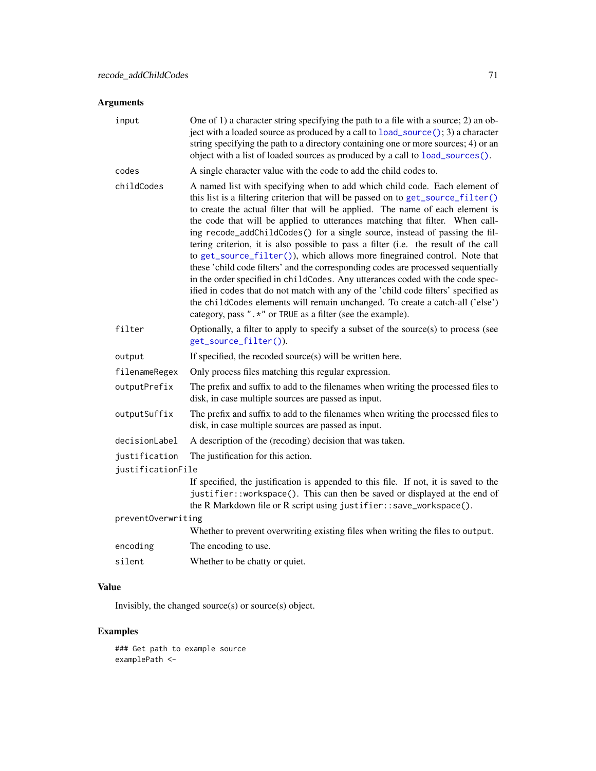## Arguments

| | |
|---|---|
| `input` | One of 1) a character string specifying the path to a file with a source; 2) an object with a loaded source as produced by a call to `load_source()`; 3) a character string specifying the path to a directory containing one or more sources; 4) or an object with a list of loaded sources as produced by a call to `load_sources()`. |
| `codes` | A single character value with the code to add the child codes to. |
| `childCodes` | A named list with specifying when to add which child code. Each element of this list is a filtering criterion that will be passed on to `get_source_filter()` to create the actual filter that will be applied. The name of each element is the code that will be applied to utterances matching that filter. When calling `recode_addChildCodes()` for a single source, instead of passing the filtering criterion, it is also possible to pass a filter (i.e. the result of the call to `get_source_filter()`), which allows more finegrained control. Note that these 'child code filters' and the corresponding codes are processed sequentially in the order specified in `childCodes`. Any utterances coded with the code specified in `codes` that do not match with any of the 'child code filters' specified as the `childCodes` elements will remain unchanged. To create a catch-all ('else') category, pass `".*"` or `TRUE` as a filter (see the example). |
| `filter` | Optionally, a filter to apply to specify a subset of the source(s) to process (see `get_source_filter()`). |
| `output` | If specified, the recoded source(s) will be written here. |
| `filenameRegex` | Only process files matching this regular expression. |
| `outputPrefix` | The prefix and suffix to add to the filenames when writing the processed files to disk, in case multiple sources are passed as input. |
| `outputSuffix` | The prefix and suffix to add to the filenames when writing the processed files to disk, in case multiple sources are passed as input. |
| `decisionLabel` | A description of the (recoding) decision that was taken. |
| `justification` | The justification for this action. |
| `justificationFile` | If specified, the justification is appended to this file. If not, it is saved to the `justifier::workspace()`. This can then be saved or displayed at the end of the R Markdown file or R script using `justifier::save_workspace()`. |
| `preventOverwriting` | Whether to prevent overwriting existing files when writing the files to `output`. |
| `encoding` | The encoding to use. |
| `silent` | Whether to be chatty or quiet. |

## Value

Invisibly, the changed source(s) or source(s) object.

## Examples

```
### Get path to example source
examplePath <-
```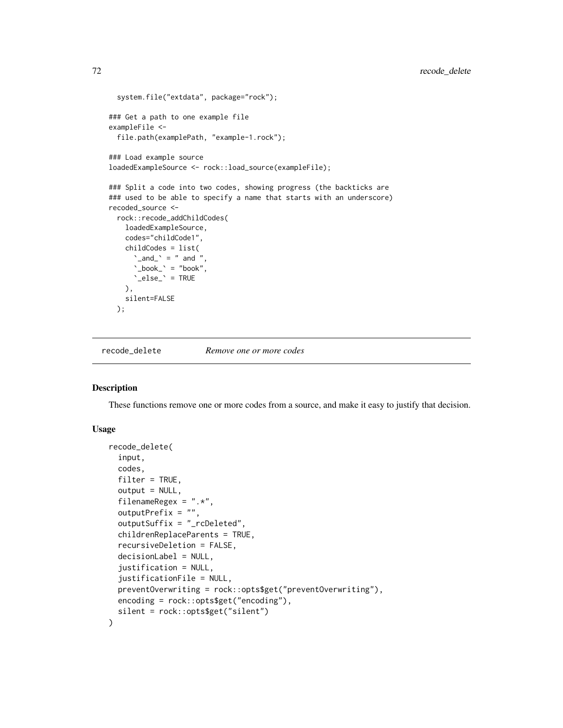```
  system.file("extdata", package="rock");

### Get a path to one example file
exampleFile <-
  file.path(examplePath, "example-1.rock");

### Load example source
loadedExampleSource <- rock::load_source(exampleFile);

### Split a code into two codes, showing progress (the backticks are
### used to be able to specify a name that starts with an underscore)
recoded_source <-
  rock::recode_addChildCodes(
    loadedExampleSource,
    codes="childCode1",
    childCodes = list(
      `_and_` = " and ",
      `_book_` = "book",
      `_else_` = TRUE
    ),
    silent=FALSE
  );
```

## recode_delete *Remove one or more codes*

### Description

These functions remove one or more codes from a source, and make it easy to justify that decision.

### Usage

```
recode_delete(
  input,
  codes,
  filter = TRUE,
  output = NULL,
  filenameRegex = ".*",
  outputPrefix = "",
  outputSuffix = "_rcDeleted",
  childrenReplaceParents = TRUE,
  recursiveDeletion = FALSE,
  decisionLabel = NULL,
  justification = NULL,
  justificationFile = NULL,
  preventOverwriting = rock::opts$get("preventOverwriting"),
  encoding = rock::opts$get("encoding"),
  silent = rock::opts$get("silent")
)
```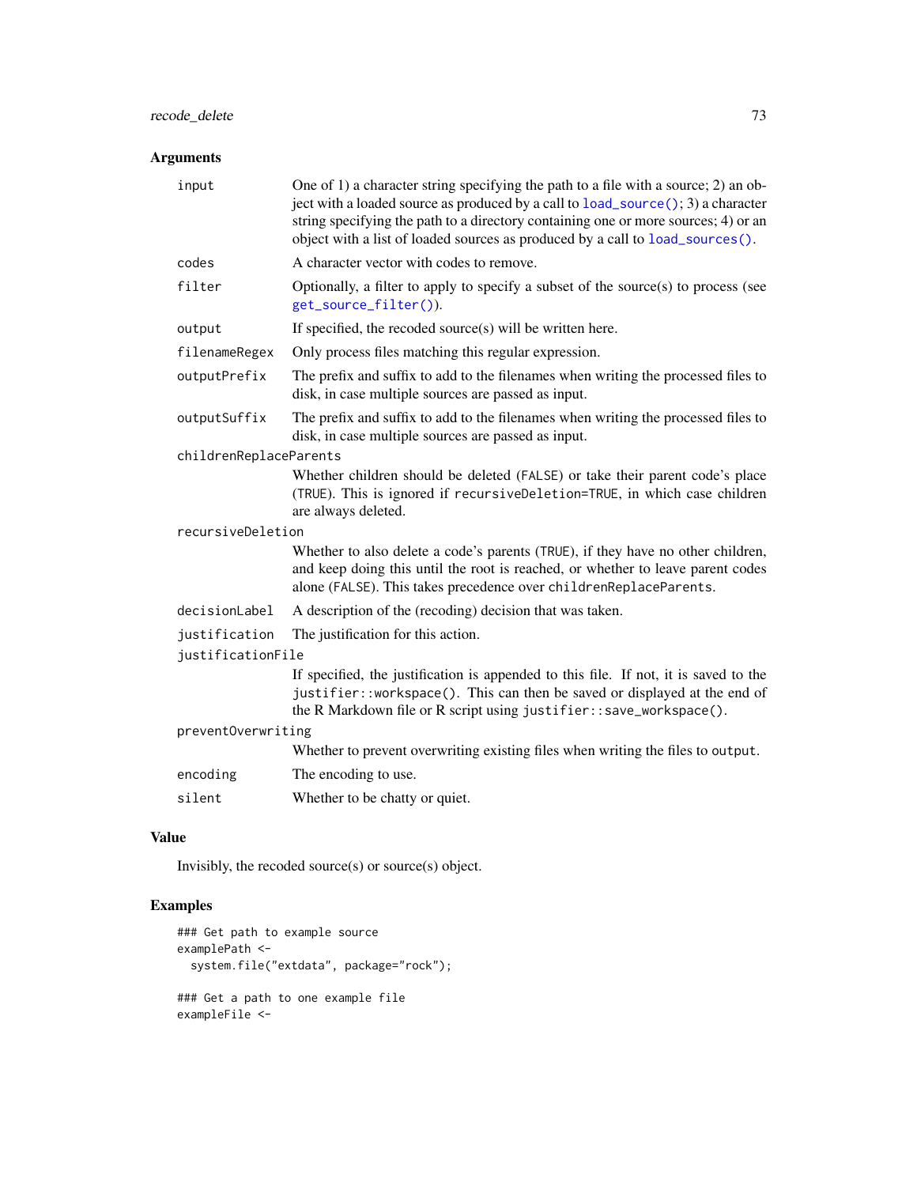## Arguments

| | |
|---|---|
| `input` | One of 1) a character string specifying the path to a file with a source; 2) an object with a loaded source as produced by a call to `load_source()`; 3) a character string specifying the path to a directory containing one or more sources; 4) or an object with a list of loaded sources as produced by a call to `load_sources()`. |
| `codes` | A character vector with codes to remove. |
| `filter` | Optionally, a filter to apply to specify a subset of the source(s) to process (see `get_source_filter()`). |
| `output` | If specified, the recoded source(s) will be written here. |
| `filenameRegex` | Only process files matching this regular expression. |
| `outputPrefix` | The prefix and suffix to add to the filenames when writing the processed files to disk, in case multiple sources are passed as input. |
| `outputSuffix` | The prefix and suffix to add to the filenames when writing the processed files to disk, in case multiple sources are passed as input. |
| `childrenReplaceParents` | Whether children should be deleted (`FALSE`) or take their parent code's place (`TRUE`). This is ignored if `recursiveDeletion=TRUE`, in which case children are always deleted. |
| `recursiveDeletion` | Whether to also delete a code's parents (`TRUE`), if they have no other children, and keep doing this until the root is reached, or whether to leave parent codes alone (`FALSE`). This takes precedence over `childrenReplaceParents`. |
| `decisionLabel` | A description of the (recoding) decision that was taken. |
| `justification` | The justification for this action. |
| `justificationFile` | If specified, the justification is appended to this file. If not, it is saved to the `justifier::workspace()`. This can then be saved or displayed at the end of the R Markdown file or R script using `justifier::save_workspace()`. |
| `preventOverwriting` | Whether to prevent overwriting existing files when writing the files to `output`. |
| `encoding` | The encoding to use. |
| `silent` | Whether to be chatty or quiet. |

## Value

Invisibly, the recoded source(s) or source(s) object.

## Examples

```
### Get path to example source
examplePath <-
  system.file("extdata", package="rock");

### Get a path to one example file
exampleFile <-
```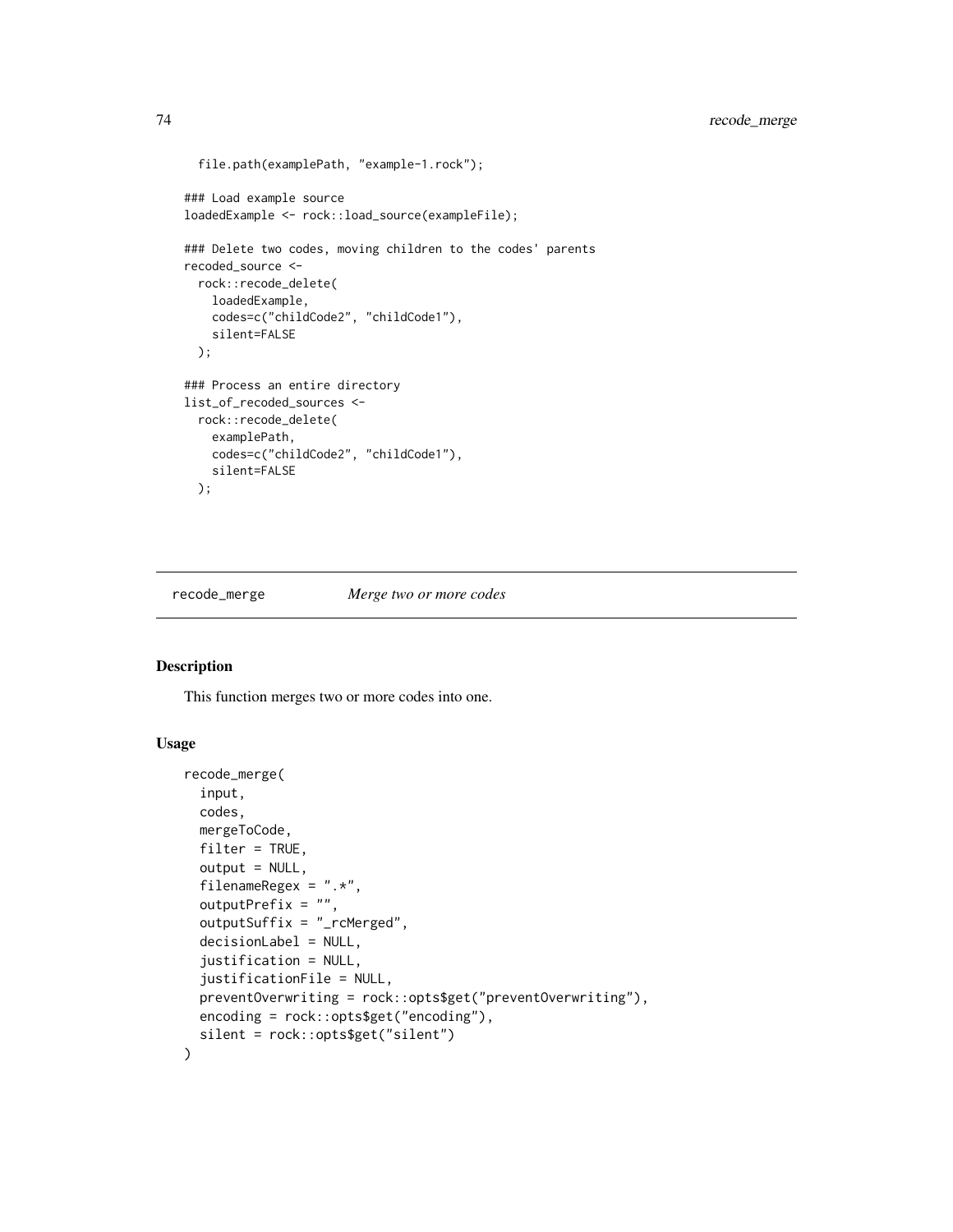```
  file.path(examplePath, "example-1.rock");

### Load example source
loadedExample <- rock::load_source(exampleFile);

### Delete two codes, moving children to the codes' parents
recoded_source <-
  rock::recode_delete(
    loadedExample,
    codes=c("childCode2", "childCode1"),
    silent=FALSE
  );

### Process an entire directory
list_of_recoded_sources <-
  rock::recode_delete(
    examplePath,
    codes=c("childCode2", "childCode1"),
    silent=FALSE
  );
```

---

## recode_merge — *Merge two or more codes*

### Description

This function merges two or more codes into one.

### Usage

```
recode_merge(
  input,
  codes,
  mergeToCode,
  filter = TRUE,
  output = NULL,
  filenameRegex = ".*",
  outputPrefix = "",
  outputSuffix = "_rcMerged",
  decisionLabel = NULL,
  justification = NULL,
  justificationFile = NULL,
  preventOverwriting = rock::opts$get("preventOverwriting"),
  encoding = rock::opts$get("encoding"),
  silent = rock::opts$get("silent")
)
```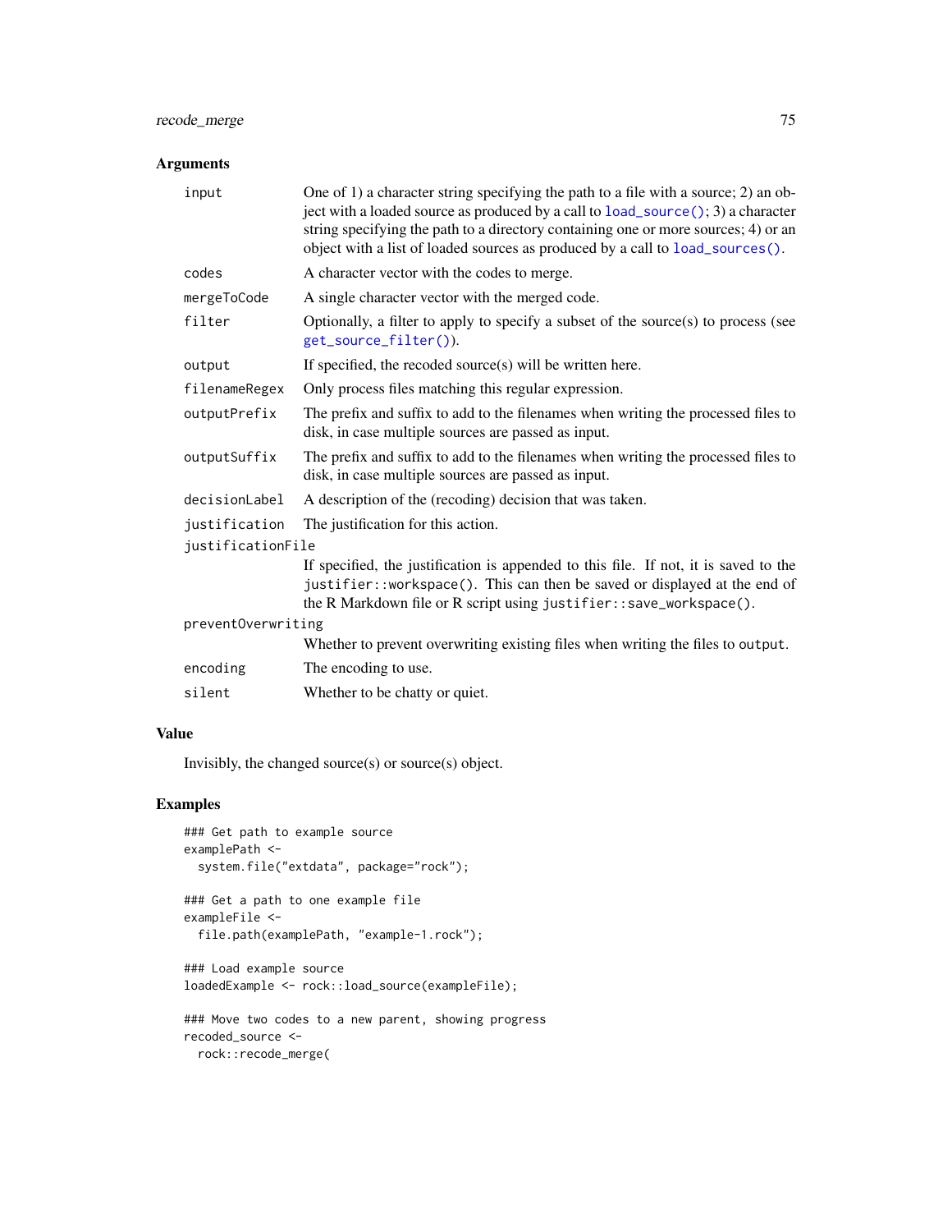## Arguments

| | |
|---|---|
| `input` | One of 1) a character string specifying the path to a file with a source; 2) an object with a loaded source as produced by a call to `load_source()`; 3) a character string specifying the path to a directory containing one or more sources; 4) or an object with a list of loaded sources as produced by a call to `load_sources()`. |
| `codes` | A character vector with the codes to merge. |
| `mergeToCode` | A single character vector with the merged code. |
| `filter` | Optionally, a filter to apply to specify a subset of the source(s) to process (see `get_source_filter()`). |
| `output` | If specified, the recoded source(s) will be written here. |
| `filenameRegex` | Only process files matching this regular expression. |
| `outputPrefix` | The prefix and suffix to add to the filenames when writing the processed files to disk, in case multiple sources are passed as input. |
| `outputSuffix` | The prefix and suffix to add to the filenames when writing the processed files to disk, in case multiple sources are passed as input. |
| `decisionLabel` | A description of the (recoding) decision that was taken. |
| `justification` | The justification for this action. |
| `justificationFile` | If specified, the justification is appended to this file. If not, it is saved to the `justifier::workspace()`. This can then be saved or displayed at the end of the R Markdown file or R script using `justifier::save_workspace()`. |
| `preventOverwriting` | Whether to prevent overwriting existing files when writing the files to `output`. |
| `encoding` | The encoding to use. |
| `silent` | Whether to be chatty or quiet. |

## Value

Invisibly, the changed source(s) or source(s) object.

## Examples

```
### Get path to example source
examplePath <-
  system.file("extdata", package="rock");

### Get a path to one example file
exampleFile <-
  file.path(examplePath, "example-1.rock");

### Load example source
loadedExample <- rock::load_source(exampleFile);

### Move two codes to a new parent, showing progress
recoded_source <-
  rock::recode_merge(
```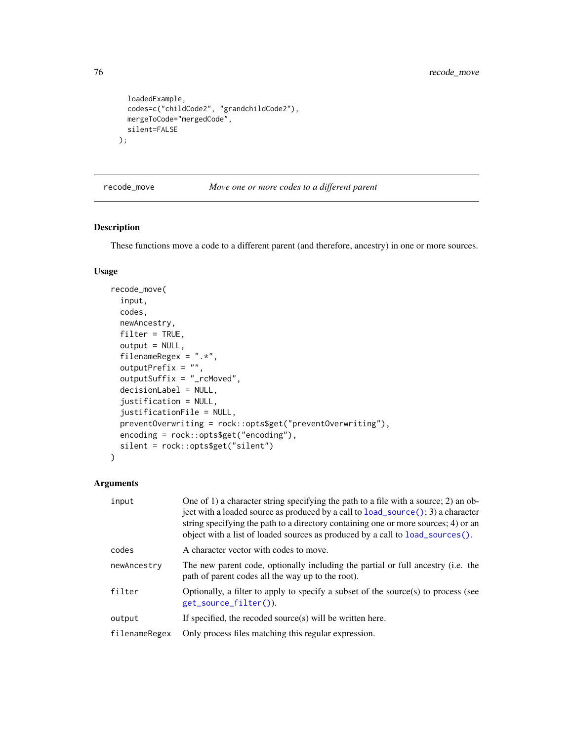```
  loadedExample,
  codes=c("childCode2", "grandchildCode2"),
  mergeToCode="mergedCode",
  silent=FALSE
);
```

---

`recode_move` *Move one or more codes to a different parent*

---

## Description

These functions move a code to a different parent (and therefore, ancestry) in one or more sources.

## Usage

```
recode_move(
  input,
  codes,
  newAncestry,
  filter = TRUE,
  output = NULL,
  filenameRegex = ".*",
  outputPrefix = "",
  outputSuffix = "_rcMoved",
  decisionLabel = NULL,
  justification = NULL,
  justificationFile = NULL,
  preventOverwriting = rock::opts$get("preventOverwriting"),
  encoding = rock::opts$get("encoding"),
  silent = rock::opts$get("silent")
)
```

## Arguments

| | |
|---|---|
| `input` | One of 1) a character string specifying the path to a file with a source; 2) an object with a loaded source as produced by a call to `load_source()`; 3) a character string specifying the path to a directory containing one or more sources; 4) or an object with a list of loaded sources as produced by a call to `load_sources()`. |
| `codes` | A character vector with codes to move. |
| `newAncestry` | The new parent code, optionally including the partial or full ancestry (i.e. the path of parent codes all the way up to the root). |
| `filter` | Optionally, a filter to apply to specify a subset of the source(s) to process (see `get_source_filter()`). |
| `output` | If specified, the recoded source(s) will be written here. |
| `filenameRegex` | Only process files matching this regular expression. |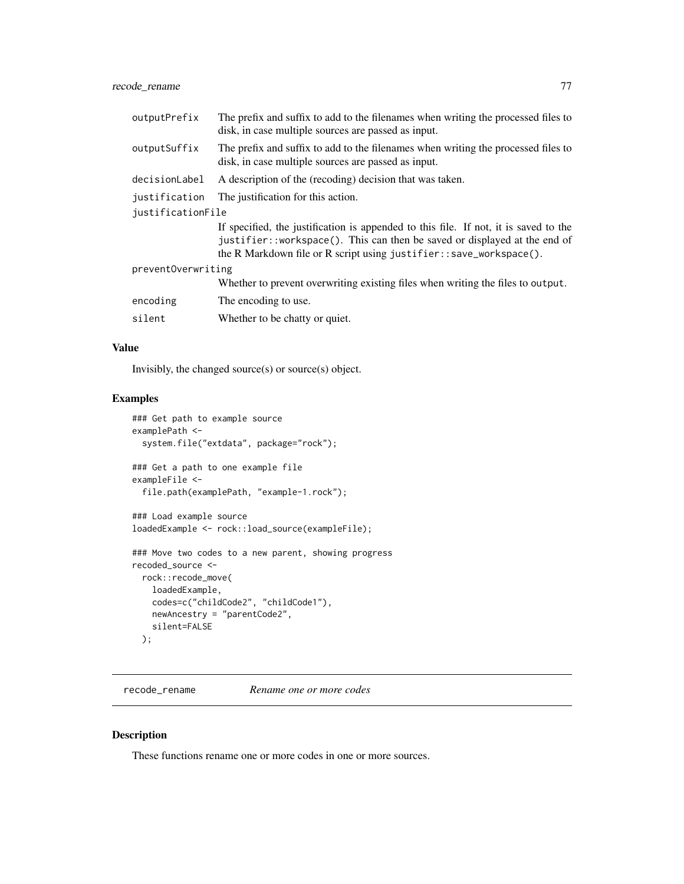| | |
|---|---|
| `outputPrefix` | The prefix and suffix to add to the filenames when writing the processed files to disk, in case multiple sources are passed as input. |
| `outputSuffix` | The prefix and suffix to add to the filenames when writing the processed files to disk, in case multiple sources are passed as input. |
| `decisionLabel` | A description of the (recoding) decision that was taken. |
| `justification` | The justification for this action. |
| `justificationFile` | If specified, the justification is appended to this file. If not, it is saved to the `justifier::workspace()`. This can then be saved or displayed at the end of the R Markdown file or R script using `justifier::save_workspace()`. |
| `preventOverwriting` | Whether to prevent overwriting existing files when writing the files to `output`. |
| `encoding` | The encoding to use. |
| `silent` | Whether to be chatty or quiet. |

### Value

Invisibly, the changed source(s) or source(s) object.

### Examples

```
### Get path to example source
examplePath <-
  system.file("extdata", package="rock");

### Get a path to one example file
exampleFile <-
  file.path(examplePath, "example-1.rock");

### Load example source
loadedExample <- rock::load_source(exampleFile);

### Move two codes to a new parent, showing progress
recoded_source <-
  rock::recode_move(
    loadedExample,
    codes=c("childCode2", "childCode1"),
    newAncestry = "parentCode2",
    silent=FALSE
  );
```

---

## `recode_rename` *Rename one or more codes*

### Description

These functions rename one or more codes in one or more sources.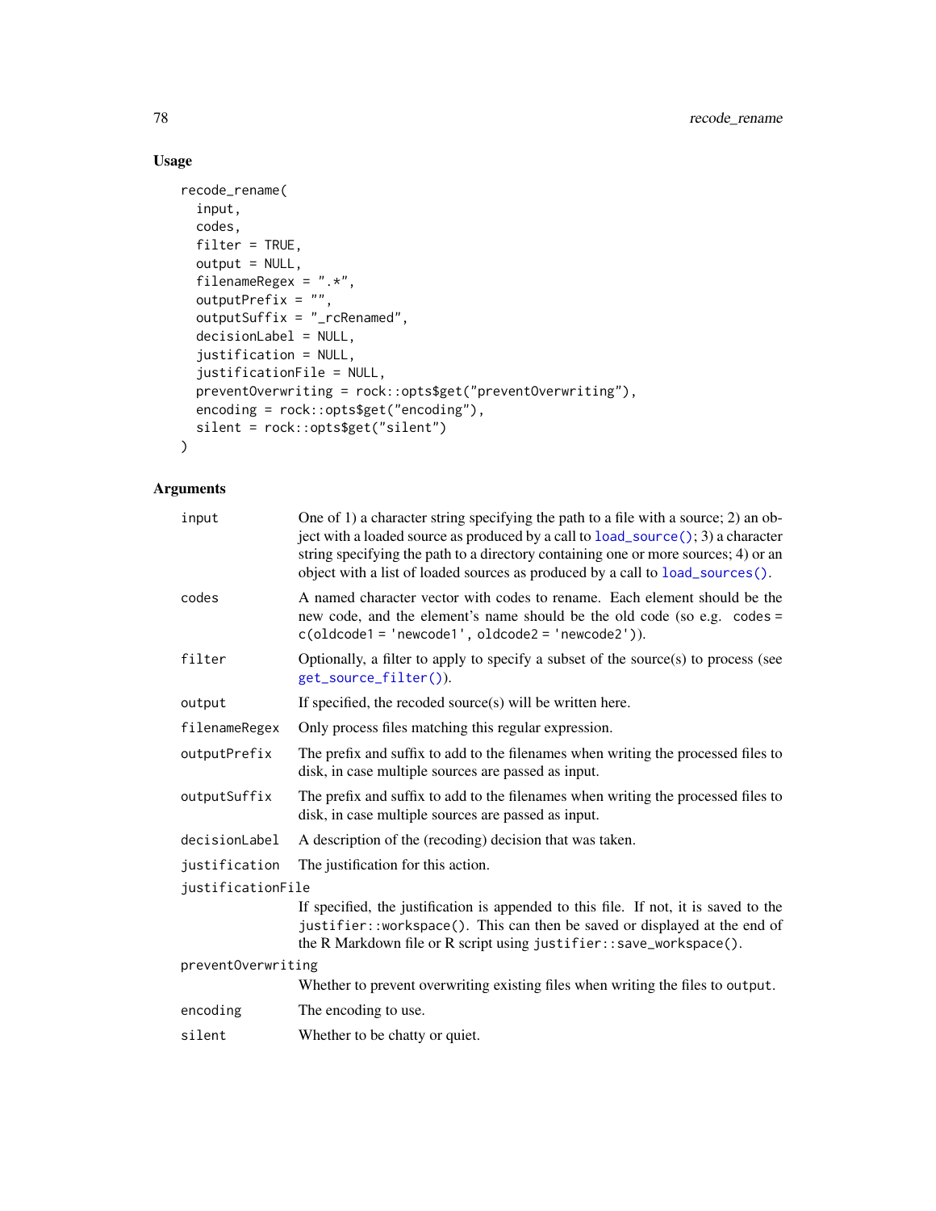## Usage

```
recode_rename(
  input,
  codes,
  filter = TRUE,
  output = NULL,
  filenameRegex = ".*",
  outputPrefix = "",
  outputSuffix = "_rcRenamed",
  decisionLabel = NULL,
  justification = NULL,
  justificationFile = NULL,
  preventOverwriting = rock::opts$get("preventOverwriting"),
  encoding = rock::opts$get("encoding"),
  silent = rock::opts$get("silent")
)
```

## Arguments

| | |
|---|---|
| `input` | One of 1) a character string specifying the path to a file with a source; 2) an object with a loaded source as produced by a call to `load_source()`; 3) a character string specifying the path to a directory containing one or more sources; 4) or an object with a list of loaded sources as produced by a call to `load_sources()`. |
| `codes` | A named character vector with codes to rename. Each element should be the new code, and the element's name should be the old code (so e.g. `codes = c(oldcode1 = 'newcode1', oldcode2 = 'newcode2')`). |
| `filter` | Optionally, a filter to apply to specify a subset of the source(s) to process (see `get_source_filter()`). |
| `output` | If specified, the recoded source(s) will be written here. |
| `filenameRegex` | Only process files matching this regular expression. |
| `outputPrefix` | The prefix and suffix to add to the filenames when writing the processed files to disk, in case multiple sources are passed as input. |
| `outputSuffix` | The prefix and suffix to add to the filenames when writing the processed files to disk, in case multiple sources are passed as input. |
| `decisionLabel` | A description of the (recoding) decision that was taken. |
| `justification` | The justification for this action. |
| `justificationFile` | If specified, the justification is appended to this file. If not, it is saved to the `justifier::workspace()`. This can then be saved or displayed at the end of the R Markdown file or R script using `justifier::save_workspace()`. |
| `preventOverwriting` | Whether to prevent overwriting existing files when writing the files to `output`. |
| `encoding` | The encoding to use. |
| `silent` | Whether to be chatty or quiet. |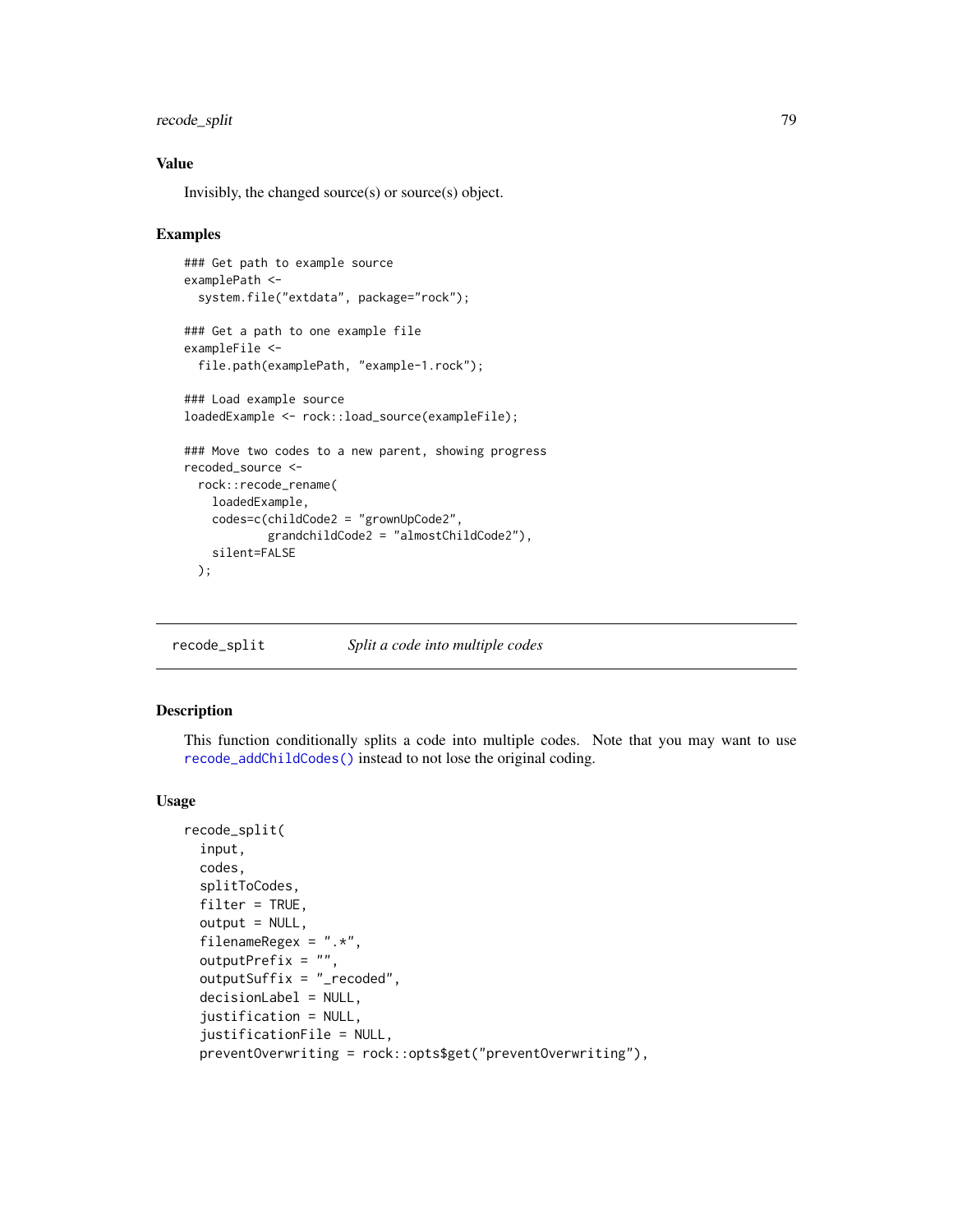## Value

Invisibly, the changed source(s) or source(s) object.

## Examples

```
### Get path to example source
examplePath <-
  system.file("extdata", package="rock");

### Get a path to one example file
exampleFile <-
  file.path(examplePath, "example-1.rock");

### Load example source
loadedExample <- rock::load_source(exampleFile);

### Move two codes to a new parent, showing progress
recoded_source <-
  rock::recode_rename(
    loadedExample,
    codes=c(childCode2 = "grownUpCode2",
            grandchildCode2 = "almostChildCode2"),
    silent=FALSE
  );
```

---

# recode_split — *Split a code into multiple codes*

## Description

This function conditionally splits a code into multiple codes. Note that you may want to use `recode_addChildCodes()` instead to not lose the original coding.

## Usage

```
recode_split(
  input,
  codes,
  splitToCodes,
  filter = TRUE,
  output = NULL,
  filenameRegex = ".*",
  outputPrefix = "",
  outputSuffix = "_recoded",
  decisionLabel = NULL,
  justification = NULL,
  justificationFile = NULL,
  preventOverwriting = rock::opts$get("preventOverwriting"),
```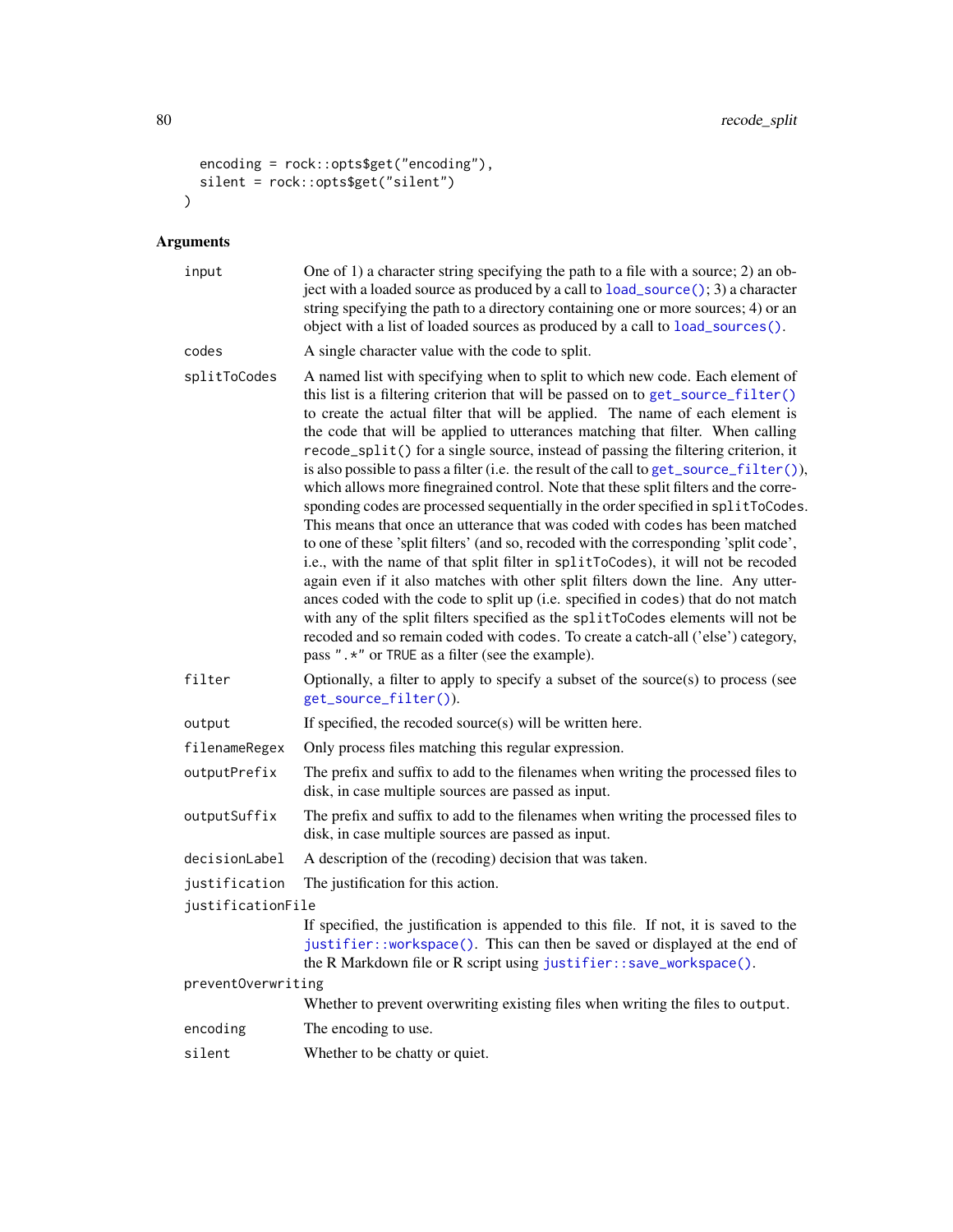```
  encoding = rock::opts$get("encoding"),
  silent = rock::opts$get("silent")
)
```

## Arguments

- **input**: One of 1) a character string specifying the path to a file with a source; 2) an object with a loaded source as produced by a call to `load_source()`; 3) a character string specifying the path to a directory containing one or more sources; 4) or an object with a list of loaded sources as produced by a call to `load_sources()`.
- **codes**: A single character value with the code to split.
- **splitToCodes**: A named list with specifying when to split to which new code. Each element of this list is a filtering criterion that will be passed on to `get_source_filter()` to create the actual filter that will be applied. The name of each element is the code that will be applied to utterances matching that filter. When calling `recode_split()` for a single source, instead of passing the filtering criterion, it is also possible to pass a filter (i.e. the result of the call to `get_source_filter()`), which allows more finegrained control. Note that these split filters and the corresponding codes are processed sequentially in the order specified in `splitToCodes`. This means that once an utterance that was coded with `codes` has been matched to one of these 'split filters' (and so, recoded with the corresponding 'split code', i.e., with the name of that split filter in `splitToCodes`), it will not be recoded again even if it also matches with other split filters down the line. Any utterances coded with the code to split up (i.e. specified in `codes`) that do not match with any of the split filters specified as the `splitToCodes` elements will not be recoded and so remain coded with `codes`. To create a catch-all ('else') category, pass `".*"` or `TRUE` as a filter (see the example).
- **filter**: Optionally, a filter to apply to specify a subset of the source(s) to process (see `get_source_filter()`).
- **output**: If specified, the recoded source(s) will be written here.
- **filenameRegex**: Only process files matching this regular expression.
- **outputPrefix**: The prefix and suffix to add to the filenames when writing the processed files to disk, in case multiple sources are passed as input.
- **outputSuffix**: The prefix and suffix to add to the filenames when writing the processed files to disk, in case multiple sources are passed as input.
- **decisionLabel**: A description of the (recoding) decision that was taken.
- **justification**: The justification for this action.
- **justificationFile**: If specified, the justification is appended to this file. If not, it is saved to the `justifier::workspace()`. This can then be saved or displayed at the end of the R Markdown file or R script using `justifier::save_workspace()`.
- **preventOverwriting**: Whether to prevent overwriting existing files when writing the files to `output`.
- **encoding**: The encoding to use.
- **silent**: Whether to be chatty or quiet.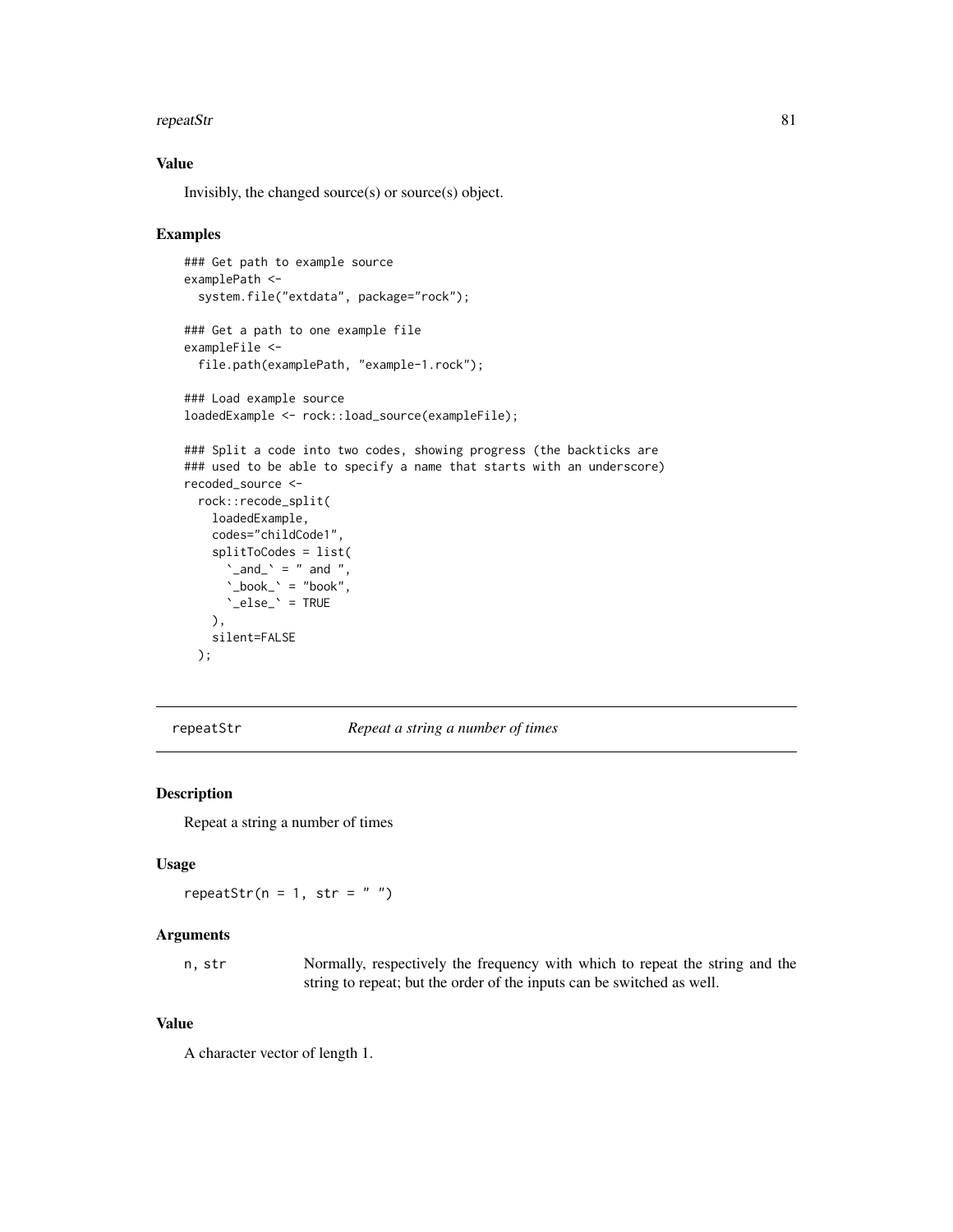### Value

Invisibly, the changed source(s) or source(s) object.

### Examples

```
### Get path to example source
examplePath <-
  system.file("extdata", package="rock");

### Get a path to one example file
exampleFile <-
  file.path(examplePath, "example-1.rock");

### Load example source
loadedExample <- rock::load_source(exampleFile);

### Split a code into two codes, showing progress (the backticks are
### used to be able to specify a name that starts with an underscore)
recoded_source <-
  rock::recode_split(
    loadedExample,
    codes="childCode1",
    splitToCodes = list(
      `_and_` = " and ",
      `_book_` = "book",
      `_else_` = TRUE
    ),
    silent=FALSE
  );
```

---

## repeatStr — *Repeat a string a number of times*

### Description

Repeat a string a number of times

### Usage

```
repeatStr(n = 1, str = " ")
```

### Arguments

| | |
|---|---|
| n, str | Normally, respectively the frequency with which to repeat the string and the string to repeat; but the order of the inputs can be switched as well. |

### Value

A character vector of length 1.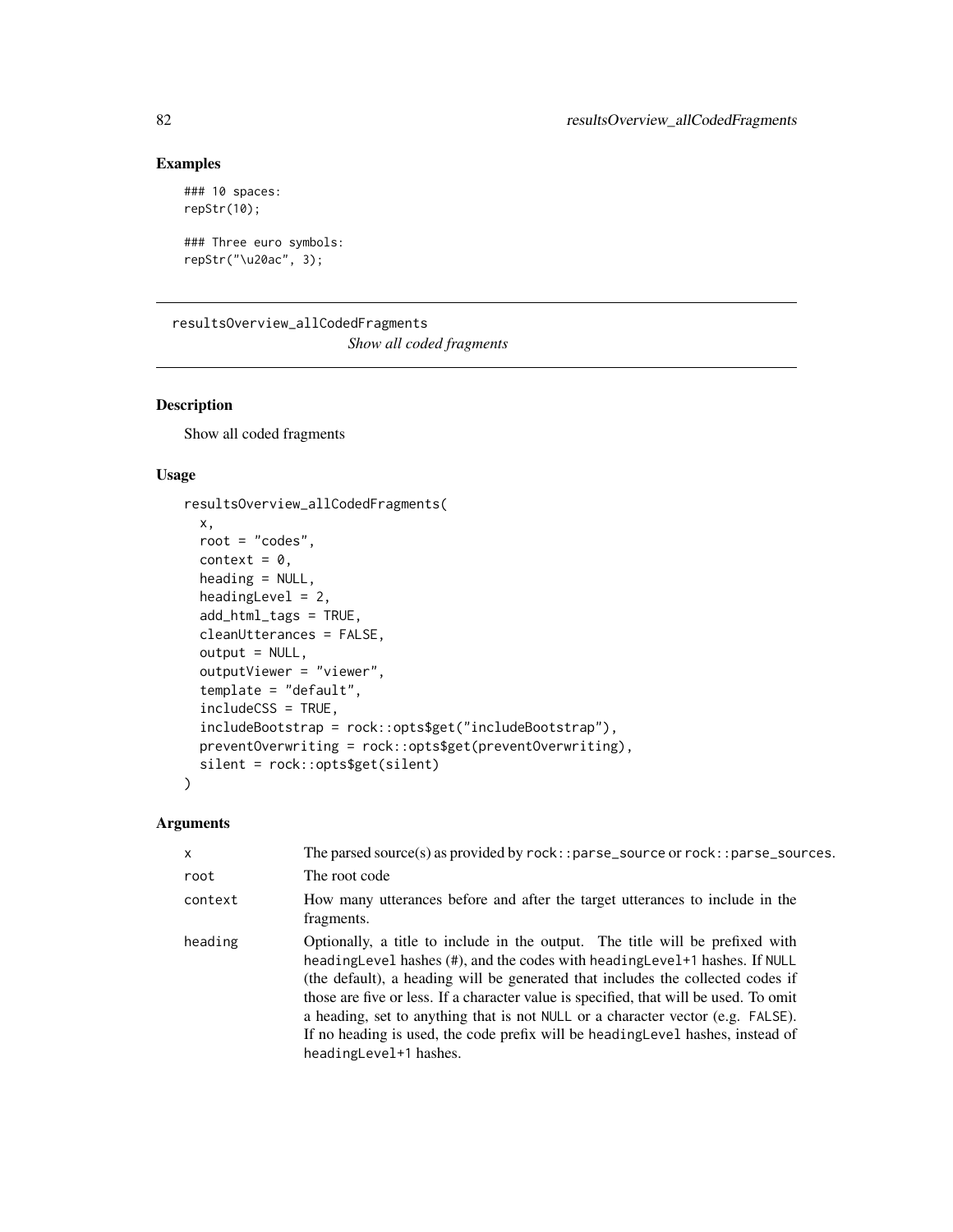## Examples

```
### 10 spaces:
repStr(10);

### Three euro symbols:
repStr("\u20ac", 3);
```

---

# resultsOverview_allCodedFragments

*Show all coded fragments*

---

## Description

Show all coded fragments

## Usage

```
resultsOverview_allCodedFragments(
  x,
  root = "codes",
  context = 0,
  heading = NULL,
  headingLevel = 2,
  add_html_tags = TRUE,
  cleanUtterances = FALSE,
  output = NULL,
  outputViewer = "viewer",
  template = "default",
  includeCSS = TRUE,
  includeBootstrap = rock::opts$get("includeBootstrap"),
  preventOverwriting = rock::opts$get(preventOverwriting),
  silent = rock::opts$get(silent)
)
```

## Arguments

| | |
|---|---|
| `x` | The parsed source(s) as provided by `rock::parse_source` or `rock::parse_sources`. |
| `root` | The root code |
| `context` | How many utterances before and after the target utterances to include in the fragments. |
| `heading` | Optionally, a title to include in the output. The title will be prefixed with `headingLevel` hashes (#), and the codes with `headingLevel+1` hashes. If `NULL` (the default), a heading will be generated that includes the collected codes if those are five or less. If a character value is specified, that will be used. To omit a heading, set to anything that is not `NULL` or a character vector (e.g. `FALSE`). If no heading is used, the code prefix will be `headingLevel` hashes, instead of `headingLevel+1` hashes. |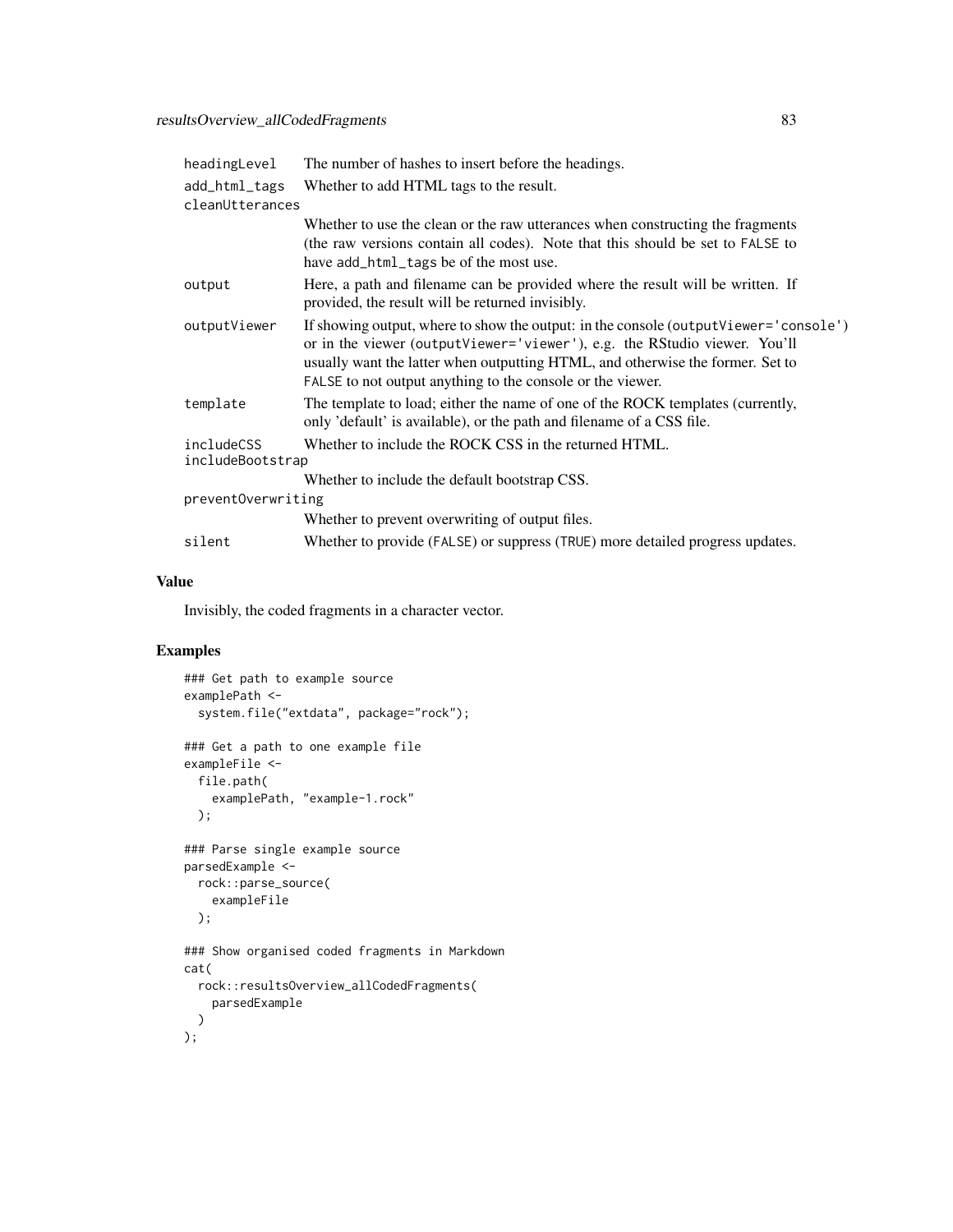| | |
|---|---|
| headingLevel | The number of hashes to insert before the headings. |
| add_html_tags | Whether to add HTML tags to the result. |
| cleanUtterances | Whether to use the clean or the raw utterances when constructing the fragments (the raw versions contain all codes). Note that this should be set to FALSE to have add_html_tags be of the most use. |
| output | Here, a path and filename can be provided where the result will be written. If provided, the result will be returned invisibly. |
| outputViewer | If showing output, where to show the output: in the console (outputViewer='console') or in the viewer (outputViewer='viewer'), e.g. the RStudio viewer. You'll usually want the latter when outputting HTML, and otherwise the former. Set to FALSE to not output anything to the console or the viewer. |
| template | The template to load; either the name of one of the ROCK templates (currently, only 'default' is available), or the path and filename of a CSS file. |
| includeCSS | Whether to include the ROCK CSS in the returned HTML. |
| includeBootstrap | Whether to include the default bootstrap CSS. |
| preventOverwriting | Whether to prevent overwriting of output files. |
| silent | Whether to provide (FALSE) or suppress (TRUE) more detailed progress updates. |

## Value

Invisibly, the coded fragments in a character vector.

## Examples

```
### Get path to example source
examplePath <-
  system.file("extdata", package="rock");

### Get a path to one example file
exampleFile <-
  file.path(
    examplePath, "example-1.rock"
  );

### Parse single example source
parsedExample <-
  rock::parse_source(
    exampleFile
  );

### Show organised coded fragments in Markdown
cat(
  rock::resultsOverview_allCodedFragments(
    parsedExample
  )
);
```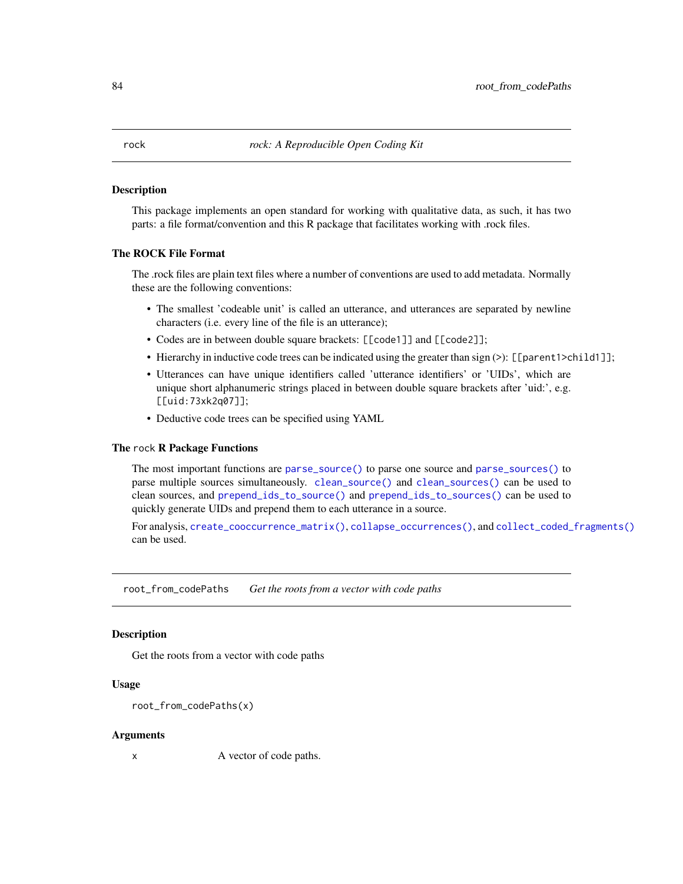## rock — *rock: A Reproducible Open Coding Kit*

### Description

This package implements an open standard for working with qualitative data, as such, it has two parts: a file format/convention and this R package that facilitates working with .rock files.

### The ROCK File Format

The .rock files are plain text files where a number of conventions are used to add metadata. Normally these are the following conventions:

- The smallest 'codeable unit' is called an utterance, and utterances are separated by newline characters (i.e. every line of the file is an utterance);
- Codes are in between double square brackets: `[[code1]]` and `[[code2]]`;
- Hierarchy in inductive code trees can be indicated using the greater than sign (>): `[[parent1>child1]]`;
- Utterances can have unique identifiers called 'utterance identifiers' or 'UIDs', which are unique short alphanumeric strings placed in between double square brackets after 'uid:', e.g. `[[uid:73xk2q07]]`;
- Deductive code trees can be specified using YAML

### The `rock` R Package Functions

The most important functions are `parse_source()` to parse one source and `parse_sources()` to parse multiple sources simultaneously. `clean_source()` and `clean_sources()` can be used to clean sources, and `prepend_ids_to_source()` and `prepend_ids_to_sources()` can be used to quickly generate UIDs and prepend them to each utterance in a source.

For analysis, `create_cooccurrence_matrix()`, `collapse_occurrences()`, and `collect_coded_fragments()` can be used.

## root_from_codePaths — *Get the roots from a vector with code paths*

### Description

Get the roots from a vector with code paths

### Usage

```
root_from_codePaths(x)
```

### Arguments

| | |
|---|---|
| `x` | A vector of code paths. |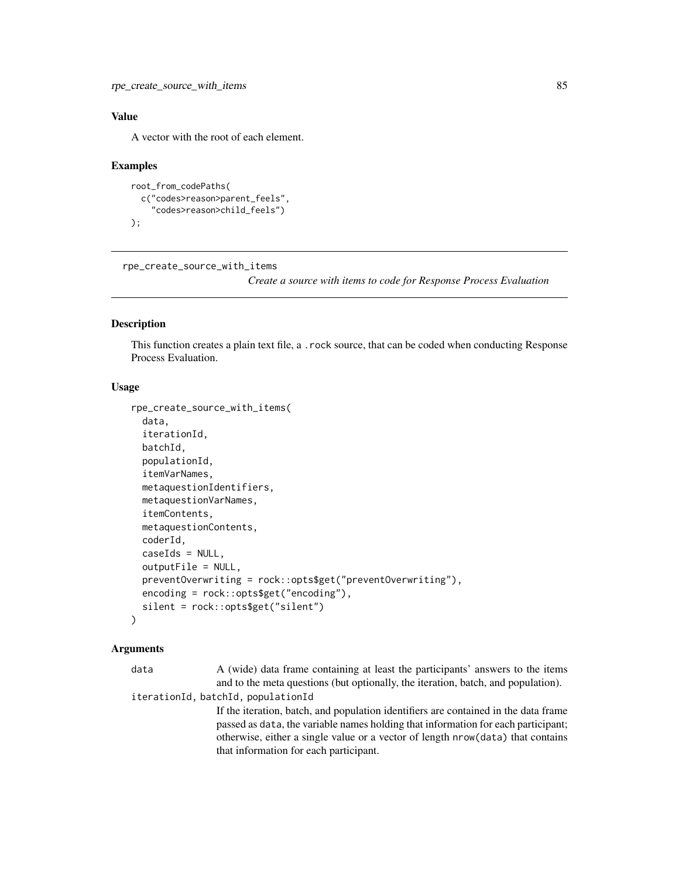### Value

A vector with the root of each element.

### Examples

```
root_from_codePaths(
  c("codes>reason>parent_feels",
    "codes>reason>child_feels")
);
```

---

## rpe_create_source_with_items

*Create a source with items to code for Response Process Evaluation*

---

### Description

This function creates a plain text file, a `.rock` source, that can be coded when conducting Response Process Evaluation.

### Usage

```
rpe_create_source_with_items(
  data,
  iterationId,
  batchId,
  populationId,
  itemVarNames,
  metaquestionIdentifiers,
  metaquestionVarNames,
  itemContents,
  metaquestionContents,
  coderId,
  caseIds = NULL,
  outputFile = NULL,
  preventOverwriting = rock::opts$get("preventOverwriting"),
  encoding = rock::opts$get("encoding"),
  silent = rock::opts$get("silent")
)
```

### Arguments

`data` A (wide) data frame containing at least the participants' answers to the items and to the meta questions (but optionally, the iteration, batch, and population).

`iterationId, batchId, populationId`
If the iteration, batch, and population identifiers are contained in the data frame passed as `data`, the variable names holding that information for each participant; otherwise, either a single value or a vector of length `nrow(data)` that contains that information for each participant.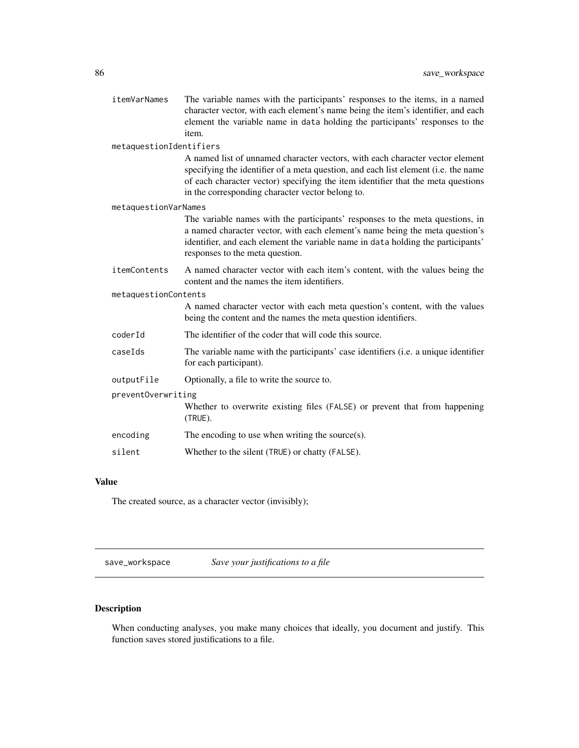| | |
|---|---|
| `itemVarNames` | The variable names with the participants' responses to the items, in a named character vector, with each element's name being the item's identifier, and each element the variable name in `data` holding the participants' responses to the item. |
| `metaquestionIdentifiers` | A named list of unnamed character vectors, with each character vector element specifying the identifier of a meta question, and each list element (i.e. the name of each character vector) specifying the item identifier that the meta questions in the corresponding character vector belong to. |
| `metaquestionVarNames` | The variable names with the participants' responses to the meta questions, in a named character vector, with each element's name being the meta question's identifier, and each element the variable name in `data` holding the participants' responses to the meta question. |
| `itemContents` | A named character vector with each item's content, with the values being the content and the names the item identifiers. |
| `metaquestionContents` | A named character vector with each meta question's content, with the values being the content and the names the meta question identifiers. |
| `coderId` | The identifier of the coder that will code this source. |
| `caseIds` | The variable name with the participants' case identifiers (i.e. a unique identifier for each participant). |
| `outputFile` | Optionally, a file to write the source to. |
| `preventOverwriting` | Whether to overwrite existing files (`FALSE`) or prevent that from happening (`TRUE`). |
| `encoding` | The encoding to use when writing the source(s). |
| `silent` | Whether to the silent (`TRUE`) or chatty (`FALSE`). |

## Value

The created source, as a character vector (invisibly);

---

# save_workspace — *Save your justifications to a file*

---

## Description

When conducting analyses, you make many choices that ideally, you document and justify. This function saves stored justifications to a file.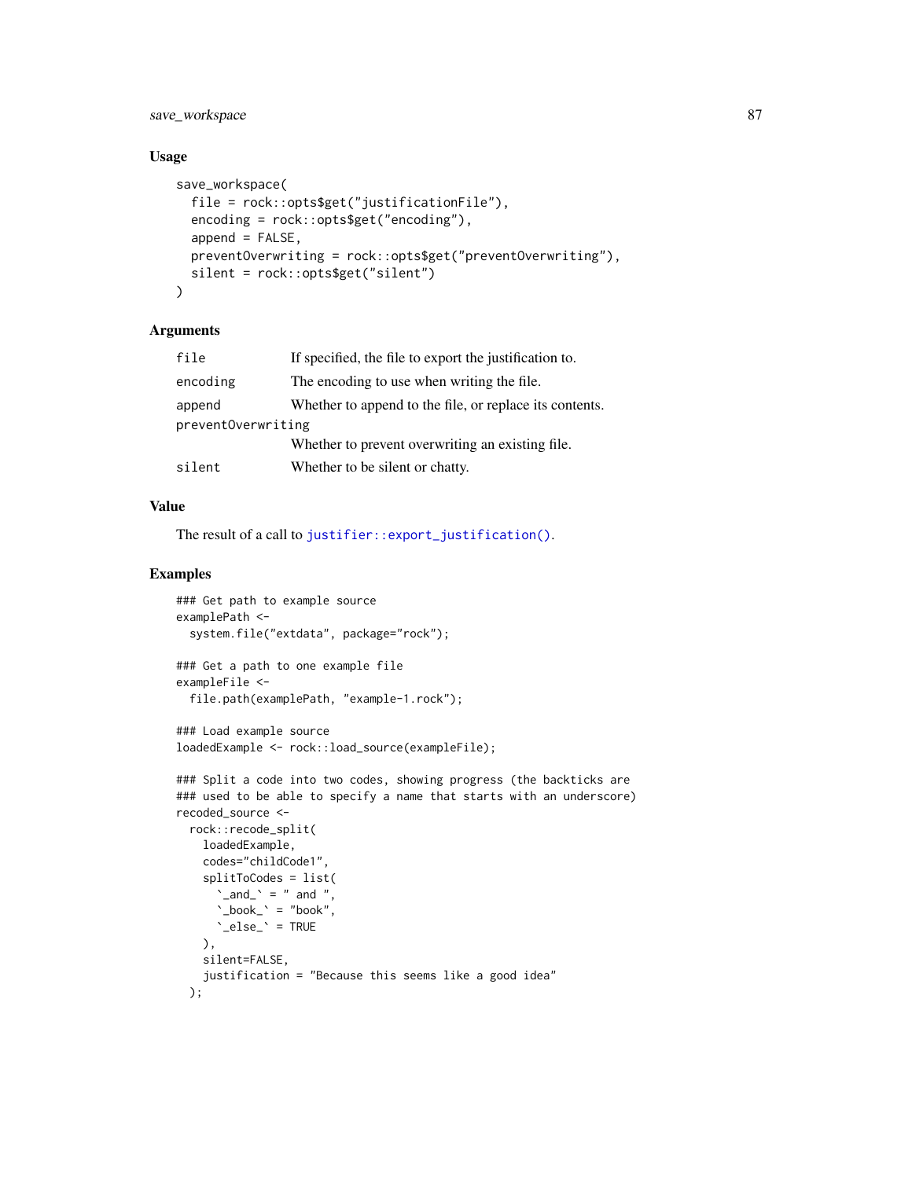## Usage

```
save_workspace(
  file = rock::opts$get("justificationFile"),
  encoding = rock::opts$get("encoding"),
  append = FALSE,
  preventOverwriting = rock::opts$get("preventOverwriting"),
  silent = rock::opts$get("silent")
)
```

## Arguments

| | |
|---|---|
| `file` | If specified, the file to export the justification to. |
| `encoding` | The encoding to use when writing the file. |
| `append` | Whether to append to the file, or replace its contents. |
| `preventOverwriting` | Whether to prevent overwriting an existing file. |
| `silent` | Whether to be silent or chatty. |

## Value

The result of a call to `justifier::export_justification()`.

## Examples

```
### Get path to example source
examplePath <-
  system.file("extdata", package="rock");

### Get a path to one example file
exampleFile <-
  file.path(examplePath, "example-1.rock");

### Load example source
loadedExample <- rock::load_source(exampleFile);

### Split a code into two codes, showing progress (the backticks are
### used to be able to specify a name that starts with an underscore)
recoded_source <-
  rock::recode_split(
    loadedExample,
    codes="childCode1",
    splitToCodes = list(
      `_and_` = " and ",
      `_book_` = "book",
      `_else_` = TRUE
    ),
    silent=FALSE,
    justification = "Because this seems like a good idea"
  );
```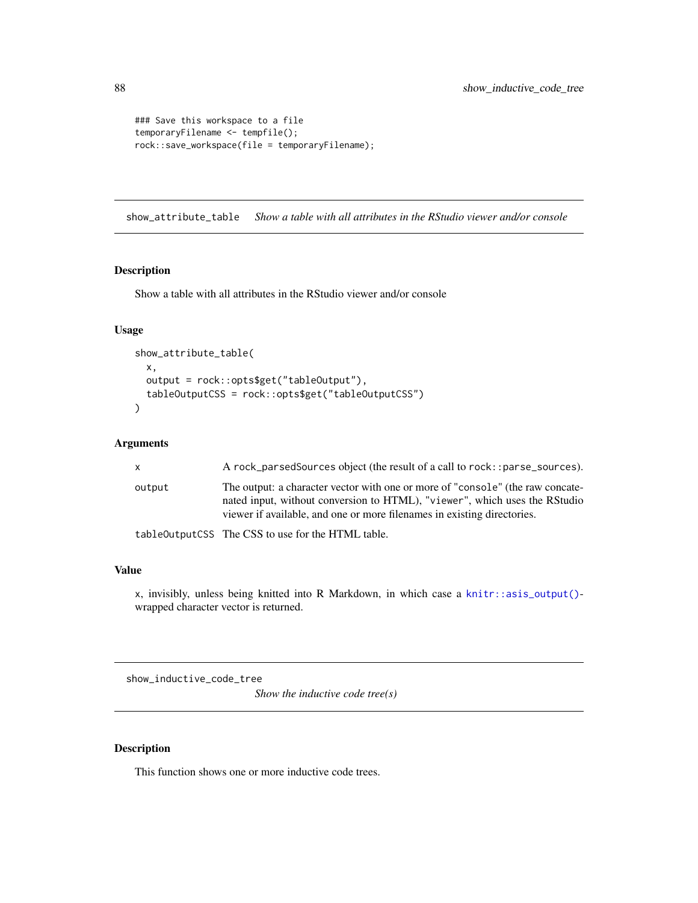```
### Save this workspace to a file
temporaryFilename <- tempfile();
rock::save_workspace(file = temporaryFilename);
```

## show_attribute_table — *Show a table with all attributes in the RStudio viewer and/or console*

### Description

Show a table with all attributes in the RStudio viewer and/or console

### Usage

```
show_attribute_table(
  x,
  output = rock::opts$get("tableOutput"),
  tableOutputCSS = rock::opts$get("tableOutputCSS")
)
```

### Arguments

| | |
|---|---|
| x | A rock_parsedSources object (the result of a call to rock::parse_sources). |
| output | The output: a character vector with one or more of "console" (the raw concatenated input, without conversion to HTML), "viewer", which uses the RStudio viewer if available, and one or more filenames in existing directories. |
| tableOutputCSS | The CSS to use for the HTML table. |

### Value

x, invisibly, unless being knitted into R Markdown, in which case a knitr::asis_output()-wrapped character vector is returned.

## show_inductive_code_tree — *Show the inductive code tree(s)*

### Description

This function shows one or more inductive code trees.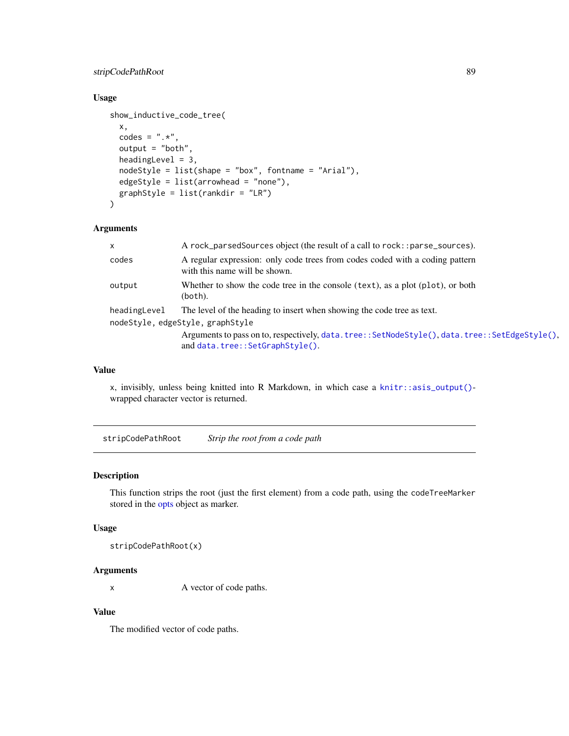### Usage

```
show_inductive_code_tree(
  x,
  codes = ".*",
  output = "both",
  headingLevel = 3,
  nodeStyle = list(shape = "box", fontname = "Arial"),
  edgeStyle = list(arrowhead = "none"),
  graphStyle = list(rankdir = "LR")
)
```

### Arguments

- `x` — A `rock_parsedSources` object (the result of a call to `rock::parse_sources`).
- `codes` — A regular expression: only code trees from codes coded with a coding pattern with this name will be shown.
- `output` — Whether to show the code tree in the console (`text`), as a plot (`plot`), or both (`both`).
- `headingLevel` — The level of the heading to insert when showing the code tree as text.
- `nodeStyle, edgeStyle, graphStyle` — Arguments to pass on to, respectively, `data.tree::SetNodeStyle()`, `data.tree::SetEdgeStyle()`, and `data.tree::SetGraphStyle()`.

### Value

`x`, invisibly, unless being knitted into R Markdown, in which case a `knitr::asis_output()`-wrapped character vector is returned.

---

## stripCodePathRoot — *Strip the root from a code path*

### Description

This function strips the root (just the first element) from a code path, using the `codeTreeMarker` stored in the opts object as marker.

### Usage

```
stripCodePathRoot(x)
```

### Arguments

- `x` — A vector of code paths.

### Value

The modified vector of code paths.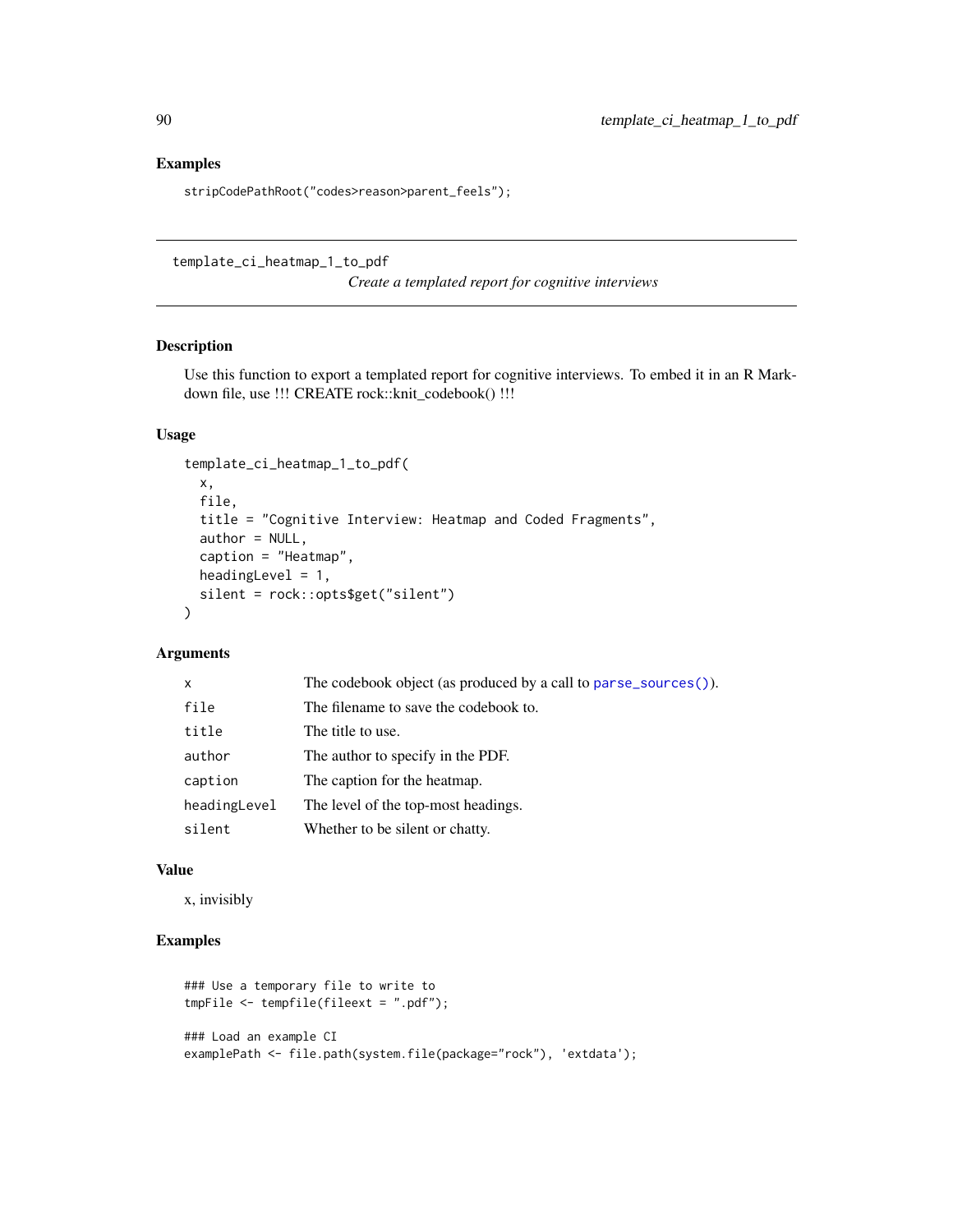## Examples

```
stripCodePathRoot("codes>reason>parent_feels");
```

---

template_ci_heatmap_1_to_pdf

*Create a templated report for cognitive interviews*

---

## Description

Use this function to export a templated report for cognitive interviews. To embed it in an R Markdown file, use !!! CREATE rock::knit_codebook() !!!

## Usage

```
template_ci_heatmap_1_to_pdf(
  x,
  file,
  title = "Cognitive Interview: Heatmap and Coded Fragments",
  author = NULL,
  caption = "Heatmap",
  headingLevel = 1,
  silent = rock::opts$get("silent")
)
```

## Arguments

| | |
|---|---|
| x | The codebook object (as produced by a call to parse_sources()). |
| file | The filename to save the codebook to. |
| title | The title to use. |
| author | The author to specify in the PDF. |
| caption | The caption for the heatmap. |
| headingLevel | The level of the top-most headings. |
| silent | Whether to be silent or chatty. |

## Value

x, invisibly

## Examples

```
### Use a temporary file to write to
tmpFile <- tempfile(fileext = ".pdf");

### Load an example CI
examplePath <- file.path(system.file(package="rock"), 'extdata');
```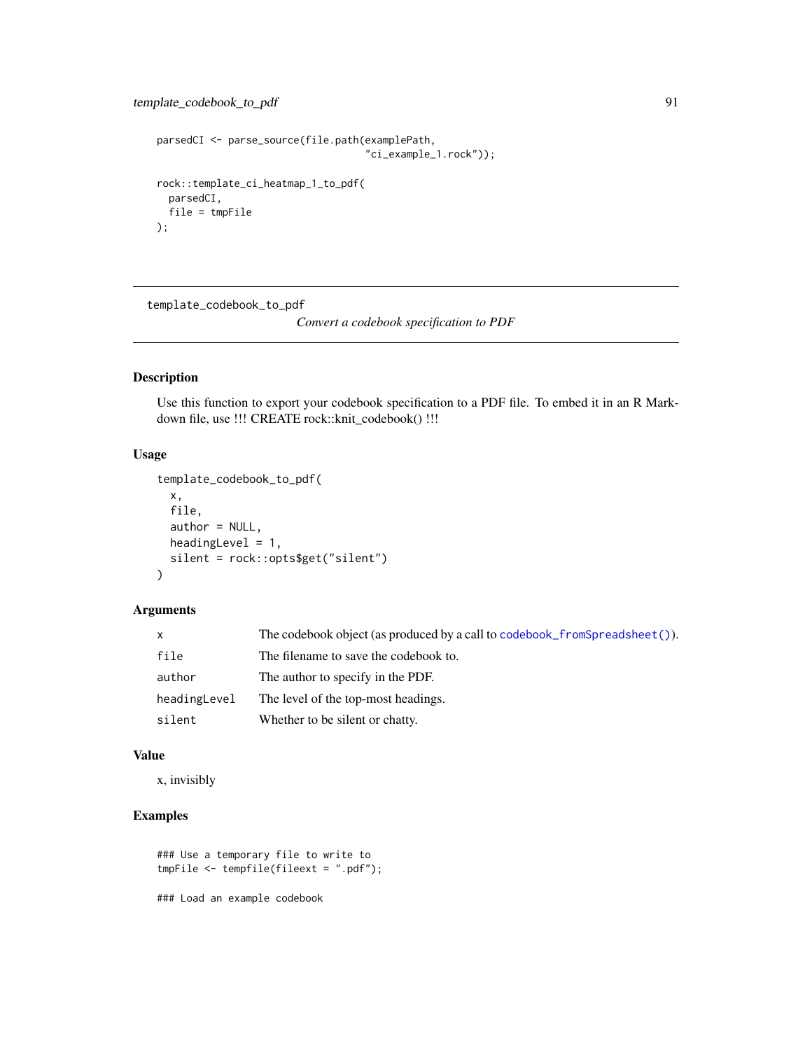```
parsedCI <- parse_source(file.path(examplePath,
                                    "ci_example_1.rock"));

rock::template_ci_heatmap_1_to_pdf(
  parsedCI,
  file = tmpFile
);
```

## template_codebook_to_pdf

*Convert a codebook specification to PDF*

### Description

Use this function to export your codebook specification to a PDF file. To embed it in an R Markdown file, use !!! CREATE rock::knit_codebook() !!!

### Usage

```
template_codebook_to_pdf(
  x,
  file,
  author = NULL,
  headingLevel = 1,
  silent = rock::opts$get("silent")
)
```

### Arguments

| | |
|---|---|
| `x` | The codebook object (as produced by a call to `codebook_fromSpreadsheet()`). |
| `file` | The filename to save the codebook to. |
| `author` | The author to specify in the PDF. |
| `headingLevel` | The level of the top-most headings. |
| `silent` | Whether to be silent or chatty. |

### Value

x, invisibly

### Examples

```
### Use a temporary file to write to
tmpFile <- tempfile(fileext = ".pdf");

### Load an example codebook
```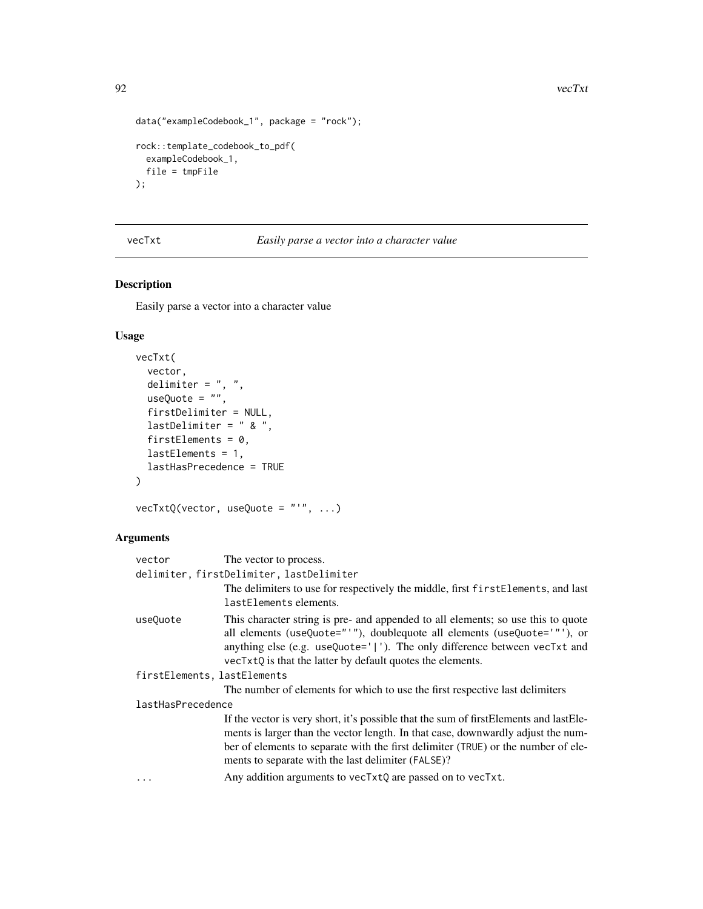```
data("exampleCodebook_1", package = "rock");

rock::template_codebook_to_pdf(
  exampleCodebook_1,
  file = tmpFile
);
```

## vecTxt — *Easily parse a vector into a character value*

### Description

Easily parse a vector into a character value

### Usage

```
vecTxt(
  vector,
  delimiter = ", ",
  useQuote = "",
  firstDelimiter = NULL,
  lastDelimiter = " & ",
  firstElements = 0,
  lastElements = 1,
  lastHasPrecedence = TRUE
)

vecTxtQ(vector, useQuote = "'", ...)
```

### Arguments

`vector` The vector to process.

`delimiter, firstDelimiter, lastDelimiter`
: The delimiters to use for respectively the middle, first `firstElements`, and last `lastElements` elements.

`useQuote` This character string is pre- and appended to all elements; so use this to quote all elements (`useQuote="'"`), doublequote all elements (`useQuote='"'`), or anything else (e.g. `useQuote='|'`). The only difference between `vecTxt` and `vecTxtQ` is that the latter by default quotes the elements.

`firstElements, lastElements`
: The number of elements for which to use the first respective last delimiters

`lastHasPrecedence`
: If the vector is very short, it's possible that the sum of firstElements and lastElements is larger than the vector length. In that case, downwardly adjust the number of elements to separate with the first delimiter (`TRUE`) or the number of elements to separate with the last delimiter (`FALSE`)?

`...` Any addition arguments to `vecTxtQ` are passed on to `vecTxt`.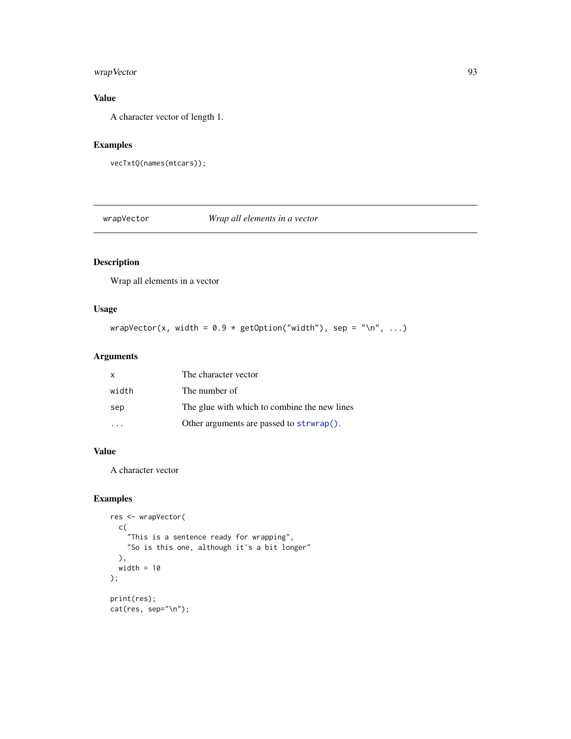### Value

A character vector of length 1.

### Examples

```
vecTxtQ(names(mtcars));
```

---

## wrapVector *Wrap all elements in a vector*

### Description

Wrap all elements in a vector

### Usage

```
wrapVector(x, width = 0.9 * getOption("width"), sep = "\n", ...)
```

### Arguments

| | |
|---|---|
| `x` | The character vector |
| `width` | The number of |
| `sep` | The glue with which to combine the new lines |
| `...` | Other arguments are passed to `strwrap()`. |

### Value

A character vector

### Examples

```
res <- wrapVector(
  c(
    "This is a sentence ready for wrapping",
    "So is this one, although it's a bit longer"
  ),
  width = 10
);

print(res);
cat(res, sep="\n");
```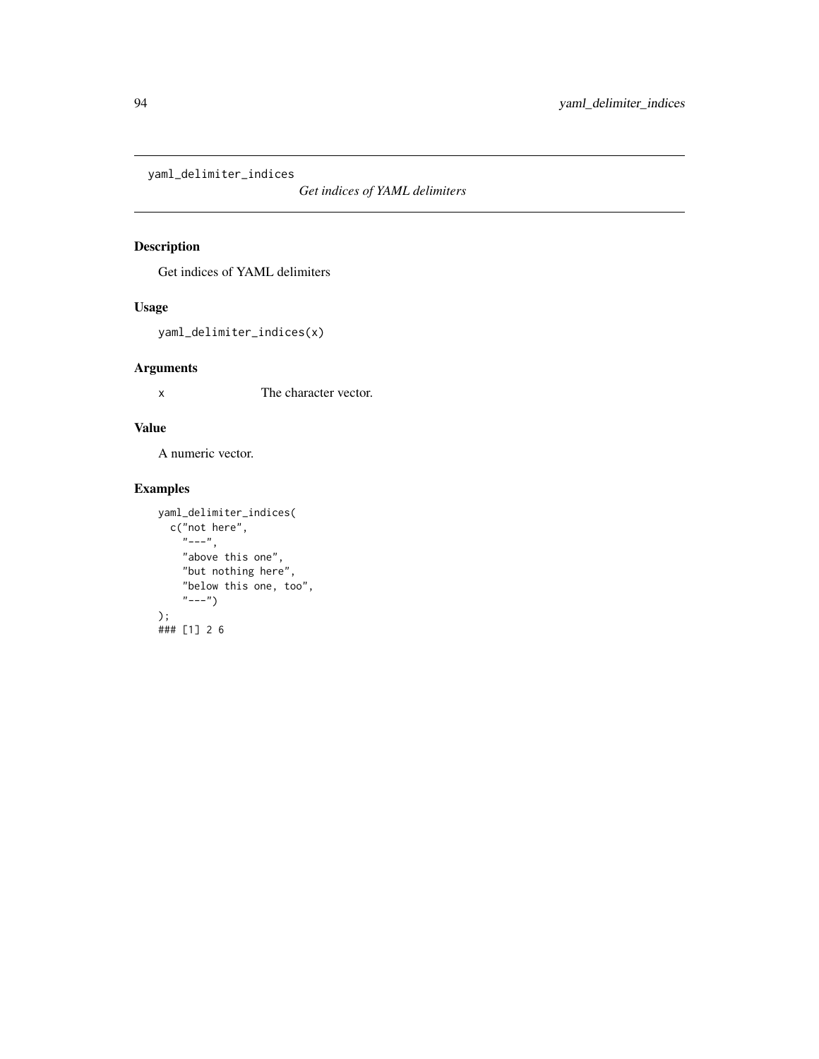`yaml_delimiter_indices` *Get indices of YAML delimiters*

## Description

Get indices of YAML delimiters

## Usage

```
yaml_delimiter_indices(x)
```

## Arguments

| | |
|---|---|
| x | The character vector. |

## Value

A numeric vector.

## Examples

```
yaml_delimiter_indices(
  c("not here",
    "---",
    "above this one",
    "but nothing here",
    "below this one, too",
    "---")
);
### [1] 2 6
```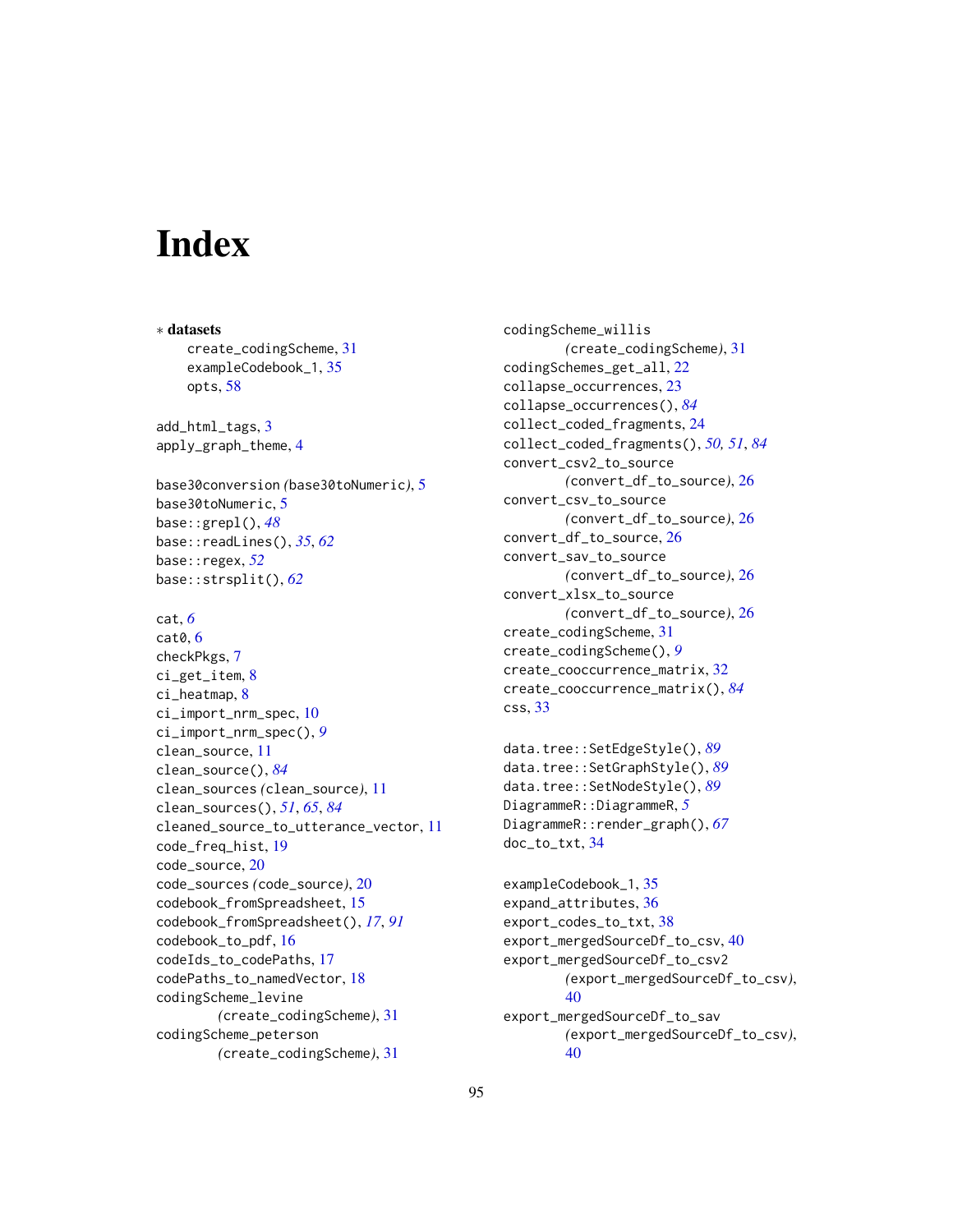# Index

∗ **datasets**
- create_codingScheme, 31
- exampleCodebook_1, 35
- opts, 58

add_html_tags, 3
apply_graph_theme, 4

base30conversion *(*base30toNumeric*)*, 5
base30toNumeric, 5
base::grepl(), *48*
base::readLines(), *35*, *62*
base::regex, *52*
base::strsplit(), *62*

cat, *6*
cat0, 6
checkPkgs, 7
ci_get_item, 8
ci_heatmap, 8
ci_import_nrm_spec, 10
ci_import_nrm_spec(), *9*
clean_source, 11
clean_source(), *84*
clean_sources *(*clean_source*)*, 11
clean_sources(), *51*, *65*, *84*
cleaned_source_to_utterance_vector, 11
code_freq_hist, 19
code_source, 20
code_sources *(*code_source*)*, 20
codebook_fromSpreadsheet, 15
codebook_fromSpreadsheet(), *17*, *91*
codebook_to_pdf, 16
codeIds_to_codePaths, 17
codePaths_to_namedVector, 18
codingScheme_levine *(*create_codingScheme*)*, 31
codingScheme_peterson *(*create_codingScheme*)*, 31
codingScheme_willis *(*create_codingScheme*)*, 31
codingSchemes_get_all, 22
collapse_occurrences, 23
collapse_occurrences(), *84*
collect_coded_fragments, 24
collect_coded_fragments(), *50*, *51*, *84*
convert_csv2_to_source *(*convert_df_to_source*)*, 26
convert_csv_to_source *(*convert_df_to_source*)*, 26
convert_df_to_source, 26
convert_sav_to_source *(*convert_df_to_source*)*, 26
convert_xlsx_to_source *(*convert_df_to_source*)*, 26
create_codingScheme, 31
create_codingScheme(), *9*
create_cooccurrence_matrix, 32
create_cooccurrence_matrix(), *84*
css, 33

data.tree::SetEdgeStyle(), *89*
data.tree::SetGraphStyle(), *89*
data.tree::SetNodeStyle(), *89*
DiagrammeR::DiagrammeR, *5*
DiagrammeR::render_graph(), *67*
doc_to_txt, 34

exampleCodebook_1, 35
expand_attributes, 36
export_codes_to_txt, 38
export_mergedSourceDf_to_csv, 40
export_mergedSourceDf_to_csv2 *(*export_mergedSourceDf_to_csv*)*, 40
export_mergedSourceDf_to_sav *(*export_mergedSourceDf_to_csv*)*, 40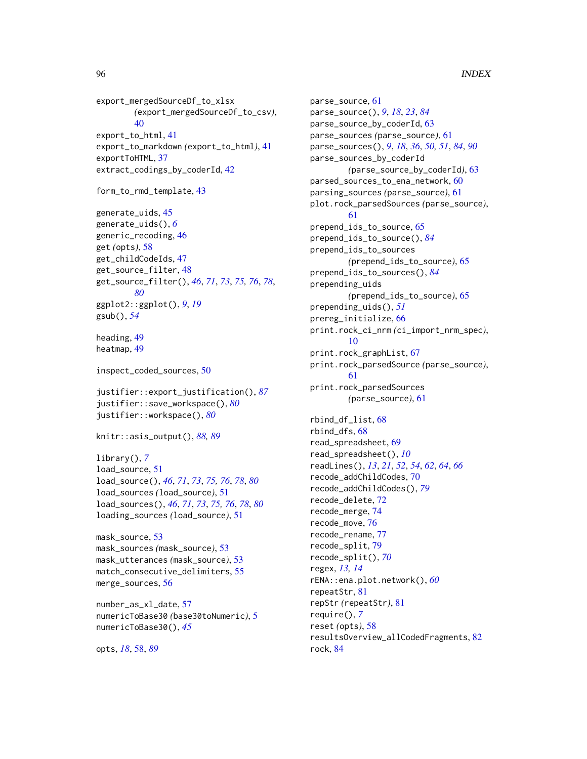export_mergedSourceDf_to_xlsx (export_mergedSourceDf_to_csv), 40
export_to_html, 41
export_to_markdown (export_to_html), 41
exportToHTML, 37
extract_codings_by_coderId, 42

form_to_rmd_template, 43

generate_uids, 45
generate_uids(), *6*
generic_recoding, 46
get (opts), 58
get_childCodeIds, 47
get_source_filter, 48
get_source_filter(), *46*, *71*, *73*, *75*, *76*, *78*, *80*
ggplot2::ggplot(), *9*, *19*
gsub(), *54*

heading, 49
heatmap, 49

inspect_coded_sources, 50

justifier::export_justification(), *87*
justifier::save_workspace(), *80*
justifier::workspace(), *80*

knitr::asis_output(), *88*, *89*

library(), *7*
load_source, 51
load_source(), *46*, *71*, *73*, *75*, *76*, *78*, *80*
load_sources (load_source), 51
load_sources(), *46*, *71*, *73*, *75*, *76*, *78*, *80*
loading_sources (load_source), 51

mask_source, 53
mask_sources (mask_source), 53
mask_utterances (mask_source), 53
match_consecutive_delimiters, 55
merge_sources, 56

number_as_xl_date, 57
numericToBase30 (base30toNumeric), 5
numericToBase30(), *45*

opts, *18*, 58, *89*

parse_source, 61
parse_source(), *9*, *18*, *23*, *84*
parse_source_by_coderId, 63
parse_sources (parse_source), 61
parse_sources(), *9*, *18*, *36*, *50*, *51*, *84*, *90*
parse_sources_by_coderId (parse_source_by_coderId), 63
parsed_sources_to_ena_network, 60
parsing_sources (parse_source), 61
plot.rock_parsedSources (parse_source), 61
prepend_ids_to_source, 65
prepend_ids_to_source(), *84*
prepend_ids_to_sources (prepend_ids_to_source), 65
prepend_ids_to_sources(), *84*
prepending_uids (prepend_ids_to_source), 65
prepending_uids(), *51*
prereg_initialize, 66
print.rock_ci_nrm (ci_import_nrm_spec), 10
print.rock_graphList, 67
print.rock_parsedSource (parse_source), 61
print.rock_parsedSources (parse_source), 61

rbind_df_list, 68
rbind_dfs, 68
read_spreadsheet, 69
read_spreadsheet(), *10*
readLines(), *13*, *21*, *52*, *54*, *62*, *64*, *66*
recode_addChildCodes, 70
recode_addChildCodes(), *79*
recode_delete, 72
recode_merge, 74
recode_move, 76
recode_rename, 77
recode_split, 79
recode_split(), *70*
regex, *13*, *14*
rENA::ena.plot.network(), *60*
repeatStr, 81
repStr (repeatStr), 81
require(), *7*
reset (opts), 58
resultsOverview_allCodedFragments, 82
rock, 84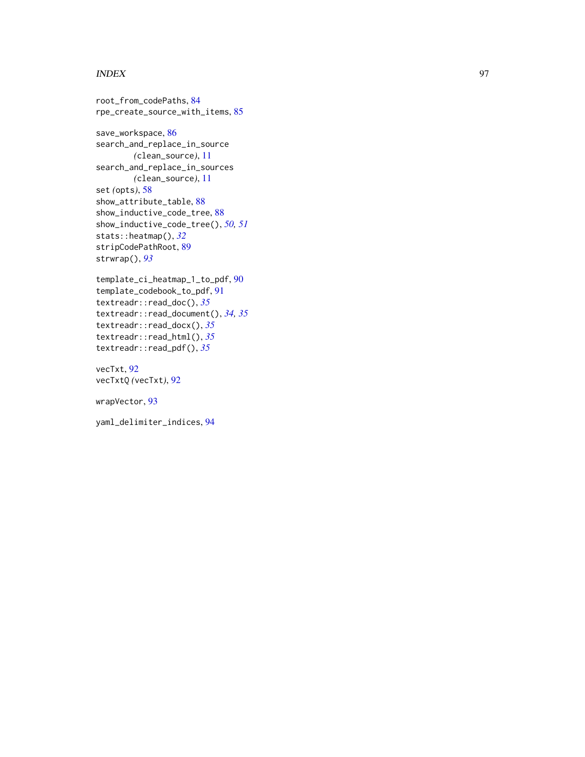root_from_codePaths, 84
rpe_create_source_with_items, 85

save_workspace, 86
search_and_replace_in_source
        *(*clean_source*)*, 11
search_and_replace_in_sources
        *(*clean_source*)*, 11
set *(*opts*)*, 58
show_attribute_table, 88
show_inductive_code_tree, 88
show_inductive_code_tree(), *50, 51*
stats::heatmap(), *32*
stripCodePathRoot, 89
strwrap(), *93*

template_ci_heatmap_1_to_pdf, 90
template_codebook_to_pdf, 91
textreadr::read_doc(), *35*
textreadr::read_document(), *34, 35*
textreadr::read_docx(), *35*
textreadr::read_html(), *35*
textreadr::read_pdf(), *35*

vecTxt, 92
vecTxtQ *(*vecTxt*)*, 92

wrapVector, 93

yaml_delimiter_indices, 94